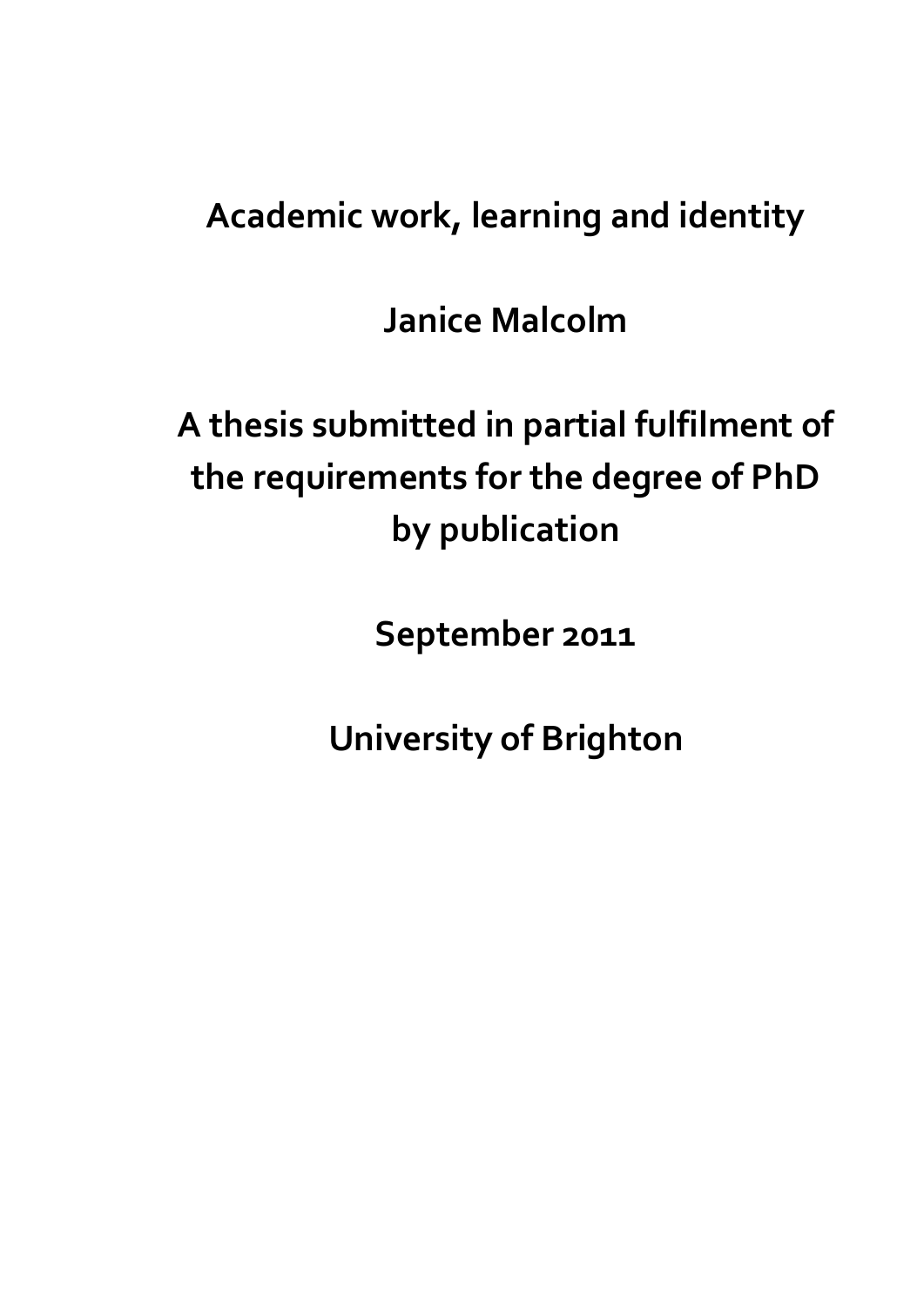# Academic work, learning and identity

**Janice Malcolm**

**A thesis submitted in partial fulfilment of the requirements for the degree of PhD by publication**

**September 2011**

**University of Brighton**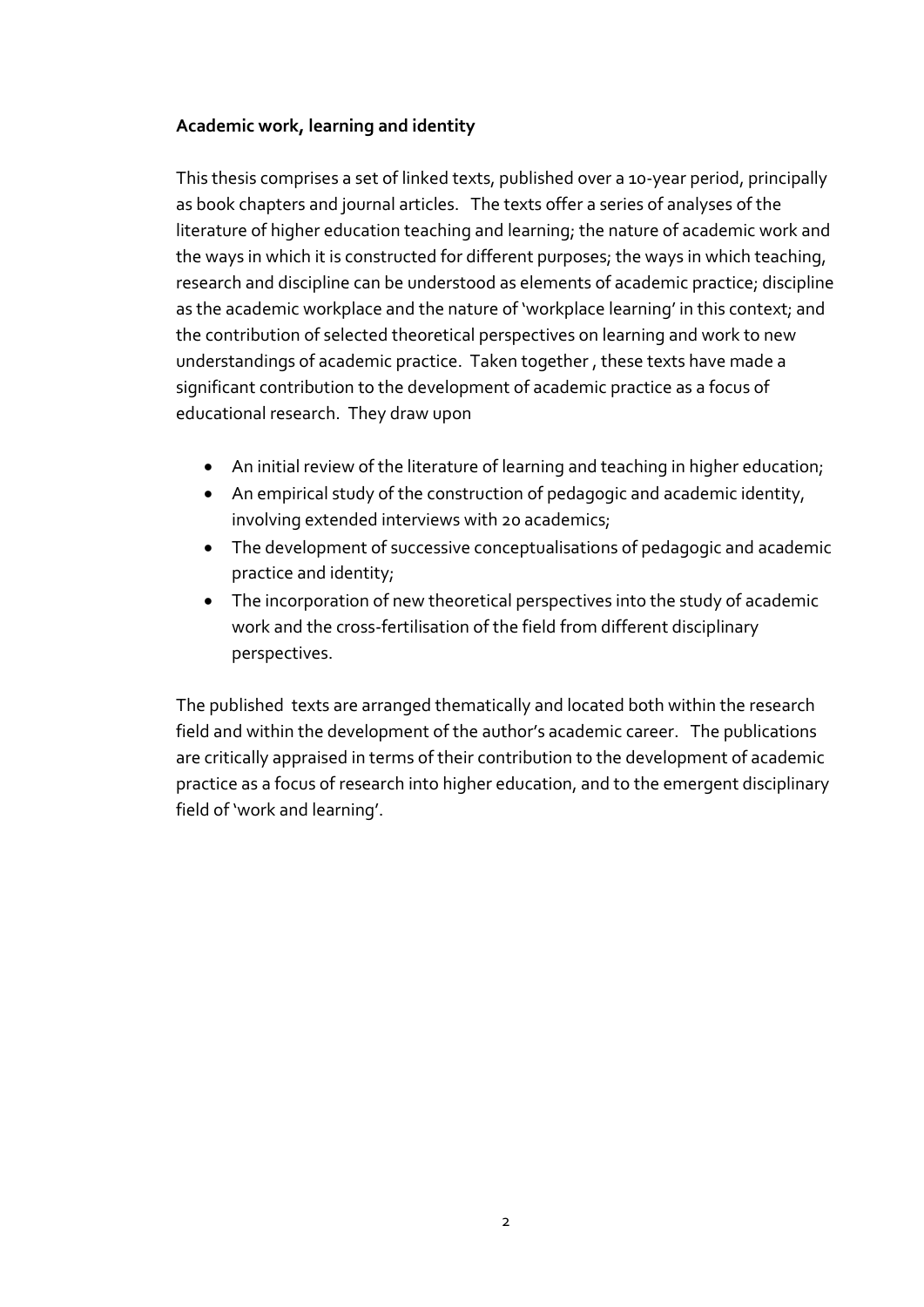**Academic work, learning and identity**

This thesis comprises a set of linked texts, published over a 10-year period, principally as book chapters and journal articles. The texts offer a series of analyses of the literature of higher education teaching and learning; the nature of academic work and the ways in which it is constructed for different purposes; the ways in which teaching, research and discipline can be understood as elements of academic practice; discipline as the academic workplace and the nature of 'workplace learning' in this context; and the contribution of selected theoretical perspectives on learning and work to new understandings of academic practice. Taken together , these texts have made a significant contribution to the development of academic practice as a focus of educational research. They draw upon

- An initial review of the literature of learning and teaching in higher education;
- An empirical study of the construction of pedagogic and academic identity, involving extended interviews with 20 academics;
- The development of successive conceptualisations of pedagogic and academic practice and identity;
- The incorporation of new theoretical perspectives into the study of academic work and the cross-fertilisation of the field from different disciplinary perspectives.

The published texts are arranged thematically and located both within the research field and within the development of the author's academic career. The publications are critically appraised in terms of their contribution to the development of academic practice as a focus of research into higher education, and to the emergent disciplinary field of 'work and learning'.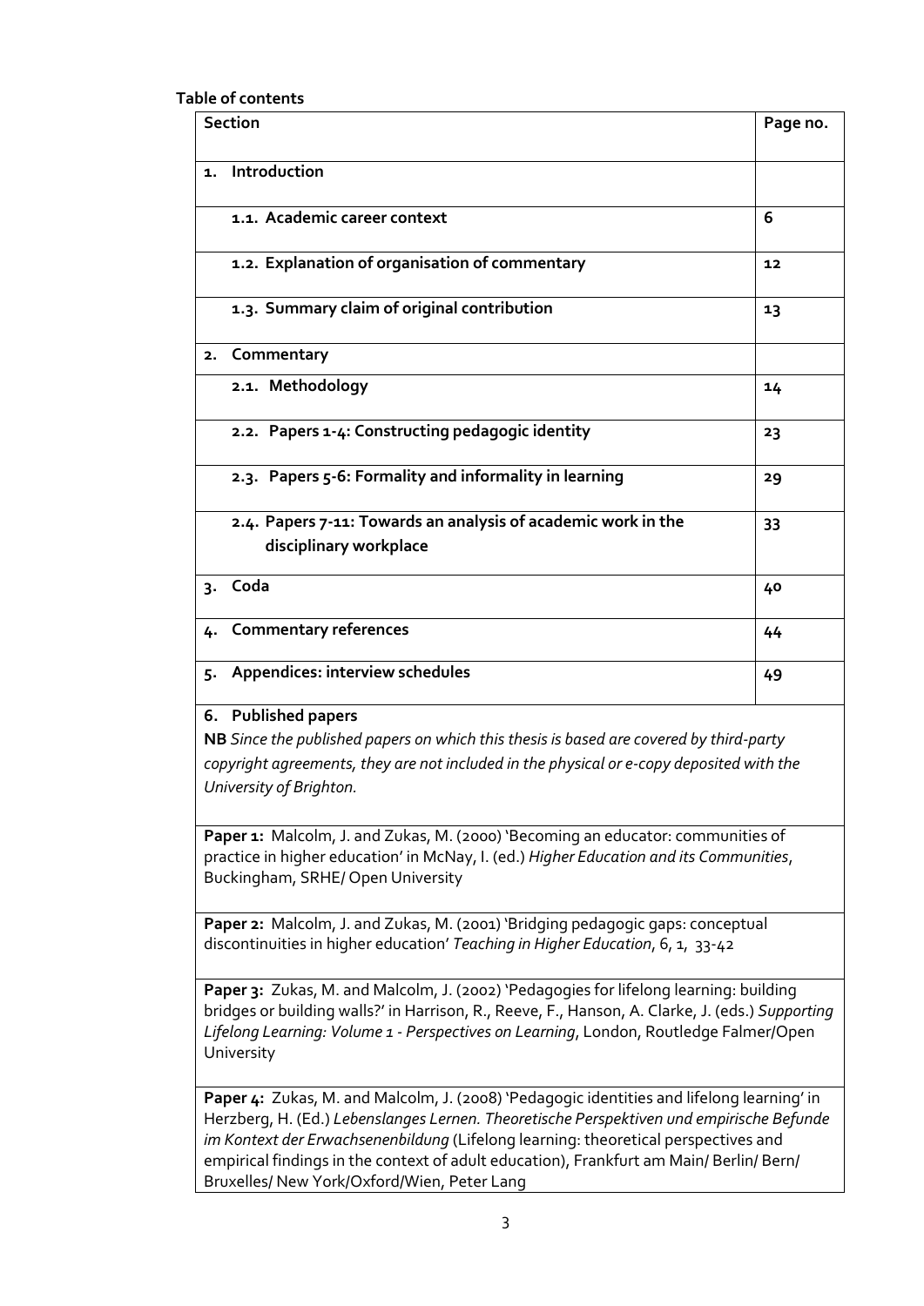**Table of contents**

| Section | Page no. |
|---|---|
| **1. Introduction** | |
| **1.1. Academic career context** | **6** |
| **1.2. Explanation of organisation of commentary** | **12** |
| **1.3. Summary claim of original contribution** | **13** |
| **2. Commentary** | |
| **2.1. Methodology** | **14** |
| **2.2. Papers 1-4: Constructing pedagogic identity** | **23** |
| **2.3. Papers 5-6: Formality and informality in learning** | **29** |
| **2.4. Papers 7-11: Towards an analysis of academic work in the disciplinary workplace** | **33** |
| **3. Coda** | **40** |
| **4. Commentary references** | **44** |
| **5. Appendices: interview schedules** | **49** |

**6. Published papers**

**NB** *Since the published papers on which this thesis is based are covered by third-party copyright agreements, they are not included in the physical or e-copy deposited with the University of Brighton.*

**Paper 1:** Malcolm, J. and Zukas, M. (2000) 'Becoming an educator: communities of practice in higher education' in McNay, I. (ed.) *Higher Education and its Communities*, Buckingham, SRHE/ Open University

**Paper 2:** Malcolm, J. and Zukas, M. (2001) 'Bridging pedagogic gaps: conceptual discontinuities in higher education' *Teaching in Higher Education*, 6, 1, 33-42

**Paper 3:** Zukas, M. and Malcolm, J. (2002) 'Pedagogies for lifelong learning: building bridges or building walls?' in Harrison, R., Reeve, F., Hanson, A. Clarke, J. (eds.) *Supporting Lifelong Learning: Volume 1 - Perspectives on Learning*, London, Routledge Falmer/Open University

**Paper 4:** Zukas, M. and Malcolm, J. (2008) 'Pedagogic identities and lifelong learning' in Herzberg, H. (Ed.) *Lebenslanges Lernen. Theoretische Perspektiven und empirische Befunde im Kontext der Erwachsenenbildung* (Lifelong learning: theoretical perspectives and empirical findings in the context of adult education), Frankfurt am Main/ Berlin/ Bern/ Bruxelles/ New York/Oxford/Wien, Peter Lang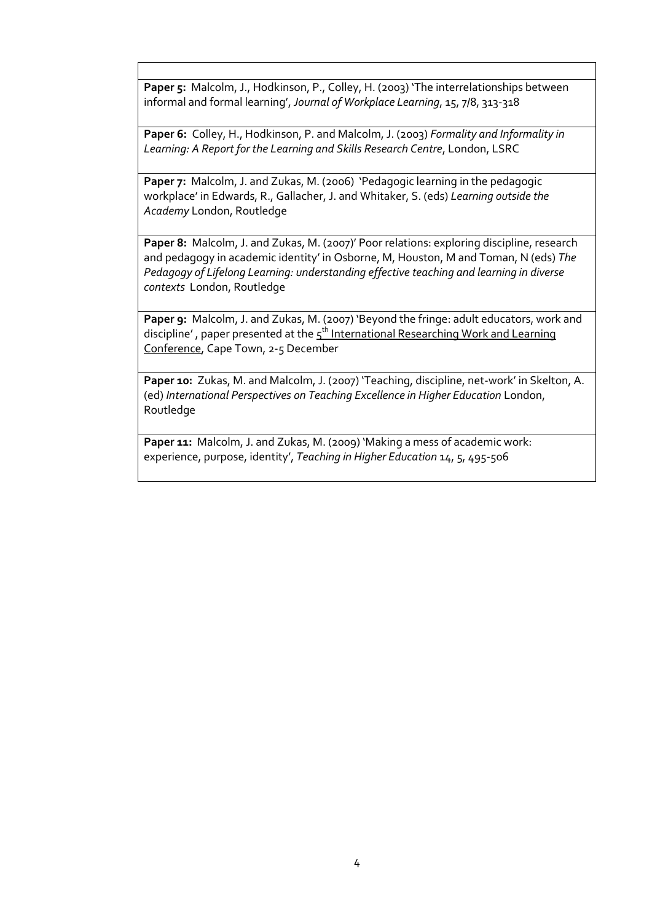**Paper 5:** Malcolm, J., Hodkinson, P., Colley, H. (2003) 'The interrelationships between informal and formal learning', *Journal of Workplace Learning*, 15, 7/8, 313-318

**Paper 6:** Colley, H., Hodkinson, P. and Malcolm, J. (2003) *Formality and Informality in Learning: A Report for the Learning and Skills Research Centre*, London, LSRC

**Paper 7:** Malcolm, J. and Zukas, M. (2006) 'Pedagogic learning in the pedagogic workplace' in Edwards, R., Gallacher, J. and Whitaker, S. (eds) *Learning outside the Academy* London, Routledge

**Paper 8:** Malcolm, J. and Zukas, M. (2007)' Poor relations: exploring discipline, research and pedagogy in academic identity' in Osborne, M, Houston, M and Toman, N (eds) *The Pedagogy of Lifelong Learning: understanding effective teaching and learning in diverse contexts* London, Routledge

**Paper 9:** Malcolm, J. and Zukas, M. (2007) 'Beyond the fringe: adult educators, work and discipline' , paper presented at the 5th International Researching Work and Learning Conference, Cape Town, 2-5 December

**Paper 10:** Zukas, M. and Malcolm, J. (2007) 'Teaching, discipline, net-work' in Skelton, A. (ed) *International Perspectives on Teaching Excellence in Higher Education* London, Routledge

**Paper 11:** Malcolm, J. and Zukas, M. (2009) 'Making a mess of academic work: experience, purpose, identity', *Teaching in Higher Education* 14, 5, 495-506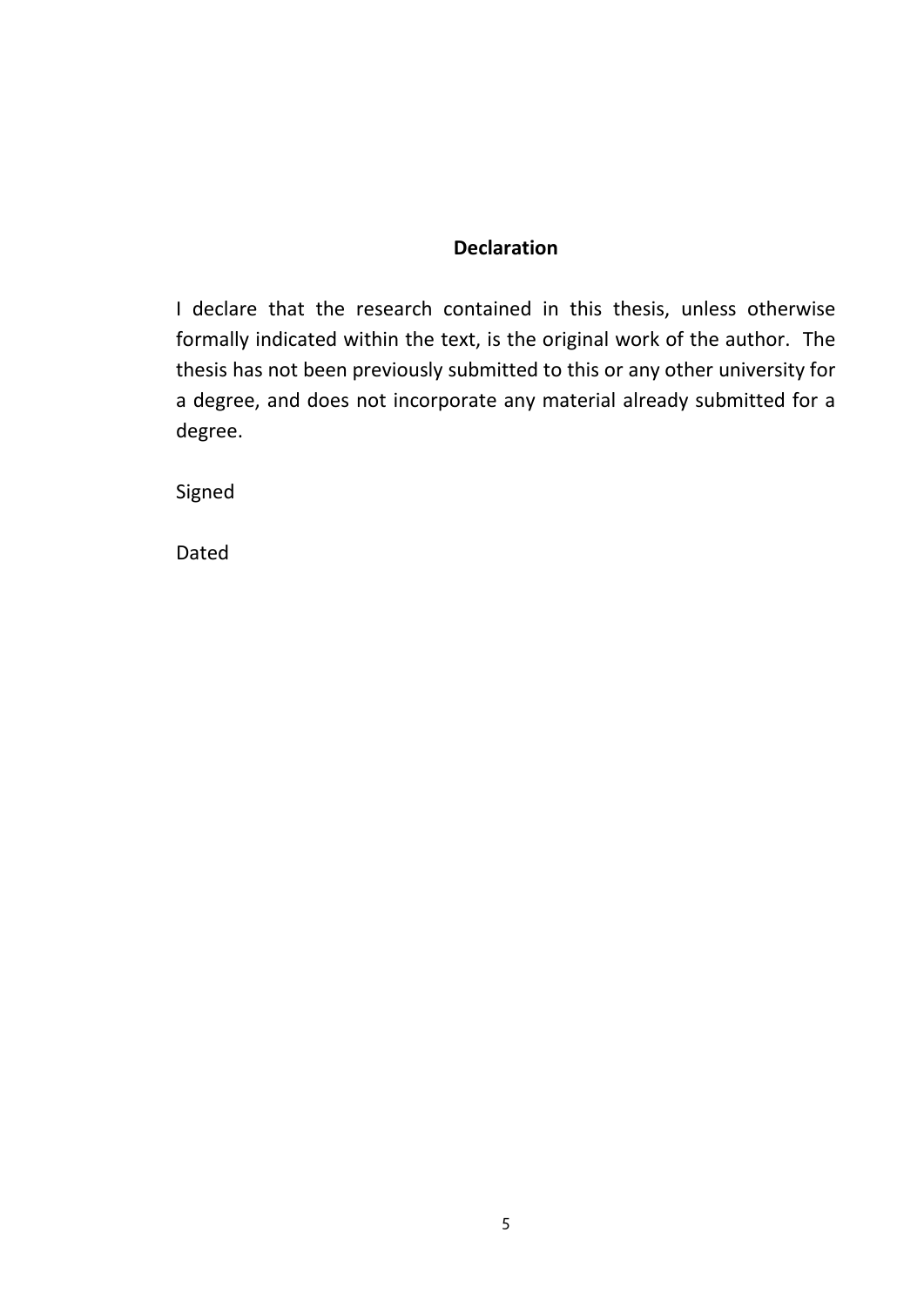## Declaration

I declare that the research contained in this thesis, unless otherwise formally indicated within the text, is the original work of the author. The thesis has not been previously submitted to this or any other university for a degree, and does not incorporate any material already submitted for a degree.

Signed

Dated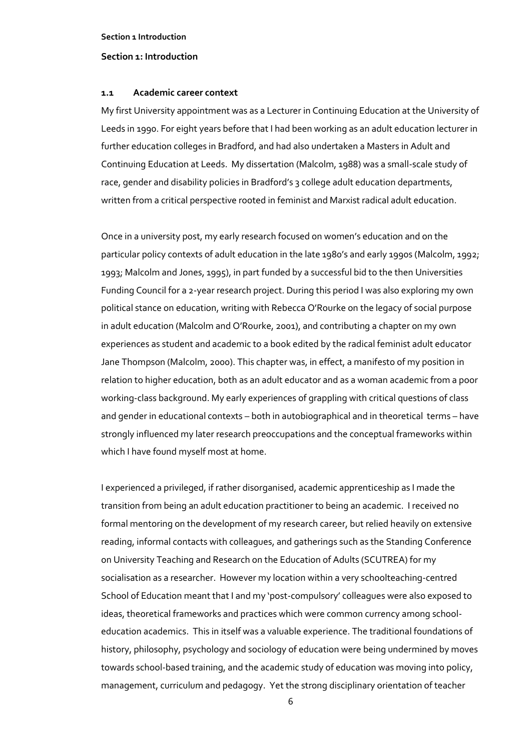## Section 1: Introduction

### 1.1 Academic career context

My first University appointment was as a Lecturer in Continuing Education at the University of Leeds in 1990. For eight years before that I had been working as an adult education lecturer in further education colleges in Bradford, and had also undertaken a Masters in Adult and Continuing Education at Leeds. My dissertation (Malcolm, 1988) was a small-scale study of race, gender and disability policies in Bradford's 3 college adult education departments, written from a critical perspective rooted in feminist and Marxist radical adult education.

Once in a university post, my early research focused on women's education and on the particular policy contexts of adult education in the late 1980's and early 1990s (Malcolm, 1992; 1993; Malcolm and Jones, 1995), in part funded by a successful bid to the then Universities Funding Council for a 2-year research project. During this period I was also exploring my own political stance on education, writing with Rebecca O'Rourke on the legacy of social purpose in adult education (Malcolm and O'Rourke, 2001), and contributing a chapter on my own experiences as student and academic to a book edited by the radical feminist adult educator Jane Thompson (Malcolm, 2000). This chapter was, in effect, a manifesto of my position in relation to higher education, both as an adult educator and as a woman academic from a poor working-class background. My early experiences of grappling with critical questions of class and gender in educational contexts – both in autobiographical and in theoretical terms – have strongly influenced my later research preoccupations and the conceptual frameworks within which I have found myself most at home.

I experienced a privileged, if rather disorganised, academic apprenticeship as I made the transition from being an adult education practitioner to being an academic. I received no formal mentoring on the development of my research career, but relied heavily on extensive reading, informal contacts with colleagues, and gatherings such as the Standing Conference on University Teaching and Research on the Education of Adults (SCUTREA) for my socialisation as a researcher. However my location within a very schoolteaching-centred School of Education meant that I and my 'post-compulsory' colleagues were also exposed to ideas, theoretical frameworks and practices which were common currency among school-education academics. This in itself was a valuable experience. The traditional foundations of history, philosophy, psychology and sociology of education were being undermined by moves towards school-based training, and the academic study of education was moving into policy, management, curriculum and pedagogy. Yet the strong disciplinary orientation of teacher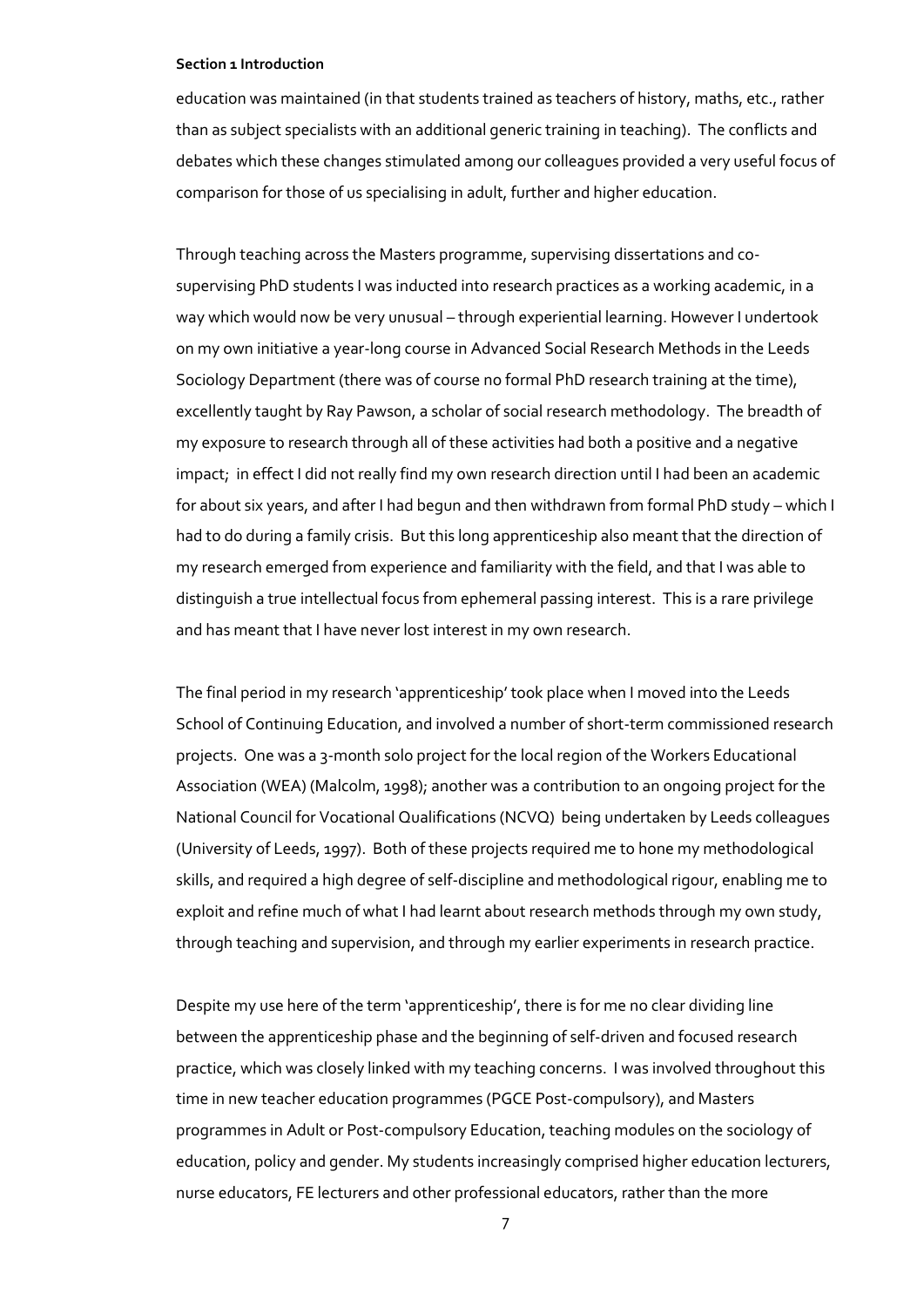education was maintained (in that students trained as teachers of history, maths, etc., rather than as subject specialists with an additional generic training in teaching). The conflicts and debates which these changes stimulated among our colleagues provided a very useful focus of comparison for those of us specialising in adult, further and higher education.

Through teaching across the Masters programme, supervising dissertations and co-supervising PhD students I was inducted into research practices as a working academic, in a way which would now be very unusual – through experiential learning. However I undertook on my own initiative a year-long course in Advanced Social Research Methods in the Leeds Sociology Department (there was of course no formal PhD research training at the time), excellently taught by Ray Pawson, a scholar of social research methodology. The breadth of my exposure to research through all of these activities had both a positive and a negative impact; in effect I did not really find my own research direction until I had been an academic for about six years, and after I had begun and then withdrawn from formal PhD study – which I had to do during a family crisis. But this long apprenticeship also meant that the direction of my research emerged from experience and familiarity with the field, and that I was able to distinguish a true intellectual focus from ephemeral passing interest. This is a rare privilege and has meant that I have never lost interest in my own research.

The final period in my research 'apprenticeship' took place when I moved into the Leeds School of Continuing Education, and involved a number of short-term commissioned research projects. One was a 3-month solo project for the local region of the Workers Educational Association (WEA) (Malcolm, 1998); another was a contribution to an ongoing project for the National Council for Vocational Qualifications (NCVQ) being undertaken by Leeds colleagues (University of Leeds, 1997). Both of these projects required me to hone my methodological skills, and required a high degree of self-discipline and methodological rigour, enabling me to exploit and refine much of what I had learnt about research methods through my own study, through teaching and supervision, and through my earlier experiments in research practice.

Despite my use here of the term 'apprenticeship', there is for me no clear dividing line between the apprenticeship phase and the beginning of self-driven and focused research practice, which was closely linked with my teaching concerns. I was involved throughout this time in new teacher education programmes (PGCE Post-compulsory), and Masters programmes in Adult or Post-compulsory Education, teaching modules on the sociology of education, policy and gender. My students increasingly comprised higher education lecturers, nurse educators, FE lecturers and other professional educators, rather than the more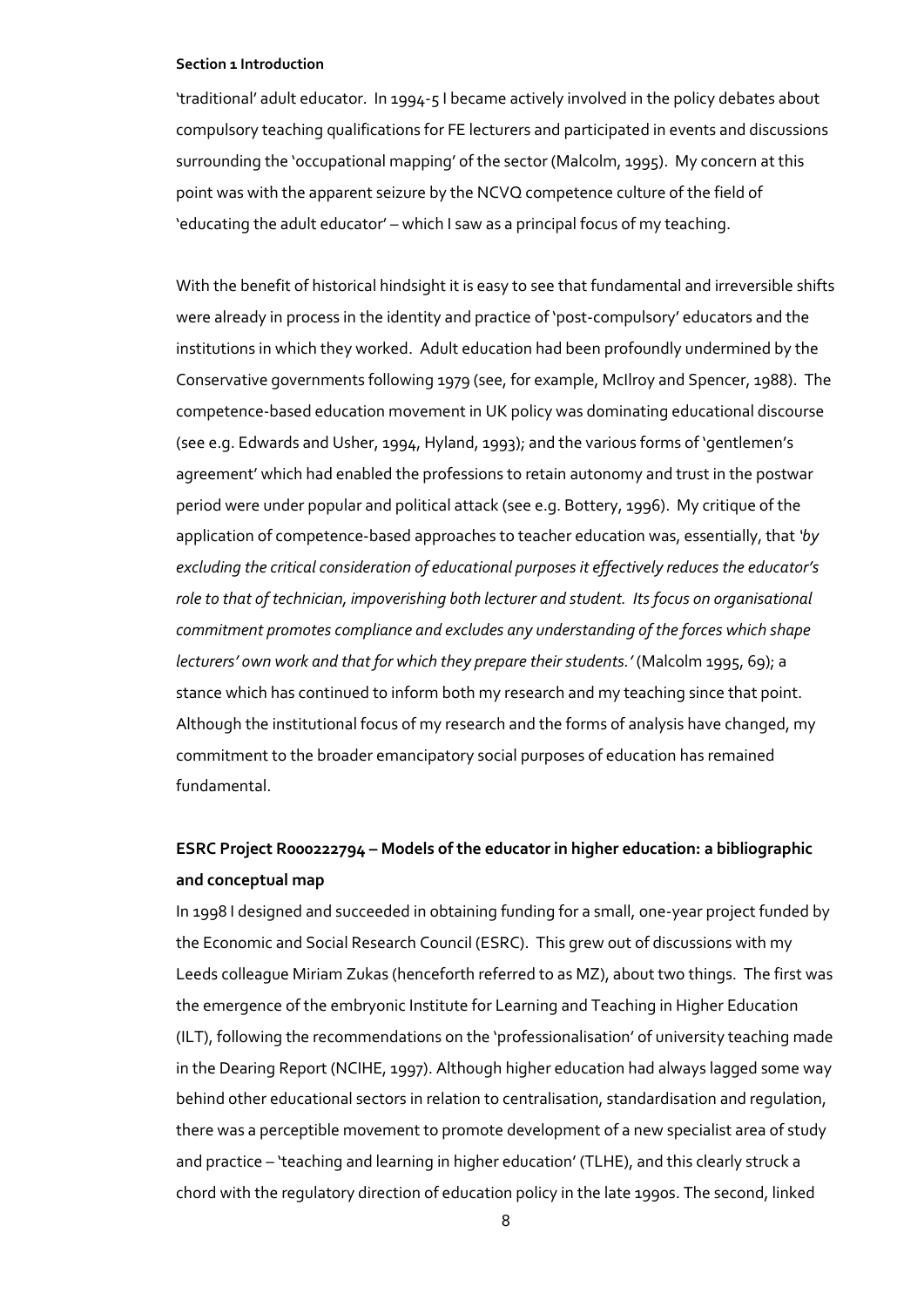'traditional' adult educator. In 1994-5 I became actively involved in the policy debates about compulsory teaching qualifications for FE lecturers and participated in events and discussions surrounding the 'occupational mapping' of the sector (Malcolm, 1995). My concern at this point was with the apparent seizure by the NCVQ competence culture of the field of 'educating the adult educator' – which I saw as a principal focus of my teaching.

With the benefit of historical hindsight it is easy to see that fundamental and irreversible shifts were already in process in the identity and practice of 'post-compulsory' educators and the institutions in which they worked. Adult education had been profoundly undermined by the Conservative governments following 1979 (see, for example, McIlroy and Spencer, 1988). The competence-based education movement in UK policy was dominating educational discourse (see e.g. Edwards and Usher, 1994, Hyland, 1993); and the various forms of 'gentlemen's agreement' which had enabled the professions to retain autonomy and trust in the postwar period were under popular and political attack (see e.g. Bottery, 1996). My critique of the application of competence-based approaches to teacher education was, essentially, that *'by excluding the critical consideration of educational purposes it effectively reduces the educator's role to that of technician, impoverishing both lecturer and student. Its focus on organisational commitment promotes compliance and excludes any understanding of the forces which shape lecturers' own work and that for which they prepare their students.'* (Malcolm 1995, 69); a stance which has continued to inform both my research and my teaching since that point. Although the institutional focus of my research and the forms of analysis have changed, my commitment to the broader emancipatory social purposes of education has remained fundamental.

### ESRC Project R000222794 – Models of the educator in higher education: a bibliographic and conceptual map

In 1998 I designed and succeeded in obtaining funding for a small, one-year project funded by the Economic and Social Research Council (ESRC). This grew out of discussions with my Leeds colleague Miriam Zukas (henceforth referred to as MZ), about two things. The first was the emergence of the embryonic Institute for Learning and Teaching in Higher Education (ILT), following the recommendations on the 'professionalisation' of university teaching made in the Dearing Report (NCIHE, 1997). Although higher education had always lagged some way behind other educational sectors in relation to centralisation, standardisation and regulation, there was a perceptible movement to promote development of a new specialist area of study and practice – 'teaching and learning in higher education' (TLHE), and this clearly struck a chord with the regulatory direction of education policy in the late 1990s. The second, linked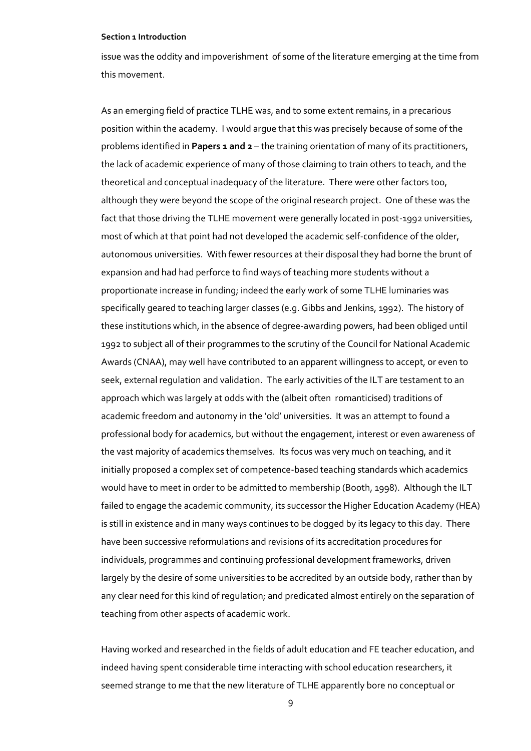issue was the oddity and impoverishment of some of the literature emerging at the time from this movement.

As an emerging field of practice TLHE was, and to some extent remains, in a precarious position within the academy. I would argue that this was precisely because of some of the problems identified in **Papers 1 and 2** – the training orientation of many of its practitioners, the lack of academic experience of many of those claiming to train others to teach, and the theoretical and conceptual inadequacy of the literature. There were other factors too, although they were beyond the scope of the original research project. One of these was the fact that those driving the TLHE movement were generally located in post-1992 universities, most of which at that point had not developed the academic self-confidence of the older, autonomous universities. With fewer resources at their disposal they had borne the brunt of expansion and had had perforce to find ways of teaching more students without a proportionate increase in funding; indeed the early work of some TLHE luminaries was specifically geared to teaching larger classes (e.g. Gibbs and Jenkins, 1992). The history of these institutions which, in the absence of degree-awarding powers, had been obliged until 1992 to subject all of their programmes to the scrutiny of the Council for National Academic Awards (CNAA), may well have contributed to an apparent willingness to accept, or even to seek, external regulation and validation. The early activities of the ILT are testament to an approach which was largely at odds with the (albeit often romanticised) traditions of academic freedom and autonomy in the 'old' universities. It was an attempt to found a professional body for academics, but without the engagement, interest or even awareness of the vast majority of academics themselves. Its focus was very much on teaching, and it initially proposed a complex set of competence-based teaching standards which academics would have to meet in order to be admitted to membership (Booth, 1998). Although the ILT failed to engage the academic community, its successor the Higher Education Academy (HEA) is still in existence and in many ways continues to be dogged by its legacy to this day. There have been successive reformulations and revisions of its accreditation procedures for individuals, programmes and continuing professional development frameworks, driven largely by the desire of some universities to be accredited by an outside body, rather than by any clear need for this kind of regulation; and predicated almost entirely on the separation of teaching from other aspects of academic work.

Having worked and researched in the fields of adult education and FE teacher education, and indeed having spent considerable time interacting with school education researchers, it seemed strange to me that the new literature of TLHE apparently bore no conceptual or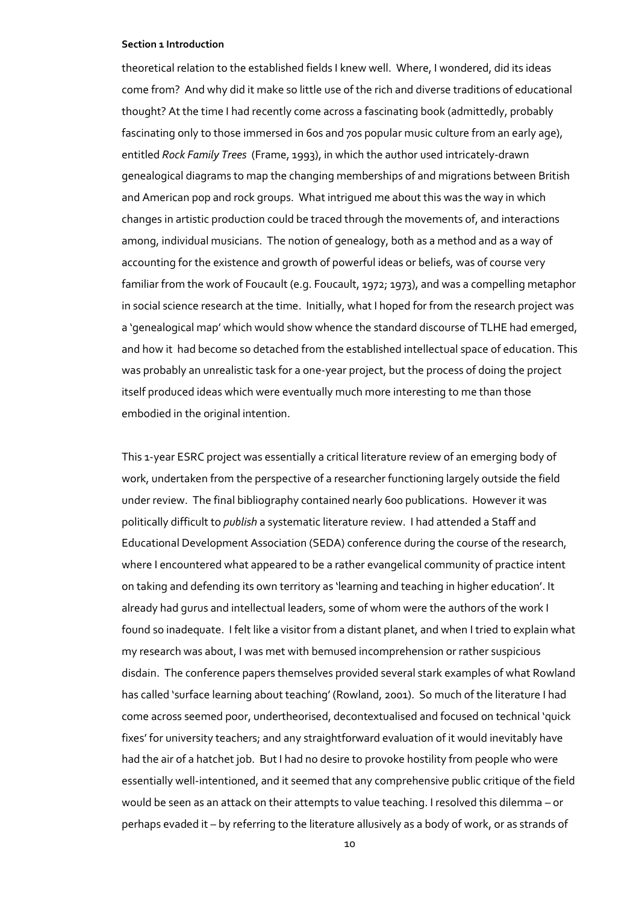theoretical relation to the established fields I knew well. Where, I wondered, did its ideas come from? And why did it make so little use of the rich and diverse traditions of educational thought? At the time I had recently come across a fascinating book (admittedly, probably fascinating only to those immersed in 60s and 70s popular music culture from an early age), entitled *Rock Family Trees* (Frame, 1993), in which the author used intricately-drawn genealogical diagrams to map the changing memberships of and migrations between British and American pop and rock groups. What intrigued me about this was the way in which changes in artistic production could be traced through the movements of, and interactions among, individual musicians. The notion of genealogy, both as a method and as a way of accounting for the existence and growth of powerful ideas or beliefs, was of course very familiar from the work of Foucault (e.g. Foucault, 1972; 1973), and was a compelling metaphor in social science research at the time. Initially, what I hoped for from the research project was a 'genealogical map' which would show whence the standard discourse of TLHE had emerged, and how it had become so detached from the established intellectual space of education. This was probably an unrealistic task for a one-year project, but the process of doing the project itself produced ideas which were eventually much more interesting to me than those embodied in the original intention.

This 1-year ESRC project was essentially a critical literature review of an emerging body of work, undertaken from the perspective of a researcher functioning largely outside the field under review. The final bibliography contained nearly 600 publications. However it was politically difficult to *publish* a systematic literature review. I had attended a Staff and Educational Development Association (SEDA) conference during the course of the research, where I encountered what appeared to be a rather evangelical community of practice intent on taking and defending its own territory as 'learning and teaching in higher education'. It already had gurus and intellectual leaders, some of whom were the authors of the work I found so inadequate. I felt like a visitor from a distant planet, and when I tried to explain what my research was about, I was met with bemused incomprehension or rather suspicious disdain. The conference papers themselves provided several stark examples of what Rowland has called 'surface learning about teaching' (Rowland, 2001). So much of the literature I had come across seemed poor, undertheorised, decontextualised and focused on technical 'quick fixes' for university teachers; and any straightforward evaluation of it would inevitably have had the air of a hatchet job. But I had no desire to provoke hostility from people who were essentially well-intentioned, and it seemed that any comprehensive public critique of the field would be seen as an attack on their attempts to value teaching. I resolved this dilemma – or perhaps evaded it – by referring to the literature allusively as a body of work, or as strands of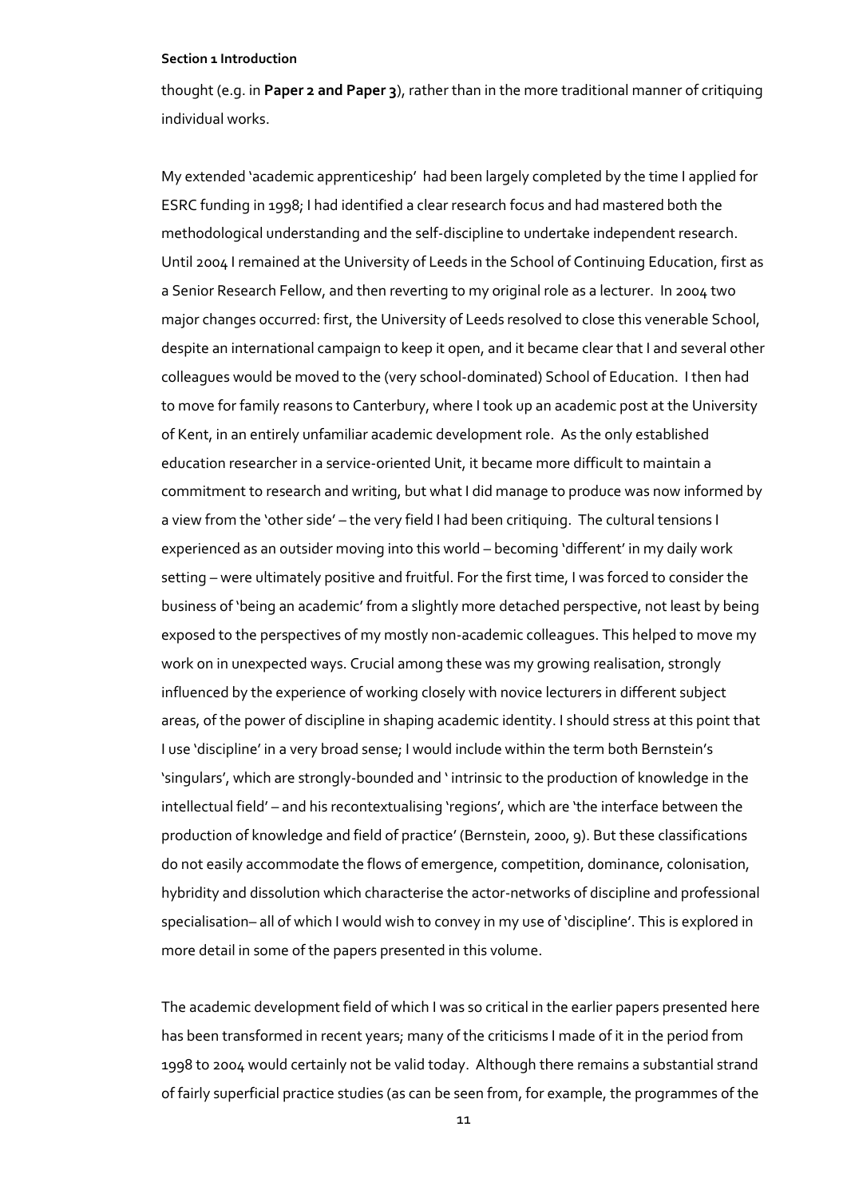thought (e.g. in **Paper 2 and Paper 3**), rather than in the more traditional manner of critiquing individual works.

My extended 'academic apprenticeship' had been largely completed by the time I applied for ESRC funding in 1998; I had identified a clear research focus and had mastered both the methodological understanding and the self-discipline to undertake independent research. Until 2004 I remained at the University of Leeds in the School of Continuing Education, first as a Senior Research Fellow, and then reverting to my original role as a lecturer. In 2004 two major changes occurred: first, the University of Leeds resolved to close this venerable School, despite an international campaign to keep it open, and it became clear that I and several other colleagues would be moved to the (very school-dominated) School of Education. I then had to move for family reasons to Canterbury, where I took up an academic post at the University of Kent, in an entirely unfamiliar academic development role. As the only established education researcher in a service-oriented Unit, it became more difficult to maintain a commitment to research and writing, but what I did manage to produce was now informed by a view from the 'other side' – the very field I had been critiquing. The cultural tensions I experienced as an outsider moving into this world – becoming 'different' in my daily work setting – were ultimately positive and fruitful. For the first time, I was forced to consider the business of 'being an academic' from a slightly more detached perspective, not least by being exposed to the perspectives of my mostly non-academic colleagues. This helped to move my work on in unexpected ways. Crucial among these was my growing realisation, strongly influenced by the experience of working closely with novice lecturers in different subject areas, of the power of discipline in shaping academic identity. I should stress at this point that I use 'discipline' in a very broad sense; I would include within the term both Bernstein's 'singulars', which are strongly-bounded and ' intrinsic to the production of knowledge in the intellectual field' – and his recontextualising 'regions', which are 'the interface between the production of knowledge and field of practice' (Bernstein, 2000, 9). But these classifications do not easily accommodate the flows of emergence, competition, dominance, colonisation, hybridity and dissolution which characterise the actor-networks of discipline and professional specialisation– all of which I would wish to convey in my use of 'discipline'. This is explored in more detail in some of the papers presented in this volume.

The academic development field of which I was so critical in the earlier papers presented here has been transformed in recent years; many of the criticisms I made of it in the period from 1998 to 2004 would certainly not be valid today. Although there remains a substantial strand of fairly superficial practice studies (as can be seen from, for example, the programmes of the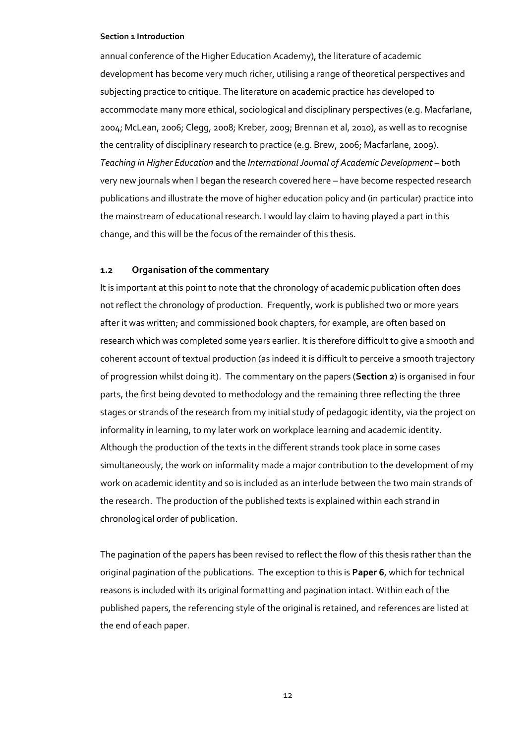annual conference of the Higher Education Academy), the literature of academic development has become very much richer, utilising a range of theoretical perspectives and subjecting practice to critique. The literature on academic practice has developed to accommodate many more ethical, sociological and disciplinary perspectives (e.g. Macfarlane, 2004; McLean, 2006; Clegg, 2008; Kreber, 2009; Brennan et al, 2010), as well as to recognise the centrality of disciplinary research to practice (e.g. Brew, 2006; Macfarlane, 2009). *Teaching in Higher Education* and the *International Journal of Academic Development* – both very new journals when I began the research covered here – have become respected research publications and illustrate the move of higher education policy and (in particular) practice into the mainstream of educational research. I would lay claim to having played a part in this change, and this will be the focus of the remainder of this thesis.

### 1.2 Organisation of the commentary

It is important at this point to note that the chronology of academic publication often does not reflect the chronology of production. Frequently, work is published two or more years after it was written; and commissioned book chapters, for example, are often based on research which was completed some years earlier. It is therefore difficult to give a smooth and coherent account of textual production (as indeed it is difficult to perceive a smooth trajectory of progression whilst doing it). The commentary on the papers (**Section 2**) is organised in four parts, the first being devoted to methodology and the remaining three reflecting the three stages or strands of the research from my initial study of pedagogic identity, via the project on informality in learning, to my later work on workplace learning and academic identity. Although the production of the texts in the different strands took place in some cases simultaneously, the work on informality made a major contribution to the development of my work on academic identity and so is included as an interlude between the two main strands of the research. The production of the published texts is explained within each strand in chronological order of publication.

The pagination of the papers has been revised to reflect the flow of this thesis rather than the original pagination of the publications. The exception to this is **Paper 6**, which for technical reasons is included with its original formatting and pagination intact. Within each of the published papers, the referencing style of the original is retained, and references are listed at the end of each paper.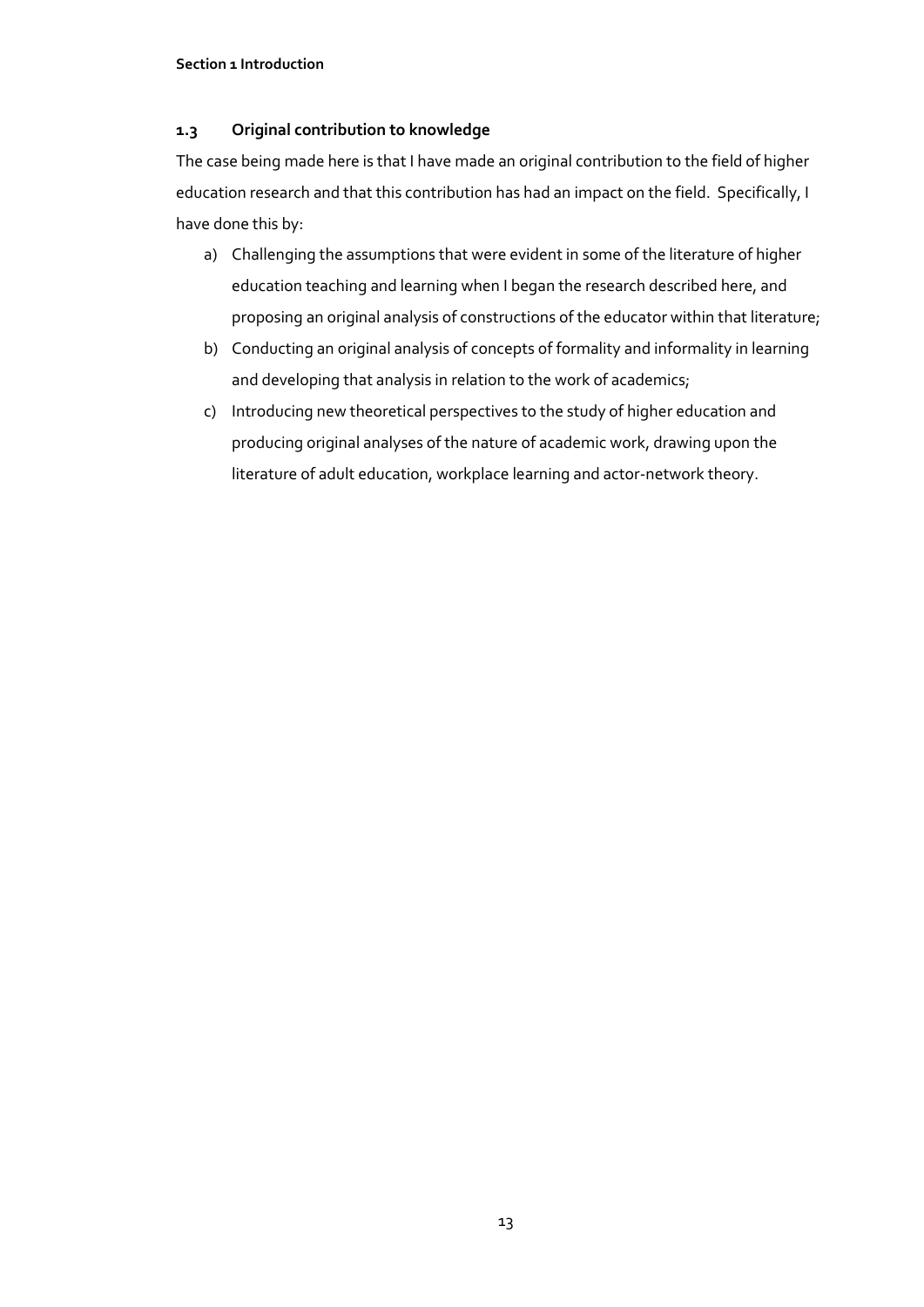### 1.3 Original contribution to knowledge

The case being made here is that I have made an original contribution to the field of higher education research and that this contribution has had an impact on the field. Specifically, I have done this by:

a) Challenging the assumptions that were evident in some of the literature of higher education teaching and learning when I began the research described here, and proposing an original analysis of constructions of the educator within that literature;

b) Conducting an original analysis of concepts of formality and informality in learning and developing that analysis in relation to the work of academics;

c) Introducing new theoretical perspectives to the study of higher education and producing original analyses of the nature of academic work, drawing upon the literature of adult education, workplace learning and actor-network theory.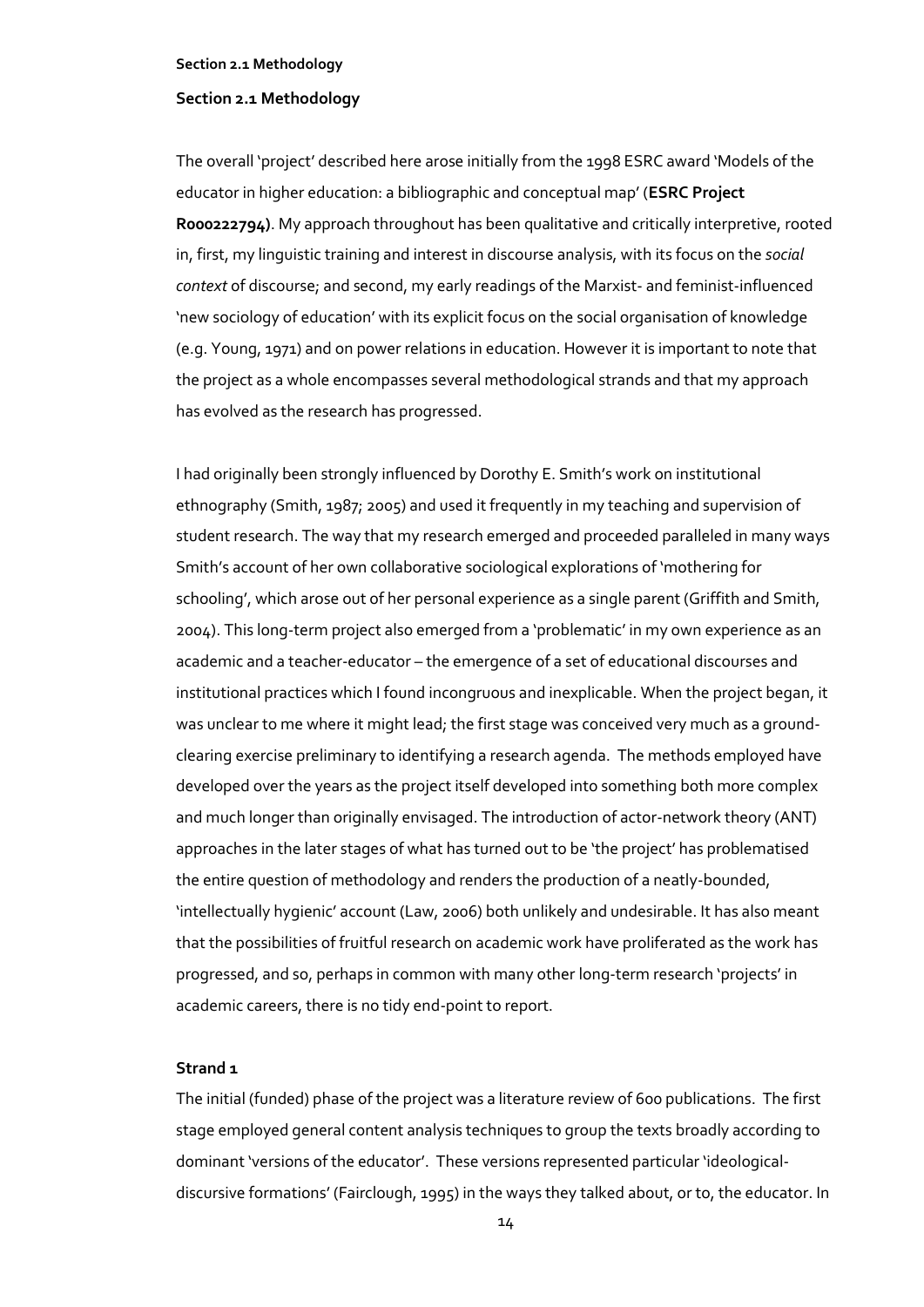## Section 2.1 Methodology

The overall 'project' described here arose initially from the 1998 ESRC award 'Models of the educator in higher education: a bibliographic and conceptual map' (**ESRC Project R000222794)**. My approach throughout has been qualitative and critically interpretive, rooted in, first, my linguistic training and interest in discourse analysis, with its focus on the *social context* of discourse; and second, my early readings of the Marxist- and feminist-influenced 'new sociology of education' with its explicit focus on the social organisation of knowledge (e.g. Young, 1971) and on power relations in education. However it is important to note that the project as a whole encompasses several methodological strands and that my approach has evolved as the research has progressed.

I had originally been strongly influenced by Dorothy E. Smith's work on institutional ethnography (Smith, 1987; 2005) and used it frequently in my teaching and supervision of student research. The way that my research emerged and proceeded paralleled in many ways Smith's account of her own collaborative sociological explorations of 'mothering for schooling', which arose out of her personal experience as a single parent (Griffith and Smith, 2004). This long-term project also emerged from a 'problematic' in my own experience as an academic and a teacher-educator – the emergence of a set of educational discourses and institutional practices which I found incongruous and inexplicable. When the project began, it was unclear to me where it might lead; the first stage was conceived very much as a ground-clearing exercise preliminary to identifying a research agenda. The methods employed have developed over the years as the project itself developed into something both more complex and much longer than originally envisaged. The introduction of actor-network theory (ANT) approaches in the later stages of what has turned out to be 'the project' has problematised the entire question of methodology and renders the production of a neatly-bounded, 'intellectually hygienic' account (Law, 2006) both unlikely and undesirable. It has also meant that the possibilities of fruitful research on academic work have proliferated as the work has progressed, and so, perhaps in common with many other long-term research 'projects' in academic careers, there is no tidy end-point to report.

### Strand 1

The initial (funded) phase of the project was a literature review of 600 publications. The first stage employed general content analysis techniques to group the texts broadly according to dominant 'versions of the educator'. These versions represented particular 'ideological-discursive formations' (Fairclough, 1995) in the ways they talked about, or to, the educator. In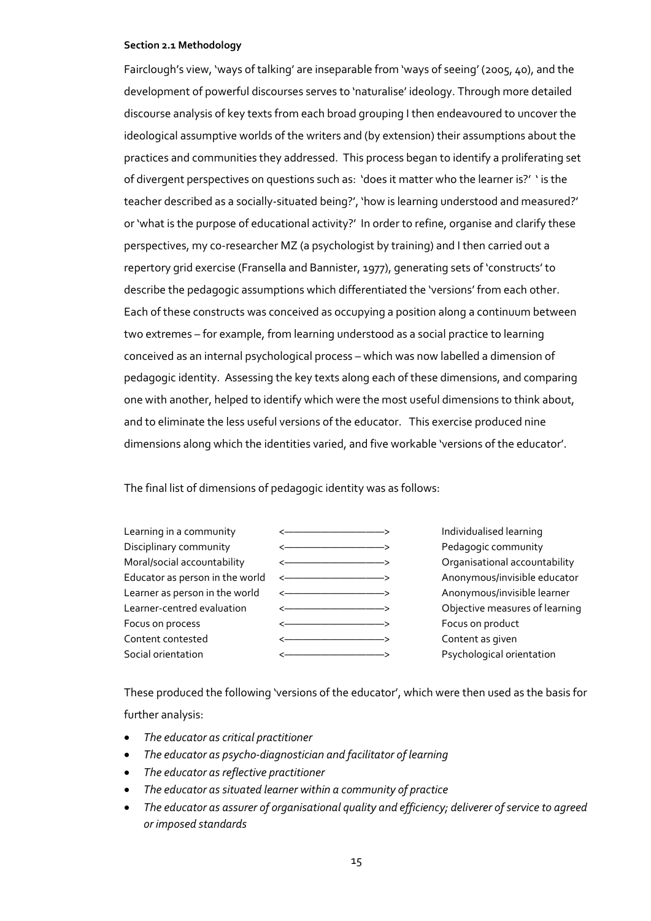#### Section 2.1 Methodology

Fairclough's view, 'ways of talking' are inseparable from 'ways of seeing' (2005, 40), and the development of powerful discourses serves to 'naturalise' ideology. Through more detailed discourse analysis of key texts from each broad grouping I then endeavoured to uncover the ideological assumptive worlds of the writers and (by extension) their assumptions about the practices and communities they addressed. This process began to identify a proliferating set of divergent perspectives on questions such as: 'does it matter who the learner is?' ' is the teacher described as a socially-situated being?', 'how is learning understood and measured?' or 'what is the purpose of educational activity?' In order to refine, organise and clarify these perspectives, my co-researcher MZ (a psychologist by training) and I then carried out a repertory grid exercise (Fransella and Bannister, 1977), generating sets of 'constructs' to describe the pedagogic assumptions which differentiated the 'versions' from each other. Each of these constructs was conceived as occupying a position along a continuum between two extremes – for example, from learning understood as a social practice to learning conceived as an internal psychological process – which was now labelled a dimension of pedagogic identity. Assessing the key texts along each of these dimensions, and comparing one with another, helped to identify which were the most useful dimensions to think about, and to eliminate the less useful versions of the educator. This exercise produced nine dimensions along which the identities varied, and five workable 'versions of the educator'.

The final list of dimensions of pedagogic identity was as follows:

| | | |
|---|---|---|
| Learning in a community | <——————————> | Individualised learning |
| Disciplinary community | <——————————> | Pedagogic community |
| Moral/social accountability | <——————————> | Organisational accountability |
| Educator as person in the world | <——————————> | Anonymous/invisible educator |
| Learner as person in the world | <——————————> | Anonymous/invisible learner |
| Learner-centred evaluation | <——————————> | Objective measures of learning |
| Focus on process | <——————————> | Focus on product |
| Content contested | <——————————> | Content as given |
| Social orientation | <——————————> | Psychological orientation |

These produced the following 'versions of the educator', which were then used as the basis for further analysis:

- *The educator as critical practitioner*
- *The educator as psycho-diagnostician and facilitator of learning*
- *The educator as reflective practitioner*
- *The educator as situated learner within a community of practice*
- *The educator as assurer of organisational quality and efficiency; deliverer of service to agreed or imposed standards*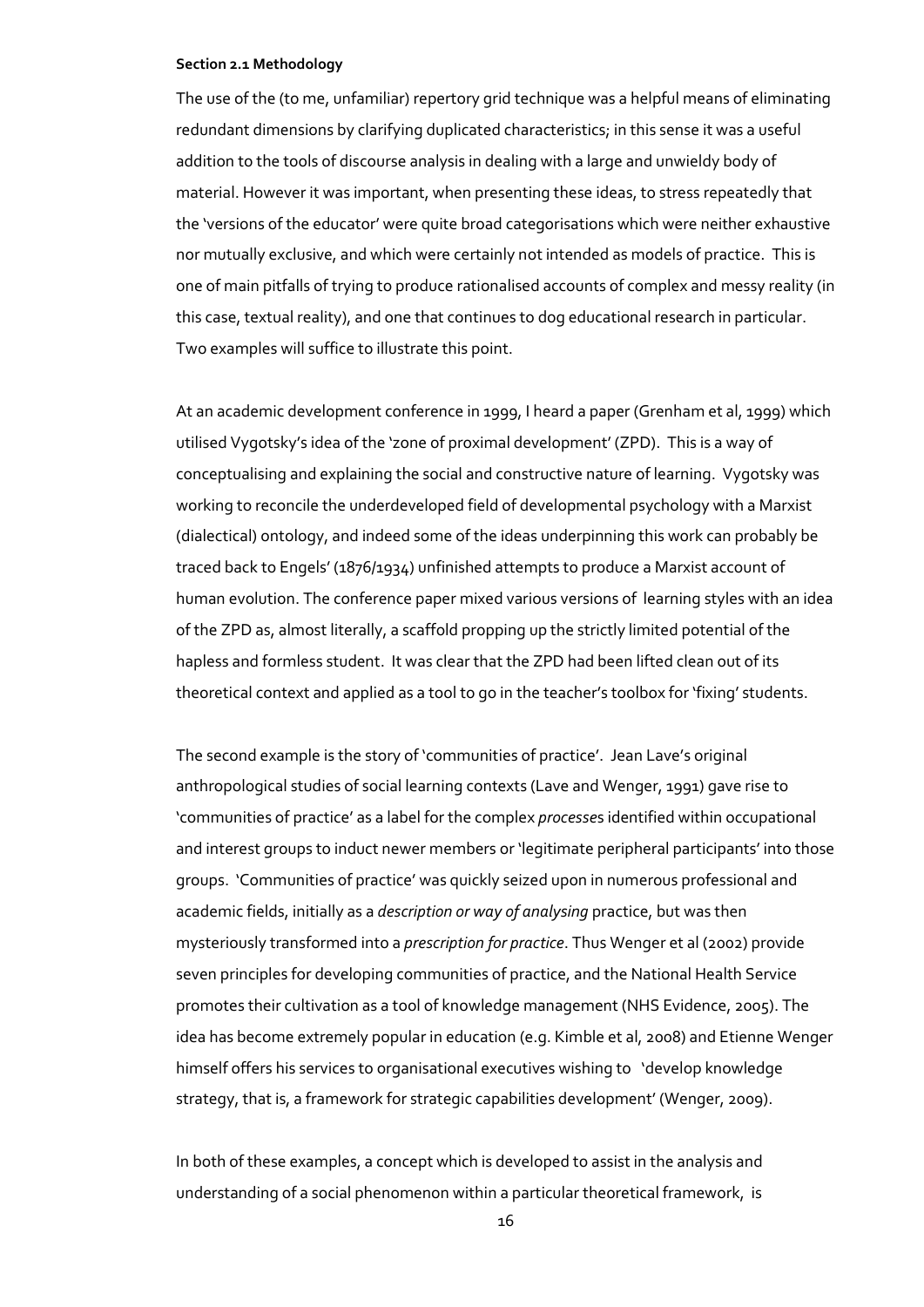**Section 2.1 Methodology**

The use of the (to me, unfamiliar) repertory grid technique was a helpful means of eliminating redundant dimensions by clarifying duplicated characteristics; in this sense it was a useful addition to the tools of discourse analysis in dealing with a large and unwieldy body of material. However it was important, when presenting these ideas, to stress repeatedly that the 'versions of the educator' were quite broad categorisations which were neither exhaustive nor mutually exclusive, and which were certainly not intended as models of practice. This is one of main pitfalls of trying to produce rationalised accounts of complex and messy reality (in this case, textual reality), and one that continues to dog educational research in particular. Two examples will suffice to illustrate this point.

At an academic development conference in 1999, I heard a paper (Grenham et al, 1999) which utilised Vygotsky's idea of the 'zone of proximal development' (ZPD). This is a way of conceptualising and explaining the social and constructive nature of learning. Vygotsky was working to reconcile the underdeveloped field of developmental psychology with a Marxist (dialectical) ontology, and indeed some of the ideas underpinning this work can probably be traced back to Engels' (1876/1934) unfinished attempts to produce a Marxist account of human evolution. The conference paper mixed various versions of learning styles with an idea of the ZPD as, almost literally, a scaffold propping up the strictly limited potential of the hapless and formless student. It was clear that the ZPD had been lifted clean out of its theoretical context and applied as a tool to go in the teacher's toolbox for 'fixing' students.

The second example is the story of 'communities of practice'. Jean Lave's original anthropological studies of social learning contexts (Lave and Wenger, 1991) gave rise to 'communities of practice' as a label for the complex *processes* identified within occupational and interest groups to induct newer members or 'legitimate peripheral participants' into those groups. 'Communities of practice' was quickly seized upon in numerous professional and academic fields, initially as a *description or way of analysing* practice, but was then mysteriously transformed into a *prescription for practice*. Thus Wenger et al (2002) provide seven principles for developing communities of practice, and the National Health Service promotes their cultivation as a tool of knowledge management (NHS Evidence, 2005). The idea has become extremely popular in education (e.g. Kimble et al, 2008) and Etienne Wenger himself offers his services to organisational executives wishing to 'develop knowledge strategy, that is, a framework for strategic capabilities development' (Wenger, 2009).

In both of these examples, a concept which is developed to assist in the analysis and understanding of a social phenomenon within a particular theoretical framework, is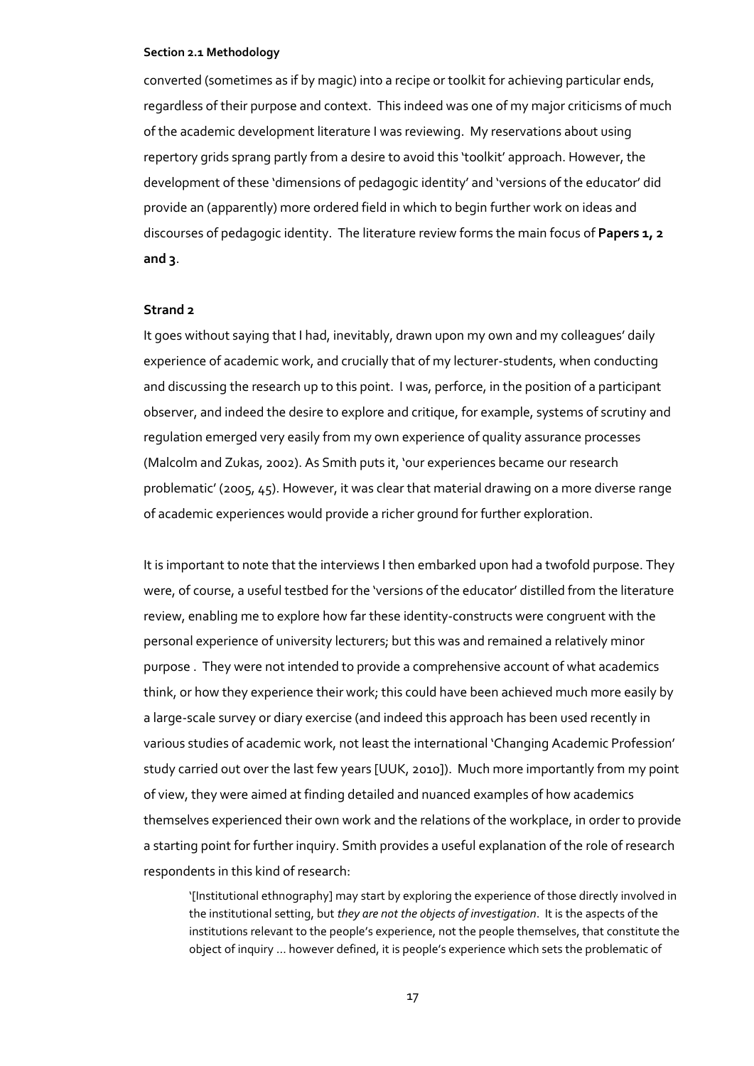converted (sometimes as if by magic) into a recipe or toolkit for achieving particular ends, regardless of their purpose and context. This indeed was one of my major criticisms of much of the academic development literature I was reviewing. My reservations about using repertory grids sprang partly from a desire to avoid this 'toolkit' approach. However, the development of these 'dimensions of pedagogic identity' and 'versions of the educator' did provide an (apparently) more ordered field in which to begin further work on ideas and discourses of pedagogic identity. The literature review forms the main focus of **Papers 1, 2 and 3**.

### Strand 2

It goes without saying that I had, inevitably, drawn upon my own and my colleagues' daily experience of academic work, and crucially that of my lecturer-students, when conducting and discussing the research up to this point. I was, perforce, in the position of a participant observer, and indeed the desire to explore and critique, for example, systems of scrutiny and regulation emerged very easily from my own experience of quality assurance processes (Malcolm and Zukas, 2002). As Smith puts it, 'our experiences became our research problematic' (2005, 45). However, it was clear that material drawing on a more diverse range of academic experiences would provide a richer ground for further exploration.

It is important to note that the interviews I then embarked upon had a twofold purpose. They were, of course, a useful testbed for the 'versions of the educator' distilled from the literature review, enabling me to explore how far these identity-constructs were congruent with the personal experience of university lecturers; but this was and remained a relatively minor purpose . They were not intended to provide a comprehensive account of what academics think, or how they experience their work; this could have been achieved much more easily by a large-scale survey or diary exercise (and indeed this approach has been used recently in various studies of academic work, not least the international 'Changing Academic Profession' study carried out over the last few years [UUK, 2010]). Much more importantly from my point of view, they were aimed at finding detailed and nuanced examples of how academics themselves experienced their own work and the relations of the workplace, in order to provide a starting point for further inquiry. Smith provides a useful explanation of the role of research respondents in this kind of research:

> '[Institutional ethnography] may start by exploring the experience of those directly involved in the institutional setting, but *they are not the objects of investigation*. It is the aspects of the institutions relevant to the people's experience, not the people themselves, that constitute the object of inquiry … however defined, it is people's experience which sets the problematic of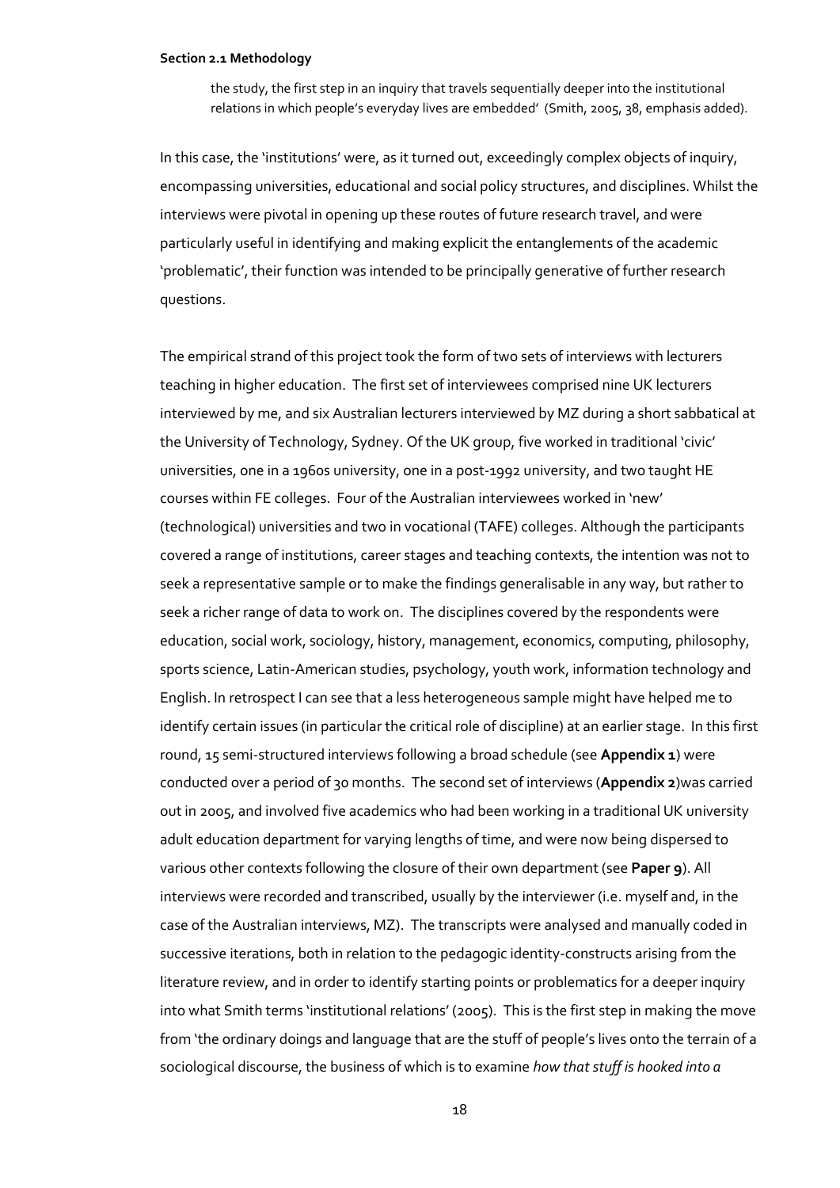the study, the first step in an inquiry that travels sequentially deeper into the institutional relations in which people's everyday lives are embedded' (Smith, 2005, 38, emphasis added).

In this case, the 'institutions' were, as it turned out, exceedingly complex objects of inquiry, encompassing universities, educational and social policy structures, and disciplines. Whilst the interviews were pivotal in opening up these routes of future research travel, and were particularly useful in identifying and making explicit the entanglements of the academic 'problematic', their function was intended to be principally generative of further research questions.

The empirical strand of this project took the form of two sets of interviews with lecturers teaching in higher education. The first set of interviewees comprised nine UK lecturers interviewed by me, and six Australian lecturers interviewed by MZ during a short sabbatical at the University of Technology, Sydney. Of the UK group, five worked in traditional 'civic' universities, one in a 1960s university, one in a post-1992 university, and two taught HE courses within FE colleges. Four of the Australian interviewees worked in 'new' (technological) universities and two in vocational (TAFE) colleges. Although the participants covered a range of institutions, career stages and teaching contexts, the intention was not to seek a representative sample or to make the findings generalisable in any way, but rather to seek a richer range of data to work on. The disciplines covered by the respondents were education, social work, sociology, history, management, economics, computing, philosophy, sports science, Latin-American studies, psychology, youth work, information technology and English. In retrospect I can see that a less heterogeneous sample might have helped me to identify certain issues (in particular the critical role of discipline) at an earlier stage. In this first round, 15 semi-structured interviews following a broad schedule (see **Appendix 1**) were conducted over a period of 30 months. The second set of interviews (**Appendix 2**)was carried out in 2005, and involved five academics who had been working in a traditional UK university adult education department for varying lengths of time, and were now being dispersed to various other contexts following the closure of their own department (see **Paper 9**). All interviews were recorded and transcribed, usually by the interviewer (i.e. myself and, in the case of the Australian interviews, MZ). The transcripts were analysed and manually coded in successive iterations, both in relation to the pedagogic identity-constructs arising from the literature review, and in order to identify starting points or problematics for a deeper inquiry into what Smith terms 'institutional relations' (2005). This is the first step in making the move from 'the ordinary doings and language that are the stuff of people's lives onto the terrain of a sociological discourse, the business of which is to examine *how that stuff is hooked into a*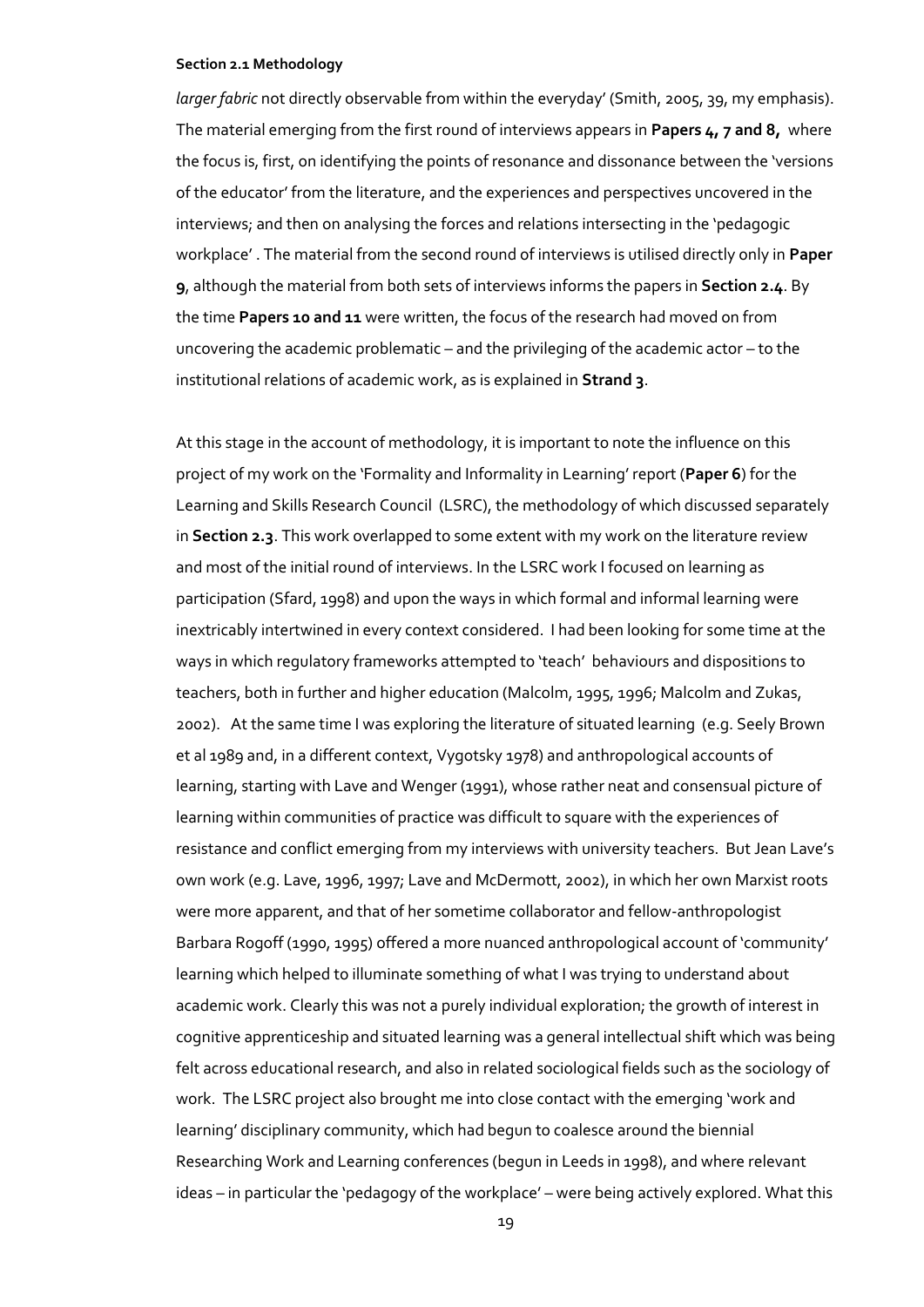*larger fabric* not directly observable from within the everyday' (Smith, 2005, 39, my emphasis). The material emerging from the first round of interviews appears in **Papers 4, 7 and 8,** where the focus is, first, on identifying the points of resonance and dissonance between the 'versions of the educator' from the literature, and the experiences and perspectives uncovered in the interviews; and then on analysing the forces and relations intersecting in the 'pedagogic workplace' . The material from the second round of interviews is utilised directly only in **Paper 9**, although the material from both sets of interviews informs the papers in **Section 2.4**. By the time **Papers 10 and 11** were written, the focus of the research had moved on from uncovering the academic problematic – and the privileging of the academic actor – to the institutional relations of academic work, as is explained in **Strand 3**.

At this stage in the account of methodology, it is important to note the influence on this project of my work on the 'Formality and Informality in Learning' report (**Paper 6**) for the Learning and Skills Research Council (LSRC), the methodology of which discussed separately in **Section 2.3**. This work overlapped to some extent with my work on the literature review and most of the initial round of interviews. In the LSRC work I focused on learning as participation (Sfard, 1998) and upon the ways in which formal and informal learning were inextricably intertwined in every context considered. I had been looking for some time at the ways in which regulatory frameworks attempted to 'teach' behaviours and dispositions to teachers, both in further and higher education (Malcolm, 1995, 1996; Malcolm and Zukas, 2002). At the same time I was exploring the literature of situated learning (e.g. Seely Brown et al 1989 and, in a different context, Vygotsky 1978) and anthropological accounts of learning, starting with Lave and Wenger (1991), whose rather neat and consensual picture of learning within communities of practice was difficult to square with the experiences of resistance and conflict emerging from my interviews with university teachers. But Jean Lave's own work (e.g. Lave, 1996, 1997; Lave and McDermott, 2002), in which her own Marxist roots were more apparent, and that of her sometime collaborator and fellow-anthropologist Barbara Rogoff (1990, 1995) offered a more nuanced anthropological account of 'community' learning which helped to illuminate something of what I was trying to understand about academic work. Clearly this was not a purely individual exploration; the growth of interest in cognitive apprenticeship and situated learning was a general intellectual shift which was being felt across educational research, and also in related sociological fields such as the sociology of work. The LSRC project also brought me into close contact with the emerging 'work and learning' disciplinary community, which had begun to coalesce around the biennial Researching Work and Learning conferences (begun in Leeds in 1998), and where relevant ideas – in particular the 'pedagogy of the workplace' – were being actively explored. What this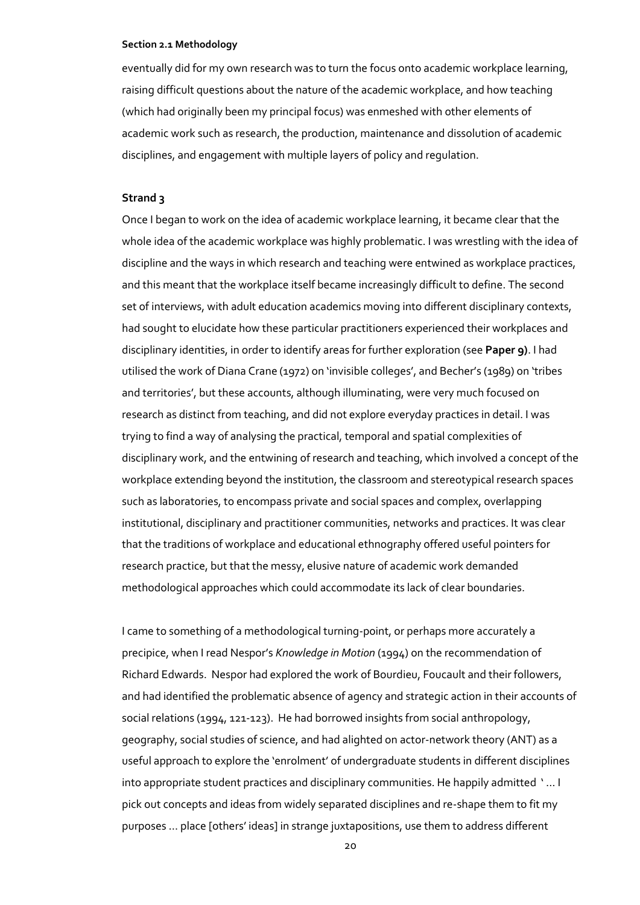eventually did for my own research was to turn the focus onto academic workplace learning, raising difficult questions about the nature of the academic workplace, and how teaching (which had originally been my principal focus) was enmeshed with other elements of academic work such as research, the production, maintenance and dissolution of academic disciplines, and engagement with multiple layers of policy and regulation.

### Strand 3

Once I began to work on the idea of academic workplace learning, it became clear that the whole idea of the academic workplace was highly problematic. I was wrestling with the idea of discipline and the ways in which research and teaching were entwined as workplace practices, and this meant that the workplace itself became increasingly difficult to define. The second set of interviews, with adult education academics moving into different disciplinary contexts, had sought to elucidate how these particular practitioners experienced their workplaces and disciplinary identities, in order to identify areas for further exploration (see **Paper 9)**. I had utilised the work of Diana Crane (1972) on 'invisible colleges', and Becher's (1989) on 'tribes and territories', but these accounts, although illuminating, were very much focused on research as distinct from teaching, and did not explore everyday practices in detail. I was trying to find a way of analysing the practical, temporal and spatial complexities of disciplinary work, and the entwining of research and teaching, which involved a concept of the workplace extending beyond the institution, the classroom and stereotypical research spaces such as laboratories, to encompass private and social spaces and complex, overlapping institutional, disciplinary and practitioner communities, networks and practices. It was clear that the traditions of workplace and educational ethnography offered useful pointers for research practice, but that the messy, elusive nature of academic work demanded methodological approaches which could accommodate its lack of clear boundaries.

I came to something of a methodological turning-point, or perhaps more accurately a precipice, when I read Nespor's *Knowledge in Motion* (1994) on the recommendation of Richard Edwards. Nespor had explored the work of Bourdieu, Foucault and their followers, and had identified the problematic absence of agency and strategic action in their accounts of social relations (1994, 121-123). He had borrowed insights from social anthropology, geography, social studies of science, and had alighted on actor-network theory (ANT) as a useful approach to explore the 'enrolment' of undergraduate students in different disciplines into appropriate student practices and disciplinary communities. He happily admitted '… I pick out concepts and ideas from widely separated disciplines and re-shape them to fit my purposes … place [others' ideas] in strange juxtapositions, use them to address different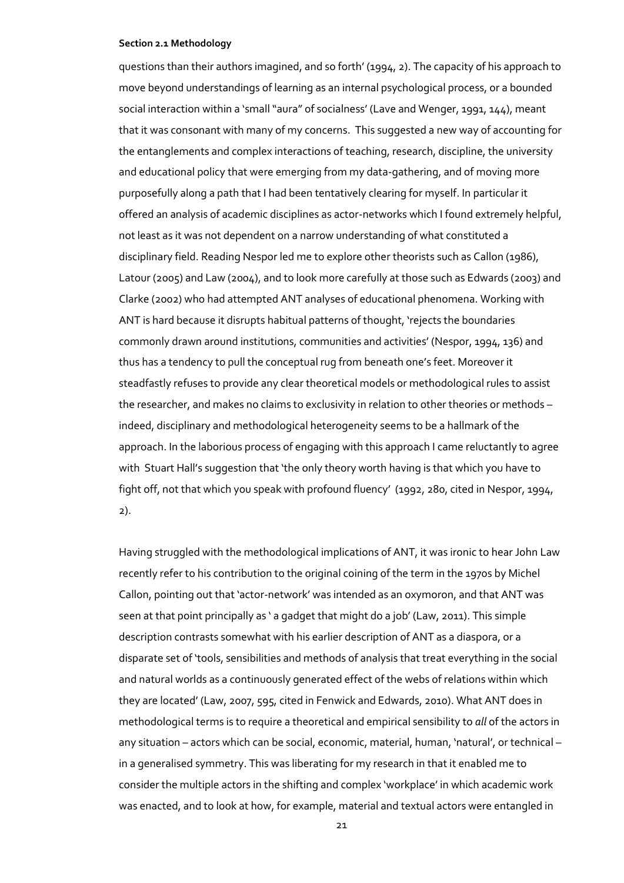questions than their authors imagined, and so forth' (1994, 2). The capacity of his approach to move beyond understandings of learning as an internal psychological process, or a bounded social interaction within a 'small "aura" of socialness' (Lave and Wenger, 1991, 144), meant that it was consonant with many of my concerns. This suggested a new way of accounting for the entanglements and complex interactions of teaching, research, discipline, the university and educational policy that were emerging from my data-gathering, and of moving more purposefully along a path that I had been tentatively clearing for myself. In particular it offered an analysis of academic disciplines as actor-networks which I found extremely helpful, not least as it was not dependent on a narrow understanding of what constituted a disciplinary field. Reading Nespor led me to explore other theorists such as Callon (1986), Latour (2005) and Law (2004), and to look more carefully at those such as Edwards (2003) and Clarke (2002) who had attempted ANT analyses of educational phenomena. Working with ANT is hard because it disrupts habitual patterns of thought, 'rejects the boundaries commonly drawn around institutions, communities and activities' (Nespor, 1994, 136) and thus has a tendency to pull the conceptual rug from beneath one's feet. Moreover it steadfastly refuses to provide any clear theoretical models or methodological rules to assist the researcher, and makes no claims to exclusivity in relation to other theories or methods – indeed, disciplinary and methodological heterogeneity seems to be a hallmark of the approach. In the laborious process of engaging with this approach I came reluctantly to agree with Stuart Hall's suggestion that 'the only theory worth having is that which you have to fight off, not that which you speak with profound fluency' (1992, 280, cited in Nespor, 1994, 2).

Having struggled with the methodological implications of ANT, it was ironic to hear John Law recently refer to his contribution to the original coining of the term in the 1970s by Michel Callon, pointing out that 'actor-network' was intended as an oxymoron, and that ANT was seen at that point principally as ' a gadget that might do a job' (Law, 2011). This simple description contrasts somewhat with his earlier description of ANT as a diaspora, or a disparate set of 'tools, sensibilities and methods of analysis that treat everything in the social and natural worlds as a continuously generated effect of the webs of relations within which they are located' (Law, 2007, 595, cited in Fenwick and Edwards, 2010). What ANT does in methodological terms is to require a theoretical and empirical sensibility to *all* of the actors in any situation – actors which can be social, economic, material, human, 'natural', or technical – in a generalised symmetry. This was liberating for my research in that it enabled me to consider the multiple actors in the shifting and complex 'workplace' in which academic work was enacted, and to look at how, for example, material and textual actors were entangled in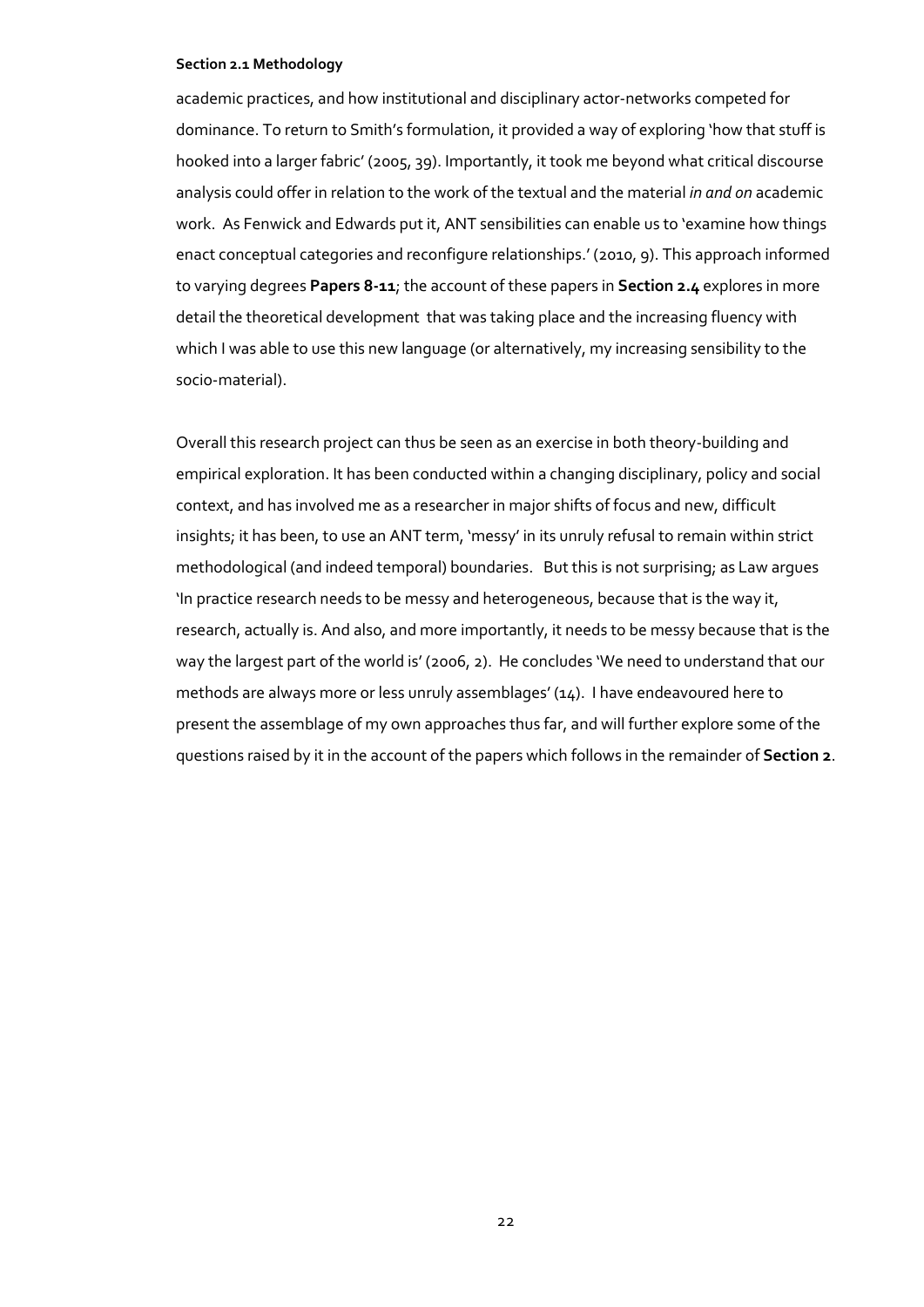academic practices, and how institutional and disciplinary actor-networks competed for dominance. To return to Smith's formulation, it provided a way of exploring 'how that stuff is hooked into a larger fabric' (2005, 39). Importantly, it took me beyond what critical discourse analysis could offer in relation to the work of the textual and the material *in and on* academic work. As Fenwick and Edwards put it, ANT sensibilities can enable us to 'examine how things enact conceptual categories and reconfigure relationships.' (2010, 9). This approach informed to varying degrees **Papers 8-11**; the account of these papers in **Section 2.4** explores in more detail the theoretical development that was taking place and the increasing fluency with which I was able to use this new language (or alternatively, my increasing sensibility to the socio-material).

Overall this research project can thus be seen as an exercise in both theory-building and empirical exploration. It has been conducted within a changing disciplinary, policy and social context, and has involved me as a researcher in major shifts of focus and new, difficult insights; it has been, to use an ANT term, 'messy' in its unruly refusal to remain within strict methodological (and indeed temporal) boundaries. But this is not surprising; as Law argues 'In practice research needs to be messy and heterogeneous, because that is the way it, research, actually is. And also, and more importantly, it needs to be messy because that is the way the largest part of the world is' (2006, 2). He concludes 'We need to understand that our methods are always more or less unruly assemblages' (14). I have endeavoured here to present the assemblage of my own approaches thus far, and will further explore some of the questions raised by it in the account of the papers which follows in the remainder of **Section 2**.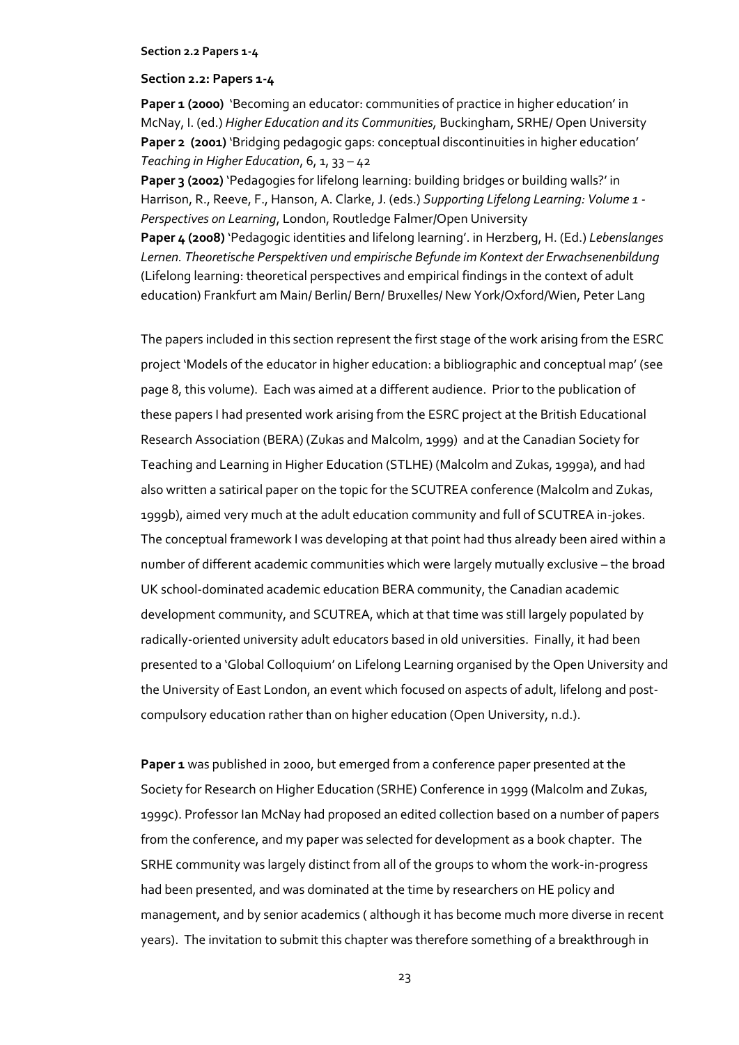Section 2.2 Papers 1-4

## Section 2.2: Papers 1-4

**Paper 1 (2000)** 'Becoming an educator: communities of practice in higher education' in McNay, I. (ed.) *Higher Education and its Communities*, Buckingham, SRHE/ Open University
**Paper 2 (2001)** 'Bridging pedagogic gaps: conceptual discontinuities in higher education' *Teaching in Higher Education*, 6, 1, 33 – 42
**Paper 3 (2002)** 'Pedagogies for lifelong learning: building bridges or building walls?' in Harrison, R., Reeve, F., Hanson, A. Clarke, J. (eds.) *Supporting Lifelong Learning: Volume 1 - Perspectives on Learning*, London, Routledge Falmer/Open University
**Paper 4 (2008)** 'Pedagogic identities and lifelong learning'. in Herzberg, H. (Ed.) *Lebenslanges Lernen. Theoretische Perspektiven und empirische Befunde im Kontext der Erwachsenenbildung* (Lifelong learning: theoretical perspectives and empirical findings in the context of adult education) Frankfurt am Main/ Berlin/ Bern/ Bruxelles/ New York/Oxford/Wien, Peter Lang

The papers included in this section represent the first stage of the work arising from the ESRC project 'Models of the educator in higher education: a bibliographic and conceptual map' (see page 8, this volume). Each was aimed at a different audience. Prior to the publication of these papers I had presented work arising from the ESRC project at the British Educational Research Association (BERA) (Zukas and Malcolm, 1999) and at the Canadian Society for Teaching and Learning in Higher Education (STLHE) (Malcolm and Zukas, 1999a), and had also written a satirical paper on the topic for the SCUTREA conference (Malcolm and Zukas, 1999b), aimed very much at the adult education community and full of SCUTREA in-jokes. The conceptual framework I was developing at that point had thus already been aired within a number of different academic communities which were largely mutually exclusive – the broad UK school-dominated academic education BERA community, the Canadian academic development community, and SCUTREA, which at that time was still largely populated by radically-oriented university adult educators based in old universities. Finally, it had been presented to a 'Global Colloquium' on Lifelong Learning organised by the Open University and the University of East London, an event which focused on aspects of adult, lifelong and post-compulsory education rather than on higher education (Open University, n.d.).

**Paper 1** was published in 2000, but emerged from a conference paper presented at the Society for Research on Higher Education (SRHE) Conference in 1999 (Malcolm and Zukas, 1999c). Professor Ian McNay had proposed an edited collection based on a number of papers from the conference, and my paper was selected for development as a book chapter. The SRHE community was largely distinct from all of the groups to whom the work-in-progress had been presented, and was dominated at the time by researchers on HE policy and management, and by senior academics ( although it has become much more diverse in recent years). The invitation to submit this chapter was therefore something of a breakthrough in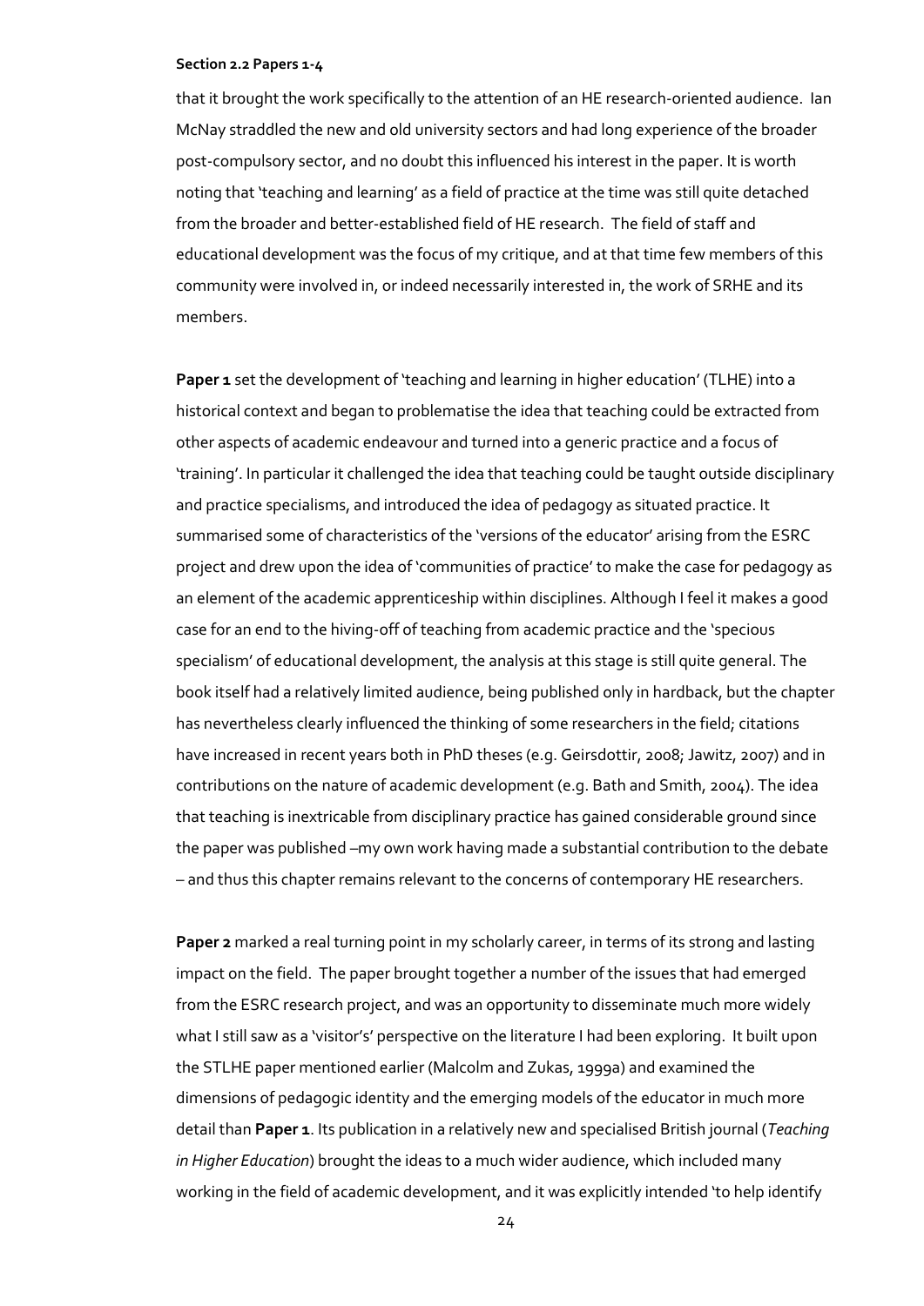that it brought the work specifically to the attention of an HE research-oriented audience. Ian McNay straddled the new and old university sectors and had long experience of the broader post-compulsory sector, and no doubt this influenced his interest in the paper. It is worth noting that 'teaching and learning' as a field of practice at the time was still quite detached from the broader and better-established field of HE research. The field of staff and educational development was the focus of my critique, and at that time few members of this community were involved in, or indeed necessarily interested in, the work of SRHE and its members.

**Paper 1** set the development of 'teaching and learning in higher education' (TLHE) into a historical context and began to problematise the idea that teaching could be extracted from other aspects of academic endeavour and turned into a generic practice and a focus of 'training'. In particular it challenged the idea that teaching could be taught outside disciplinary and practice specialisms, and introduced the idea of pedagogy as situated practice. It summarised some of characteristics of the 'versions of the educator' arising from the ESRC project and drew upon the idea of 'communities of practice' to make the case for pedagogy as an element of the academic apprenticeship within disciplines. Although I feel it makes a good case for an end to the hiving-off of teaching from academic practice and the 'specious specialism' of educational development, the analysis at this stage is still quite general. The book itself had a relatively limited audience, being published only in hardback, but the chapter has nevertheless clearly influenced the thinking of some researchers in the field; citations have increased in recent years both in PhD theses (e.g. Geirsdottir, 2008; Jawitz, 2007) and in contributions on the nature of academic development (e.g. Bath and Smith, 2004). The idea that teaching is inextricable from disciplinary practice has gained considerable ground since the paper was published –my own work having made a substantial contribution to the debate – and thus this chapter remains relevant to the concerns of contemporary HE researchers.

**Paper 2** marked a real turning point in my scholarly career, in terms of its strong and lasting impact on the field. The paper brought together a number of the issues that had emerged from the ESRC research project, and was an opportunity to disseminate much more widely what I still saw as a 'visitor's' perspective on the literature I had been exploring. It built upon the STLHE paper mentioned earlier (Malcolm and Zukas, 1999a) and examined the dimensions of pedagogic identity and the emerging models of the educator in much more detail than **Paper 1**. Its publication in a relatively new and specialised British journal (*Teaching in Higher Education*) brought the ideas to a much wider audience, which included many working in the field of academic development, and it was explicitly intended 'to help identify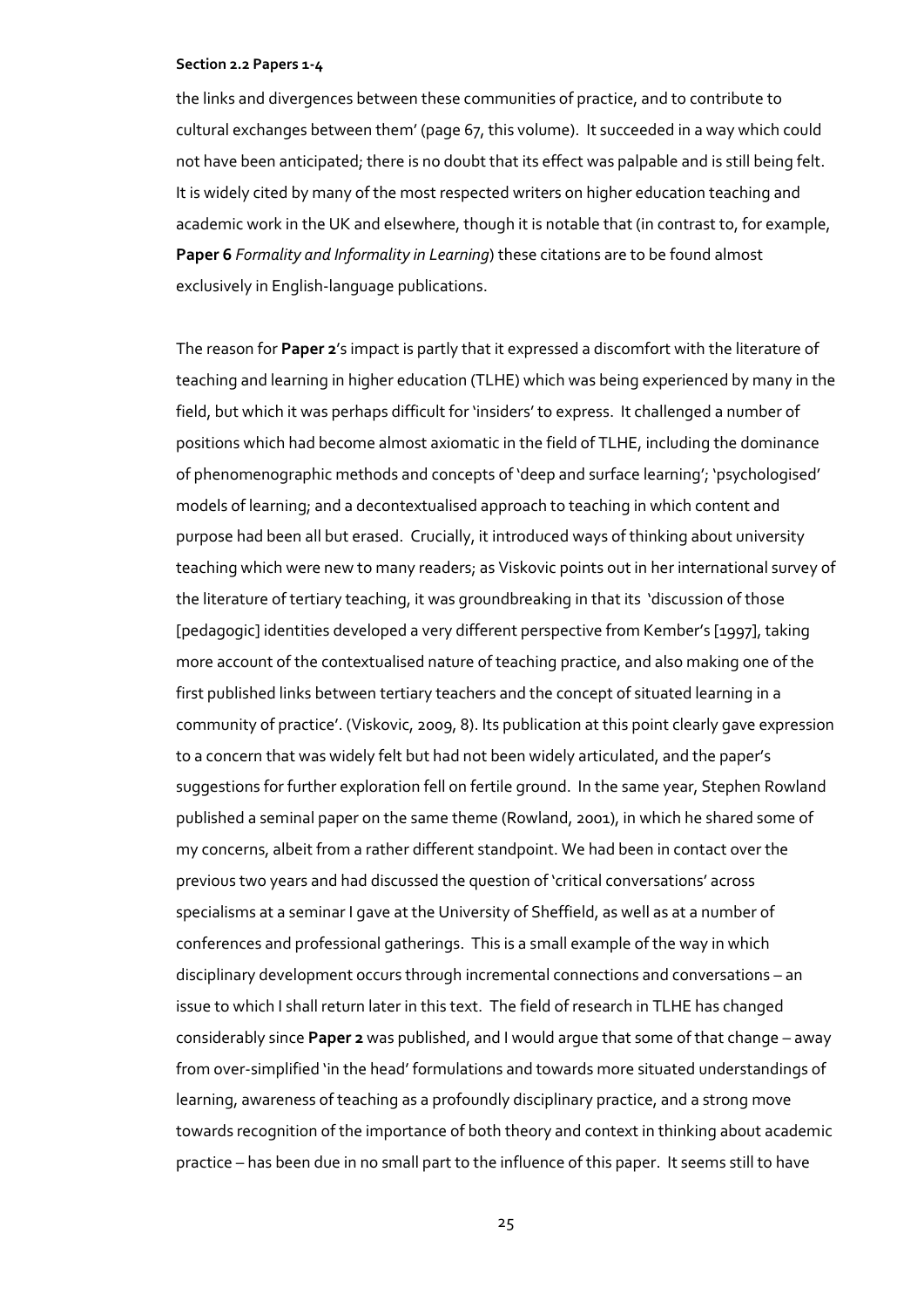the links and divergences between these communities of practice, and to contribute to cultural exchanges between them' (page 67, this volume). It succeeded in a way which could not have been anticipated; there is no doubt that its effect was palpable and is still being felt. It is widely cited by many of the most respected writers on higher education teaching and academic work in the UK and elsewhere, though it is notable that (in contrast to, for example, **Paper 6** *Formality and Informality in Learning*) these citations are to be found almost exclusively in English-language publications.

The reason for **Paper 2**'s impact is partly that it expressed a discomfort with the literature of teaching and learning in higher education (TLHE) which was being experienced by many in the field, but which it was perhaps difficult for 'insiders' to express. It challenged a number of positions which had become almost axiomatic in the field of TLHE, including the dominance of phenomenographic methods and concepts of 'deep and surface learning'; 'psychologised' models of learning; and a decontextualised approach to teaching in which content and purpose had been all but erased. Crucially, it introduced ways of thinking about university teaching which were new to many readers; as Viskovic points out in her international survey of the literature of tertiary teaching, it was groundbreaking in that its 'discussion of those [pedagogic] identities developed a very different perspective from Kember's [1997], taking more account of the contextualised nature of teaching practice, and also making one of the first published links between tertiary teachers and the concept of situated learning in a community of practice'. (Viskovic, 2009, 8). Its publication at this point clearly gave expression to a concern that was widely felt but had not been widely articulated, and the paper's suggestions for further exploration fell on fertile ground. In the same year, Stephen Rowland published a seminal paper on the same theme (Rowland, 2001), in which he shared some of my concerns, albeit from a rather different standpoint. We had been in contact over the previous two years and had discussed the question of 'critical conversations' across specialisms at a seminar I gave at the University of Sheffield, as well as at a number of conferences and professional gatherings. This is a small example of the way in which disciplinary development occurs through incremental connections and conversations – an issue to which I shall return later in this text. The field of research in TLHE has changed considerably since **Paper 2** was published, and I would argue that some of that change – away from over-simplified 'in the head' formulations and towards more situated understandings of learning, awareness of teaching as a profoundly disciplinary practice, and a strong move towards recognition of the importance of both theory and context in thinking about academic practice – has been due in no small part to the influence of this paper. It seems still to have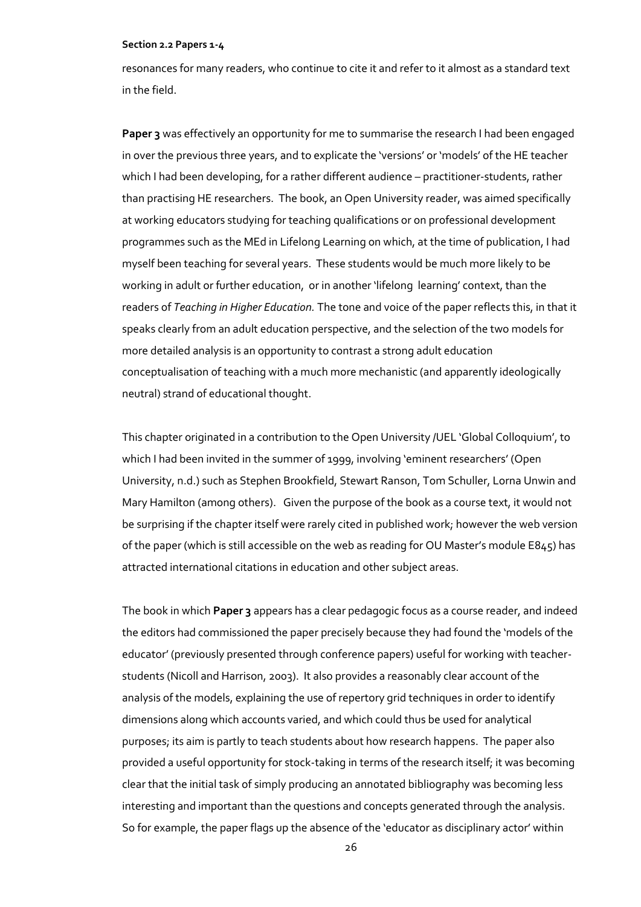resonances for many readers, who continue to cite it and refer to it almost as a standard text in the field.

**Paper 3** was effectively an opportunity for me to summarise the research I had been engaged in over the previous three years, and to explicate the 'versions' or 'models' of the HE teacher which I had been developing, for a rather different audience – practitioner-students, rather than practising HE researchers. The book, an Open University reader, was aimed specifically at working educators studying for teaching qualifications or on professional development programmes such as the MEd in Lifelong Learning on which, at the time of publication, I had myself been teaching for several years. These students would be much more likely to be working in adult or further education, or in another 'lifelong learning' context, than the readers of *Teaching in Higher Education.* The tone and voice of the paper reflects this, in that it speaks clearly from an adult education perspective, and the selection of the two models for more detailed analysis is an opportunity to contrast a strong adult education conceptualisation of teaching with a much more mechanistic (and apparently ideologically neutral) strand of educational thought.

This chapter originated in a contribution to the Open University /UEL 'Global Colloquium', to which I had been invited in the summer of 1999, involving 'eminent researchers' (Open University, n.d.) such as Stephen Brookfield, Stewart Ranson, Tom Schuller, Lorna Unwin and Mary Hamilton (among others). Given the purpose of the book as a course text, it would not be surprising if the chapter itself were rarely cited in published work; however the web version of the paper (which is still accessible on the web as reading for OU Master's module E845) has attracted international citations in education and other subject areas.

The book in which **Paper 3** appears has a clear pedagogic focus as a course reader, and indeed the editors had commissioned the paper precisely because they had found the 'models of the educator' (previously presented through conference papers) useful for working with teacher-students (Nicoll and Harrison, 2003). It also provides a reasonably clear account of the analysis of the models, explaining the use of repertory grid techniques in order to identify dimensions along which accounts varied, and which could thus be used for analytical purposes; its aim is partly to teach students about how research happens. The paper also provided a useful opportunity for stock-taking in terms of the research itself; it was becoming clear that the initial task of simply producing an annotated bibliography was becoming less interesting and important than the questions and concepts generated through the analysis. So for example, the paper flags up the absence of the 'educator as disciplinary actor' within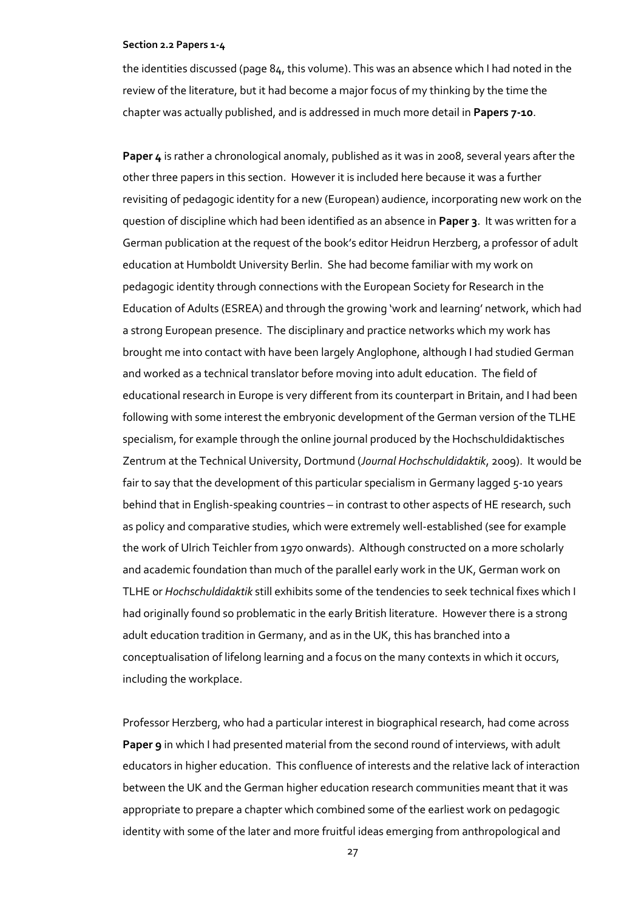the identities discussed (page 84, this volume). This was an absence which I had noted in the review of the literature, but it had become a major focus of my thinking by the time the chapter was actually published, and is addressed in much more detail in **Papers 7-10**.

**Paper 4** is rather a chronological anomaly, published as it was in 2008, several years after the other three papers in this section. However it is included here because it was a further revisiting of pedagogic identity for a new (European) audience, incorporating new work on the question of discipline which had been identified as an absence in **Paper 3**. It was written for a German publication at the request of the book's editor Heidrun Herzberg, a professor of adult education at Humboldt University Berlin. She had become familiar with my work on pedagogic identity through connections with the European Society for Research in the Education of Adults (ESREA) and through the growing 'work and learning' network, which had a strong European presence. The disciplinary and practice networks which my work has brought me into contact with have been largely Anglophone, although I had studied German and worked as a technical translator before moving into adult education. The field of educational research in Europe is very different from its counterpart in Britain, and I had been following with some interest the embryonic development of the German version of the TLHE specialism, for example through the online journal produced by the Hochschuldidaktisches Zentrum at the Technical University, Dortmund (*Journal Hochschuldidaktik*, 2009). It would be fair to say that the development of this particular specialism in Germany lagged 5-10 years behind that in English-speaking countries – in contrast to other aspects of HE research, such as policy and comparative studies, which were extremely well-established (see for example the work of Ulrich Teichler from 1970 onwards). Although constructed on a more scholarly and academic foundation than much of the parallel early work in the UK, German work on TLHE or *Hochschuldidaktik* still exhibits some of the tendencies to seek technical fixes which I had originally found so problematic in the early British literature. However there is a strong adult education tradition in Germany, and as in the UK, this has branched into a conceptualisation of lifelong learning and a focus on the many contexts in which it occurs, including the workplace.

Professor Herzberg, who had a particular interest in biographical research, had come across **Paper 9** in which I had presented material from the second round of interviews, with adult educators in higher education. This confluence of interests and the relative lack of interaction between the UK and the German higher education research communities meant that it was appropriate to prepare a chapter which combined some of the earliest work on pedagogic identity with some of the later and more fruitful ideas emerging from anthropological and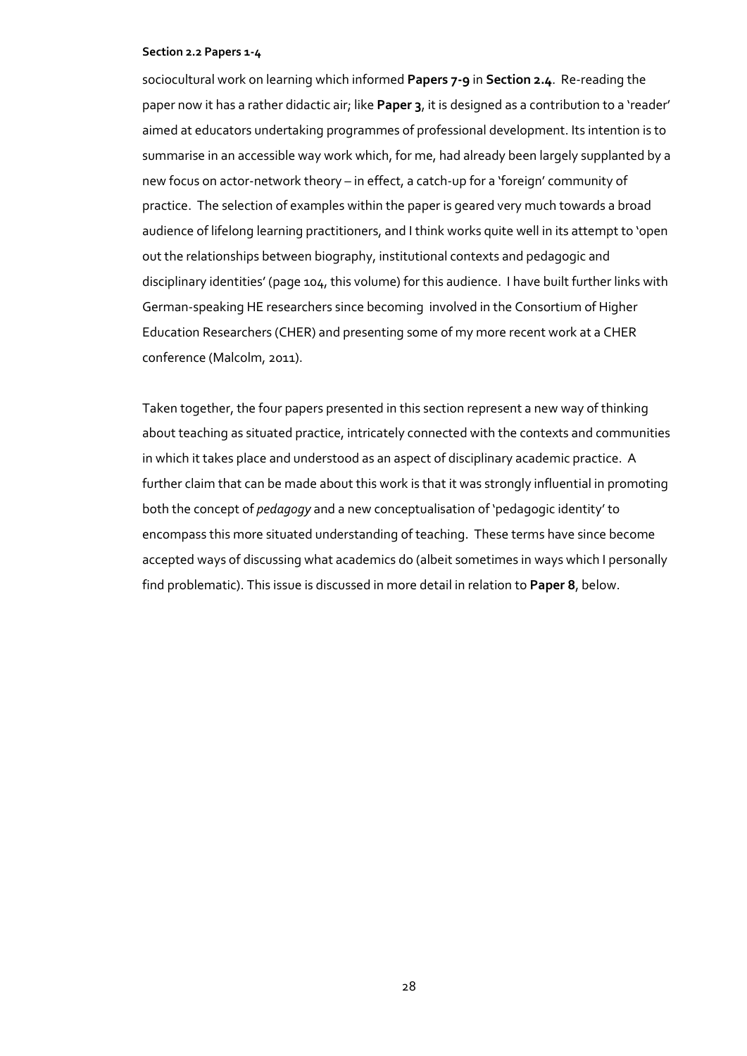sociocultural work on learning which informed **Papers 7-9** in **Section 2.4**. Re-reading the paper now it has a rather didactic air; like **Paper 3**, it is designed as a contribution to a 'reader' aimed at educators undertaking programmes of professional development. Its intention is to summarise in an accessible way work which, for me, had already been largely supplanted by a new focus on actor-network theory – in effect, a catch-up for a 'foreign' community of practice. The selection of examples within the paper is geared very much towards a broad audience of lifelong learning practitioners, and I think works quite well in its attempt to 'open out the relationships between biography, institutional contexts and pedagogic and disciplinary identities' (page 104, this volume) for this audience. I have built further links with German-speaking HE researchers since becoming involved in the Consortium of Higher Education Researchers (CHER) and presenting some of my more recent work at a CHER conference (Malcolm, 2011).

Taken together, the four papers presented in this section represent a new way of thinking about teaching as situated practice, intricately connected with the contexts and communities in which it takes place and understood as an aspect of disciplinary academic practice. A further claim that can be made about this work is that it was strongly influential in promoting both the concept of *pedagogy* and a new conceptualisation of 'pedagogic identity' to encompass this more situated understanding of teaching. These terms have since become accepted ways of discussing what academics do (albeit sometimes in ways which I personally find problematic). This issue is discussed in more detail in relation to **Paper 8**, below.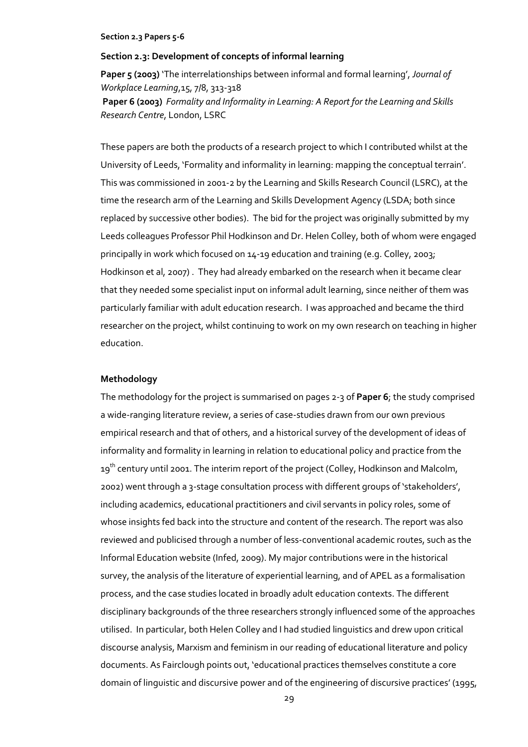**Section 2.3 Papers 5-6**

### Section 2.3: Development of concepts of informal learning

**Paper 5 (2003)** 'The interrelationships between informal and formal learning', *Journal of Workplace Learning*,15, 7/8, 313-318
**Paper 6 (2003)** *Formality and Informality in Learning: A Report for the Learning and Skills Research Centre*, London, LSRC

These papers are both the products of a research project to which I contributed whilst at the University of Leeds, 'Formality and informality in learning: mapping the conceptual terrain'. This was commissioned in 2001-2 by the Learning and Skills Research Council (LSRC), at the time the research arm of the Learning and Skills Development Agency (LSDA; both since replaced by successive other bodies). The bid for the project was originally submitted by my Leeds colleagues Professor Phil Hodkinson and Dr. Helen Colley, both of whom were engaged principally in work which focused on 14-19 education and training (e.g. Colley, 2003; Hodkinson et al, 2007) . They had already embarked on the research when it became clear that they needed some specialist input on informal adult learning, since neither of them was particularly familiar with adult education research. I was approached and became the third researcher on the project, whilst continuing to work on my own research on teaching in higher education.

#### Methodology

The methodology for the project is summarised on pages 2-3 of **Paper 6**; the study comprised a wide-ranging literature review, a series of case-studies drawn from our own previous empirical research and that of others, and a historical survey of the development of ideas of informality and formality in learning in relation to educational policy and practice from the 19th century until 2001. The interim report of the project (Colley, Hodkinson and Malcolm, 2002) went through a 3-stage consultation process with different groups of 'stakeholders', including academics, educational practitioners and civil servants in policy roles, some of whose insights fed back into the structure and content of the research. The report was also reviewed and publicised through a number of less-conventional academic routes, such as the Informal Education website (Infed, 2009). My major contributions were in the historical survey, the analysis of the literature of experiential learning, and of APEL as a formalisation process, and the case studies located in broadly adult education contexts. The different disciplinary backgrounds of the three researchers strongly influenced some of the approaches utilised. In particular, both Helen Colley and I had studied linguistics and drew upon critical discourse analysis, Marxism and feminism in our reading of educational literature and policy documents. As Fairclough points out, 'educational practices themselves constitute a core domain of linguistic and discursive power and of the engineering of discursive practices' (1995,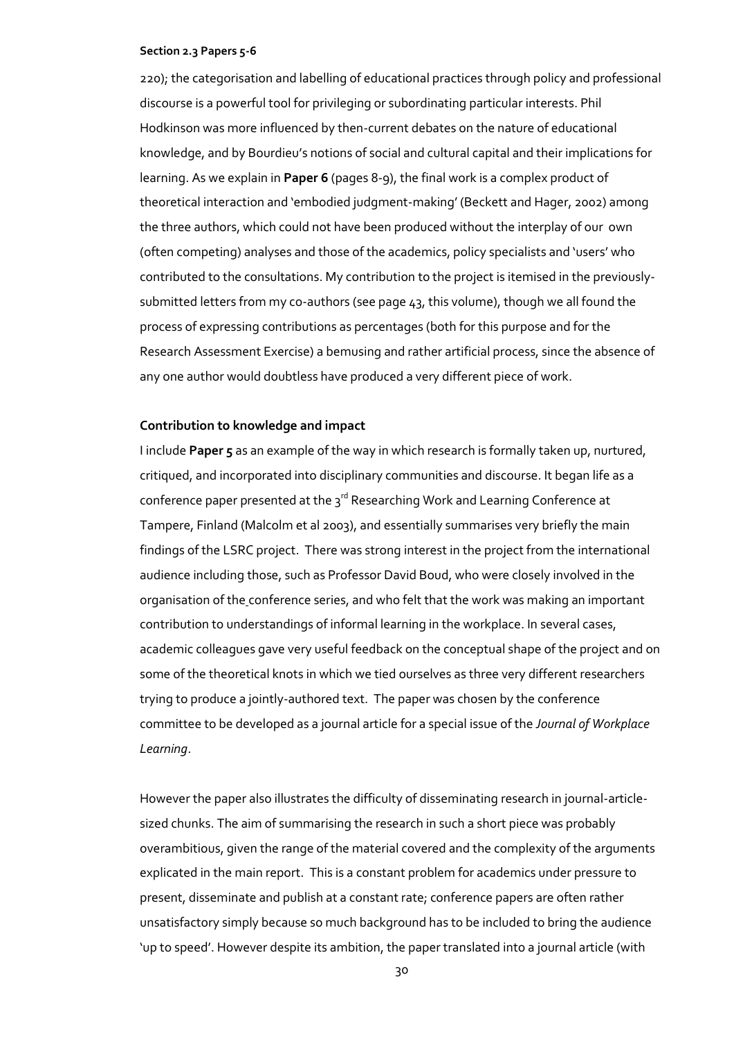220); the categorisation and labelling of educational practices through policy and professional discourse is a powerful tool for privileging or subordinating particular interests. Phil Hodkinson was more influenced by then-current debates on the nature of educational knowledge, and by Bourdieu's notions of social and cultural capital and their implications for learning. As we explain in **Paper 6** (pages 8-9), the final work is a complex product of theoretical interaction and 'embodied judgment-making' (Beckett and Hager, 2002) among the three authors, which could not have been produced without the interplay of our own (often competing) analyses and those of the academics, policy specialists and 'users' who contributed to the consultations. My contribution to the project is itemised in the previously-submitted letters from my co-authors (see page 43, this volume), though we all found the process of expressing contributions as percentages (both for this purpose and for the Research Assessment Exercise) a bemusing and rather artificial process, since the absence of any one author would doubtless have produced a very different piece of work.

### Contribution to knowledge and impact

I include **Paper 5** as an example of the way in which research is formally taken up, nurtured, critiqued, and incorporated into disciplinary communities and discourse. It began life as a conference paper presented at the 3rd Researching Work and Learning Conference at Tampere, Finland (Malcolm et al 2003), and essentially summarises very briefly the main findings of the LSRC project. There was strong interest in the project from the international audience including those, such as Professor David Boud, who were closely involved in the organisation of the conference series, and who felt that the work was making an important contribution to understandings of informal learning in the workplace. In several cases, academic colleagues gave very useful feedback on the conceptual shape of the project and on some of the theoretical knots in which we tied ourselves as three very different researchers trying to produce a jointly-authored text. The paper was chosen by the conference committee to be developed as a journal article for a special issue of the *Journal of Workplace Learning*.

However the paper also illustrates the difficulty of disseminating research in journal-article-sized chunks. The aim of summarising the research in such a short piece was probably overambitious, given the range of the material covered and the complexity of the arguments explicated in the main report. This is a constant problem for academics under pressure to present, disseminate and publish at a constant rate; conference papers are often rather unsatisfactory simply because so much background has to be included to bring the audience 'up to speed'. However despite its ambition, the paper translated into a journal article (with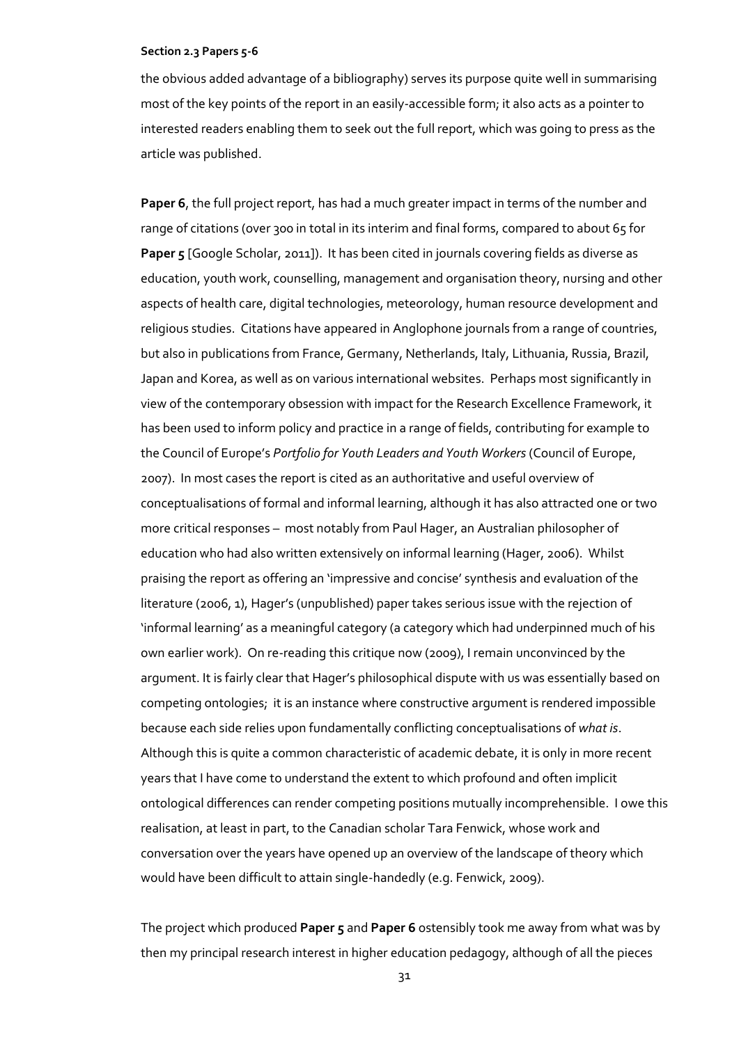the obvious added advantage of a bibliography) serves its purpose quite well in summarising most of the key points of the report in an easily-accessible form; it also acts as a pointer to interested readers enabling them to seek out the full report, which was going to press as the article was published.

**Paper 6**, the full project report, has had a much greater impact in terms of the number and range of citations (over 300 in total in its interim and final forms, compared to about 65 for **Paper 5** [Google Scholar, 2011]). It has been cited in journals covering fields as diverse as education, youth work, counselling, management and organisation theory, nursing and other aspects of health care, digital technologies, meteorology, human resource development and religious studies. Citations have appeared in Anglophone journals from a range of countries, but also in publications from France, Germany, Netherlands, Italy, Lithuania, Russia, Brazil, Japan and Korea, as well as on various international websites. Perhaps most significantly in view of the contemporary obsession with impact for the Research Excellence Framework, it has been used to inform policy and practice in a range of fields, contributing for example to the Council of Europe's *Portfolio for Youth Leaders and Youth Workers* (Council of Europe, 2007). In most cases the report is cited as an authoritative and useful overview of conceptualisations of formal and informal learning, although it has also attracted one or two more critical responses – most notably from Paul Hager, an Australian philosopher of education who had also written extensively on informal learning (Hager, 2006). Whilst praising the report as offering an 'impressive and concise' synthesis and evaluation of the literature (2006, 1), Hager's (unpublished) paper takes serious issue with the rejection of 'informal learning' as a meaningful category (a category which had underpinned much of his own earlier work). On re-reading this critique now (2009), I remain unconvinced by the argument. It is fairly clear that Hager's philosophical dispute with us was essentially based on competing ontologies; it is an instance where constructive argument is rendered impossible because each side relies upon fundamentally conflicting conceptualisations of *what is*. Although this is quite a common characteristic of academic debate, it is only in more recent years that I have come to understand the extent to which profound and often implicit ontological differences can render competing positions mutually incomprehensible. I owe this realisation, at least in part, to the Canadian scholar Tara Fenwick, whose work and conversation over the years have opened up an overview of the landscape of theory which would have been difficult to attain single-handedly (e.g. Fenwick, 2009).

The project which produced **Paper 5** and **Paper 6** ostensibly took me away from what was by then my principal research interest in higher education pedagogy, although of all the pieces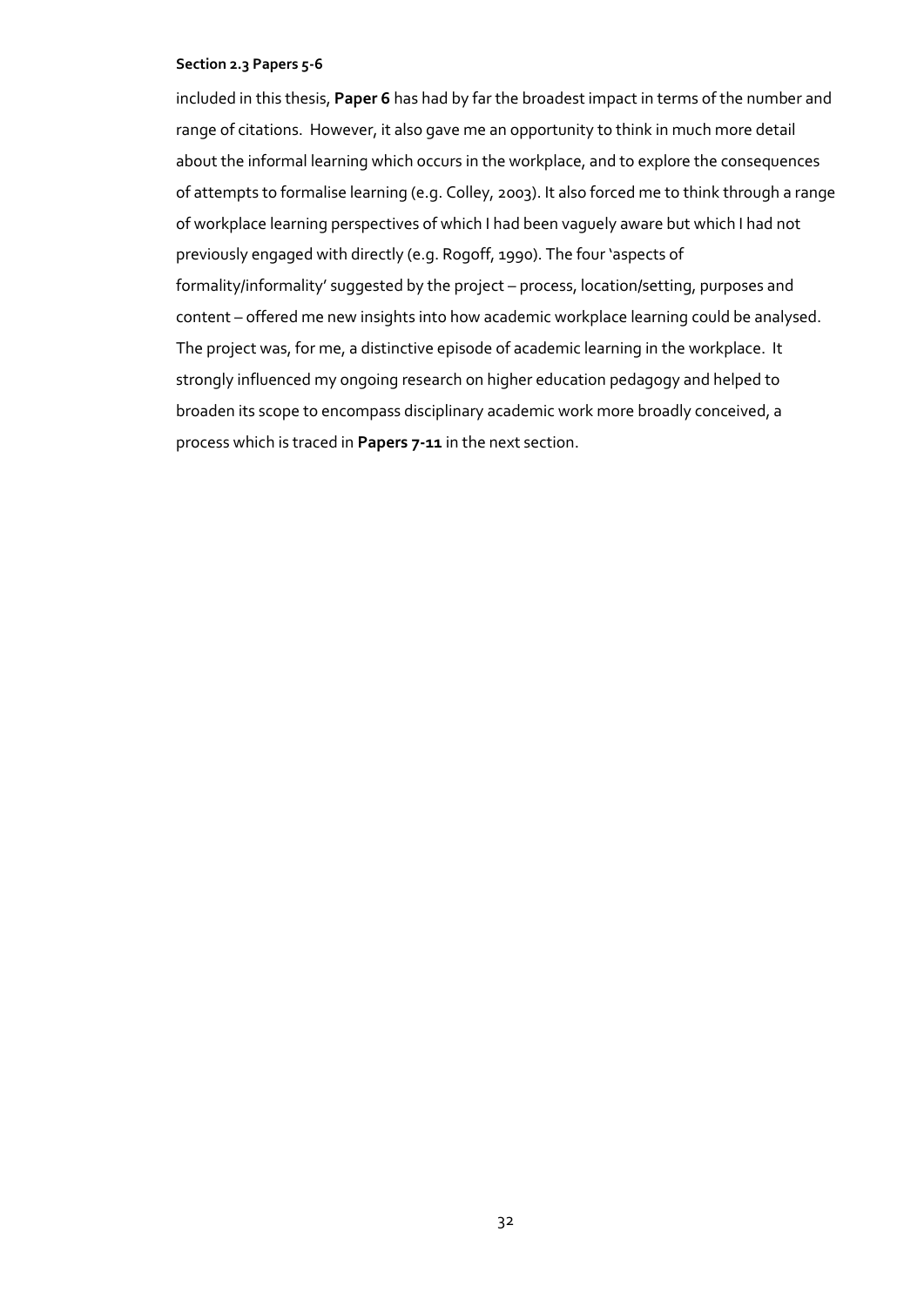included in this thesis, **Paper 6** has had by far the broadest impact in terms of the number and range of citations. However, it also gave me an opportunity to think in much more detail about the informal learning which occurs in the workplace, and to explore the consequences of attempts to formalise learning (e.g. Colley, 2003). It also forced me to think through a range of workplace learning perspectives of which I had been vaguely aware but which I had not previously engaged with directly (e.g. Rogoff, 1990). The four 'aspects of formality/informality' suggested by the project – process, location/setting, purposes and content – offered me new insights into how academic workplace learning could be analysed. The project was, for me, a distinctive episode of academic learning in the workplace. It strongly influenced my ongoing research on higher education pedagogy and helped to broaden its scope to encompass disciplinary academic work more broadly conceived, a process which is traced in **Papers 7-11** in the next section.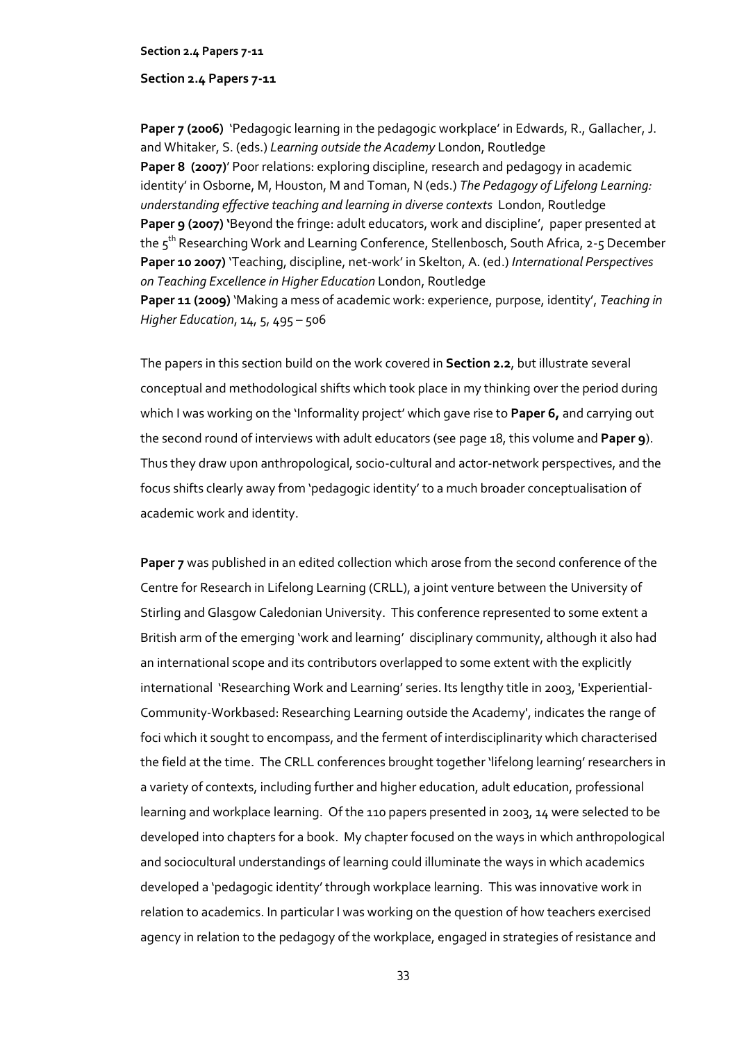**Section 2.4 Papers 7-11**

**Section 2.4 Papers 7-11**

**Paper 7 (2006)** 'Pedagogic learning in the pedagogic workplace' in Edwards, R., Gallacher, J. and Whitaker, S. (eds.) *Learning outside the Academy* London, Routledge
**Paper 8 (2007)**' Poor relations: exploring discipline, research and pedagogy in academic identity' in Osborne, M, Houston, M and Toman, N (eds.) *The Pedagogy of Lifelong Learning: understanding effective teaching and learning in diverse contexts* London, Routledge
**Paper 9 (2007) '**Beyond the fringe: adult educators, work and discipline', paper presented at the 5th Researching Work and Learning Conference, Stellenbosch, South Africa, 2-5 December
**Paper 10 2007)** 'Teaching, discipline, net-work' in Skelton, A. (ed.) *International Perspectives on Teaching Excellence in Higher Education* London, Routledge
**Paper 11 (2009)** 'Making a mess of academic work: experience, purpose, identity', *Teaching in Higher Education*, 14, 5, 495 – 506

The papers in this section build on the work covered in **Section 2.2**, but illustrate several conceptual and methodological shifts which took place in my thinking over the period during which I was working on the 'Informality project' which gave rise to **Paper 6,** and carrying out the second round of interviews with adult educators (see page 18, this volume and **Paper 9**). Thus they draw upon anthropological, socio-cultural and actor-network perspectives, and the focus shifts clearly away from 'pedagogic identity' to a much broader conceptualisation of academic work and identity.

**Paper 7** was published in an edited collection which arose from the second conference of the Centre for Research in Lifelong Learning (CRLL), a joint venture between the University of Stirling and Glasgow Caledonian University. This conference represented to some extent a British arm of the emerging 'work and learning' disciplinary community, although it also had an international scope and its contributors overlapped to some extent with the explicitly international 'Researching Work and Learning' series. Its lengthy title in 2003, 'Experiential-Community-Workbased: Researching Learning outside the Academy', indicates the range of foci which it sought to encompass, and the ferment of interdisciplinarity which characterised the field at the time. The CRLL conferences brought together 'lifelong learning' researchers in a variety of contexts, including further and higher education, adult education, professional learning and workplace learning. Of the 110 papers presented in 2003, 14 were selected to be developed into chapters for a book. My chapter focused on the ways in which anthropological and sociocultural understandings of learning could illuminate the ways in which academics developed a 'pedagogic identity' through workplace learning. This was innovative work in relation to academics. In particular I was working on the question of how teachers exercised agency in relation to the pedagogy of the workplace, engaged in strategies of resistance and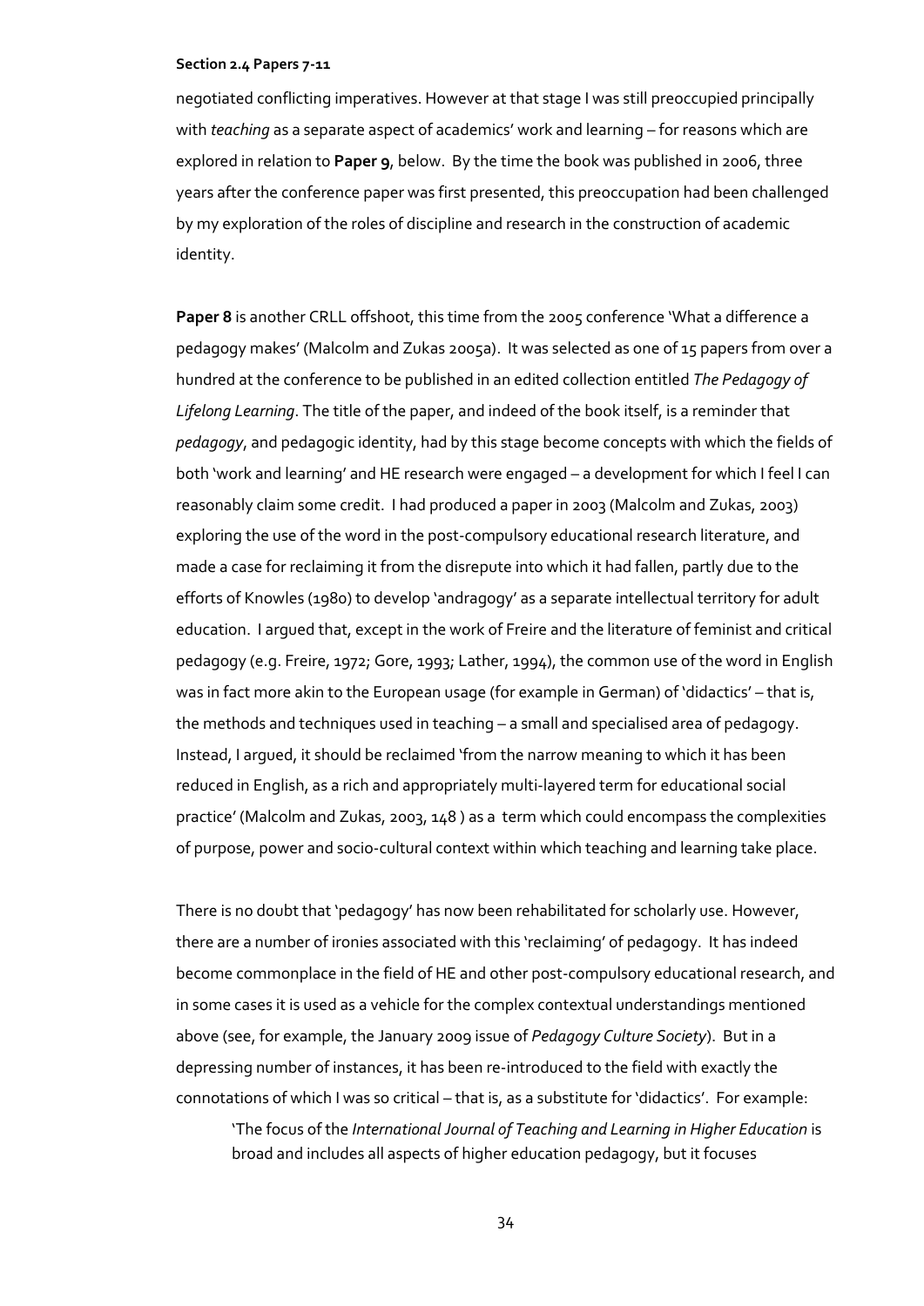negotiated conflicting imperatives. However at that stage I was still preoccupied principally with *teaching* as a separate aspect of academics' work and learning – for reasons which are explored in relation to **Paper 9**, below. By the time the book was published in 2006, three years after the conference paper was first presented, this preoccupation had been challenged by my exploration of the roles of discipline and research in the construction of academic identity.

**Paper 8** is another CRLL offshoot, this time from the 2005 conference 'What a difference a pedagogy makes' (Malcolm and Zukas 2005a). It was selected as one of 15 papers from over a hundred at the conference to be published in an edited collection entitled *The Pedagogy of Lifelong Learning*. The title of the paper, and indeed of the book itself, is a reminder that *pedagogy*, and pedagogic identity, had by this stage become concepts with which the fields of both 'work and learning' and HE research were engaged – a development for which I feel I can reasonably claim some credit. I had produced a paper in 2003 (Malcolm and Zukas, 2003) exploring the use of the word in the post-compulsory educational research literature, and made a case for reclaiming it from the disrepute into which it had fallen, partly due to the efforts of Knowles (1980) to develop 'andragogy' as a separate intellectual territory for adult education. I argued that, except in the work of Freire and the literature of feminist and critical pedagogy (e.g. Freire, 1972; Gore, 1993; Lather, 1994), the common use of the word in English was in fact more akin to the European usage (for example in German) of 'didactics' – that is, the methods and techniques used in teaching – a small and specialised area of pedagogy. Instead, I argued, it should be reclaimed 'from the narrow meaning to which it has been reduced in English, as a rich and appropriately multi-layered term for educational social practice' (Malcolm and Zukas, 2003, 148 ) as a term which could encompass the complexities of purpose, power and socio-cultural context within which teaching and learning take place.

There is no doubt that 'pedagogy' has now been rehabilitated for scholarly use. However, there are a number of ironies associated with this 'reclaiming' of pedagogy. It has indeed become commonplace in the field of HE and other post-compulsory educational research, and in some cases it is used as a vehicle for the complex contextual understandings mentioned above (see, for example, the January 2009 issue of *Pedagogy Culture Society*). But in a depressing number of instances, it has been re-introduced to the field with exactly the connotations of which I was so critical – that is, as a substitute for 'didactics'. For example:

> 'The focus of the *International Journal of Teaching and Learning in Higher Education* is broad and includes all aspects of higher education pedagogy, but it focuses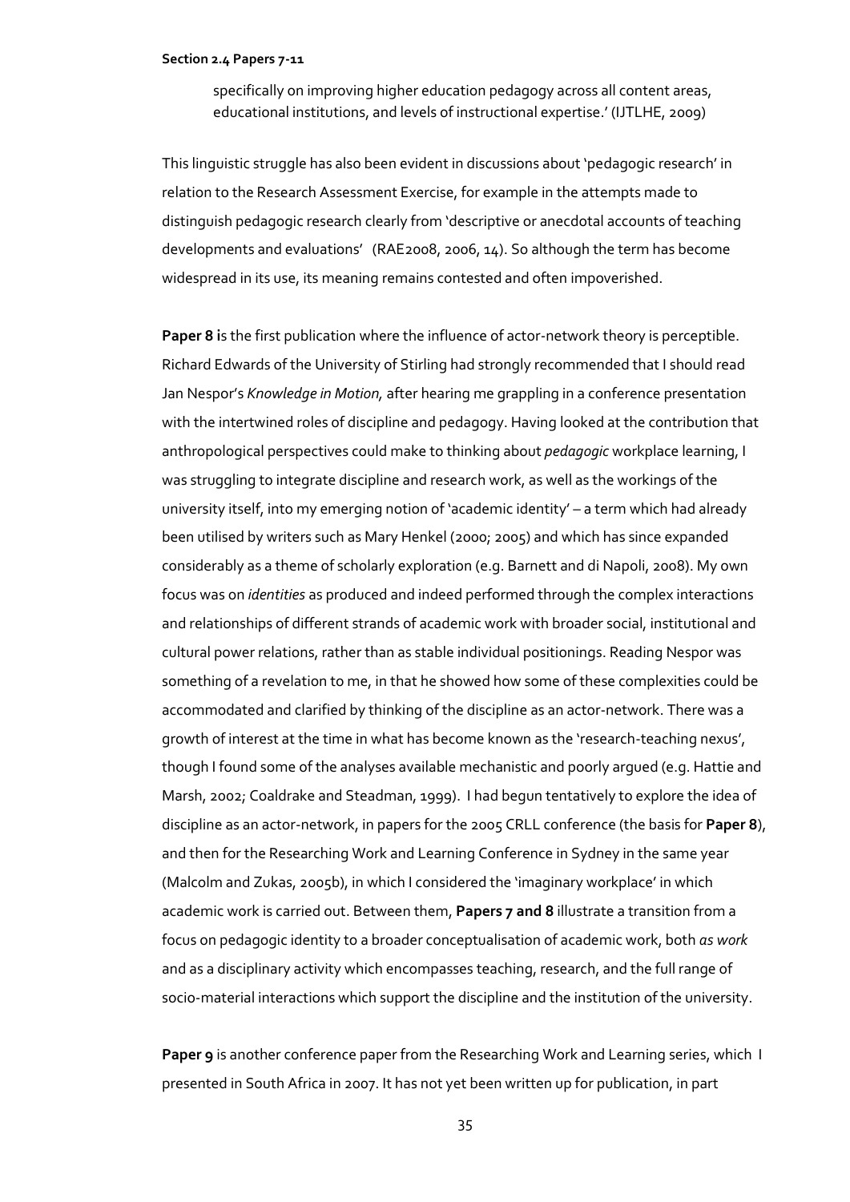specifically on improving higher education pedagogy across all content areas, educational institutions, and levels of instructional expertise.' (IJTLHE, 2009)

This linguistic struggle has also been evident in discussions about 'pedagogic research' in relation to the Research Assessment Exercise, for example in the attempts made to distinguish pedagogic research clearly from 'descriptive or anecdotal accounts of teaching developments and evaluations' (RAE2008, 2006, 14). So although the term has become widespread in its use, its meaning remains contested and often impoverished.

**Paper 8 i**s the first publication where the influence of actor-network theory is perceptible. Richard Edwards of the University of Stirling had strongly recommended that I should read Jan Nespor's *Knowledge in Motion,* after hearing me grappling in a conference presentation with the intertwined roles of discipline and pedagogy. Having looked at the contribution that anthropological perspectives could make to thinking about *pedagogic* workplace learning, I was struggling to integrate discipline and research work, as well as the workings of the university itself, into my emerging notion of 'academic identity' – a term which had already been utilised by writers such as Mary Henkel (2000; 2005) and which has since expanded considerably as a theme of scholarly exploration (e.g. Barnett and di Napoli, 2008). My own focus was on *identities* as produced and indeed performed through the complex interactions and relationships of different strands of academic work with broader social, institutional and cultural power relations, rather than as stable individual positionings. Reading Nespor was something of a revelation to me, in that he showed how some of these complexities could be accommodated and clarified by thinking of the discipline as an actor-network. There was a growth of interest at the time in what has become known as the 'research-teaching nexus', though I found some of the analyses available mechanistic and poorly argued (e.g. Hattie and Marsh, 2002; Coaldrake and Steadman, 1999). I had begun tentatively to explore the idea of discipline as an actor-network, in papers for the 2005 CRLL conference (the basis for **Paper 8**), and then for the Researching Work and Learning Conference in Sydney in the same year (Malcolm and Zukas, 2005b), in which I considered the 'imaginary workplace' in which academic work is carried out. Between them, **Papers 7 and 8** illustrate a transition from a focus on pedagogic identity to a broader conceptualisation of academic work, both *as work* and as a disciplinary activity which encompasses teaching, research, and the full range of socio-material interactions which support the discipline and the institution of the university.

**Paper 9** is another conference paper from the Researching Work and Learning series, which I presented in South Africa in 2007. It has not yet been written up for publication, in part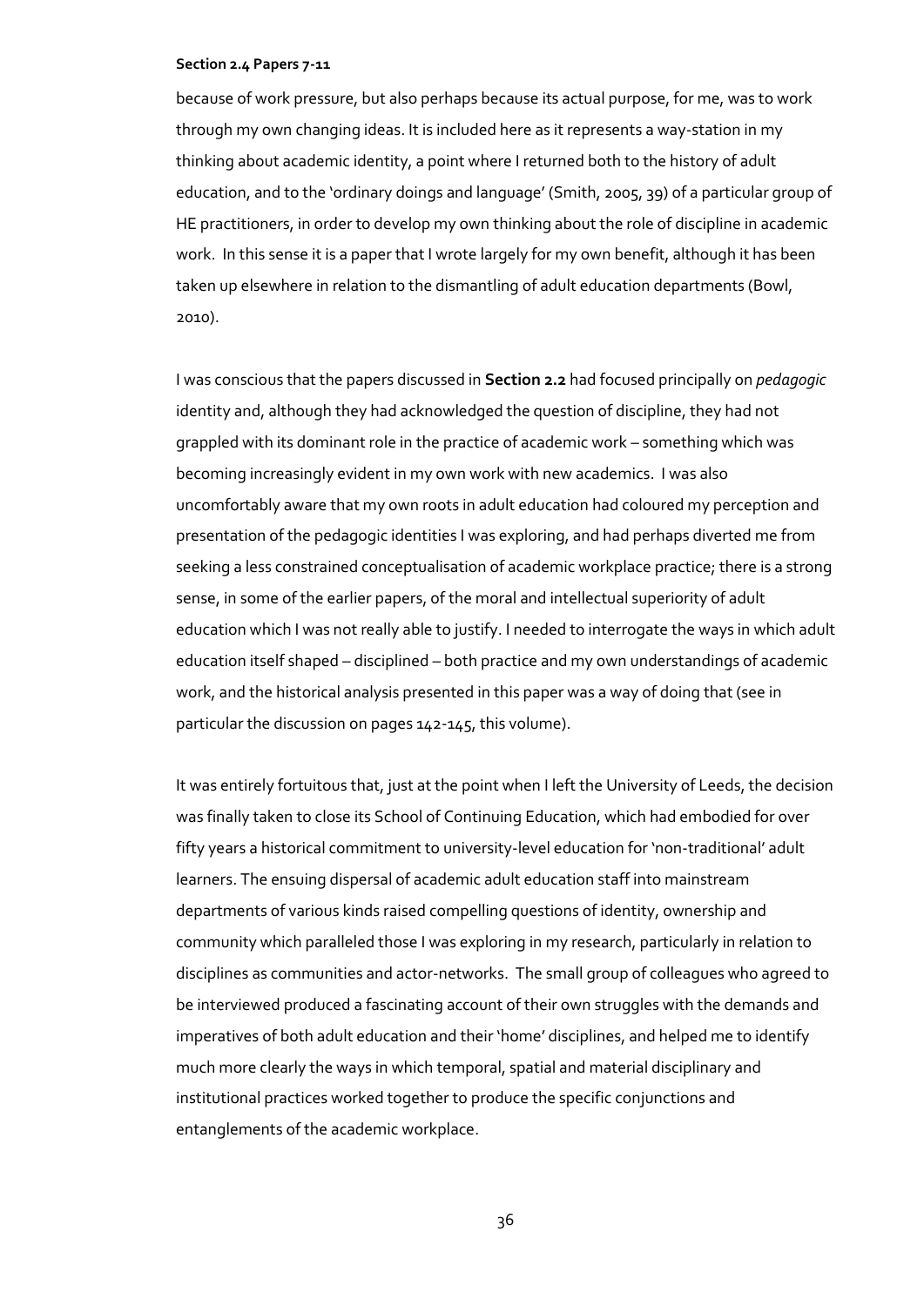because of work pressure, but also perhaps because its actual purpose, for me, was to work through my own changing ideas. It is included here as it represents a way-station in my thinking about academic identity, a point where I returned both to the history of adult education, and to the 'ordinary doings and language' (Smith, 2005, 39) of a particular group of HE practitioners, in order to develop my own thinking about the role of discipline in academic work. In this sense it is a paper that I wrote largely for my own benefit, although it has been taken up elsewhere in relation to the dismantling of adult education departments (Bowl, 2010).

I was conscious that the papers discussed in **Section 2.2** had focused principally on *pedagogic* identity and, although they had acknowledged the question of discipline, they had not grappled with its dominant role in the practice of academic work – something which was becoming increasingly evident in my own work with new academics. I was also uncomfortably aware that my own roots in adult education had coloured my perception and presentation of the pedagogic identities I was exploring, and had perhaps diverted me from seeking a less constrained conceptualisation of academic workplace practice; there is a strong sense, in some of the earlier papers, of the moral and intellectual superiority of adult education which I was not really able to justify. I needed to interrogate the ways in which adult education itself shaped – disciplined – both practice and my own understandings of academic work, and the historical analysis presented in this paper was a way of doing that (see in particular the discussion on pages 142-145, this volume).

It was entirely fortuitous that, just at the point when I left the University of Leeds, the decision was finally taken to close its School of Continuing Education, which had embodied for over fifty years a historical commitment to university-level education for 'non-traditional' adult learners. The ensuing dispersal of academic adult education staff into mainstream departments of various kinds raised compelling questions of identity, ownership and community which paralleled those I was exploring in my research, particularly in relation to disciplines as communities and actor-networks. The small group of colleagues who agreed to be interviewed produced a fascinating account of their own struggles with the demands and imperatives of both adult education and their 'home' disciplines, and helped me to identify much more clearly the ways in which temporal, spatial and material disciplinary and institutional practices worked together to produce the specific conjunctions and entanglements of the academic workplace.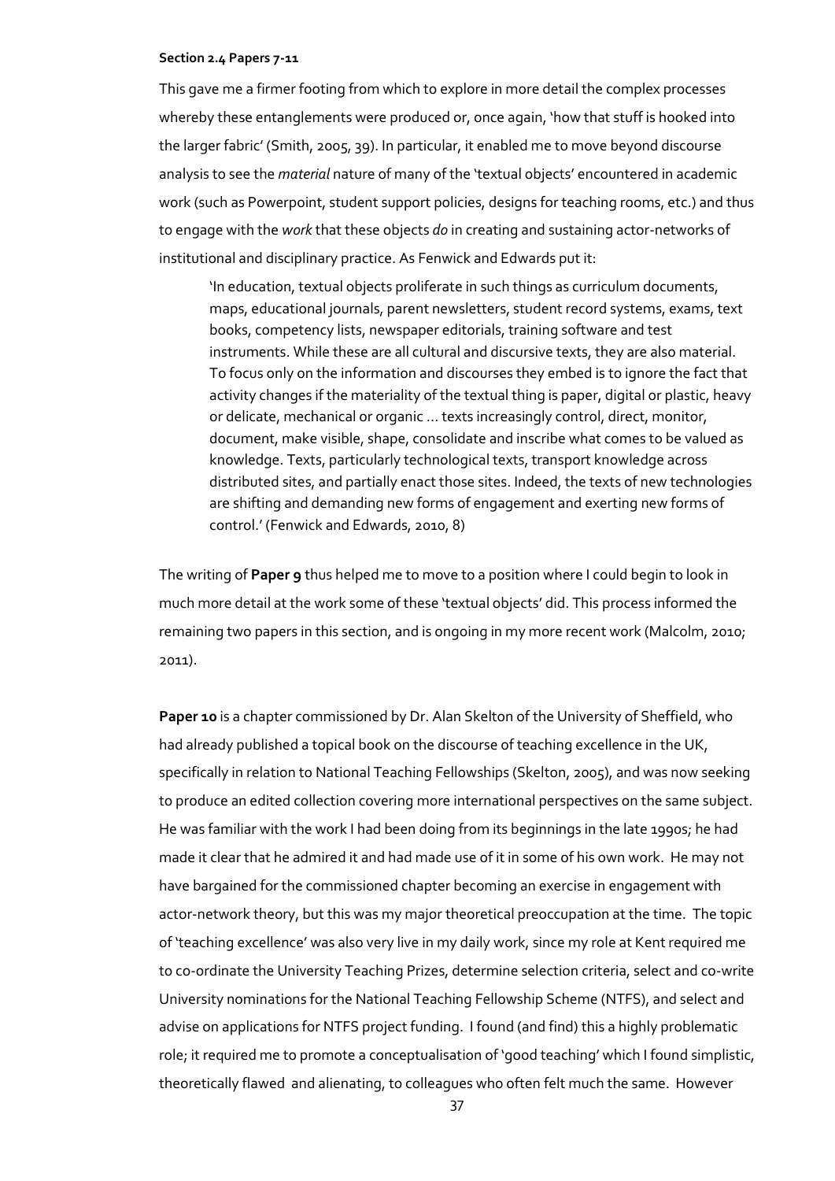**Section 2.4 Papers 7-11**

This gave me a firmer footing from which to explore in more detail the complex processes whereby these entanglements were produced or, once again, 'how that stuff is hooked into the larger fabric' (Smith, 2005, 39). In particular, it enabled me to move beyond discourse analysis to see the *material* nature of many of the 'textual objects' encountered in academic work (such as Powerpoint, student support policies, designs for teaching rooms, etc.) and thus to engage with the *work* that these objects *do* in creating and sustaining actor-networks of institutional and disciplinary practice. As Fenwick and Edwards put it:

> 'In education, textual objects proliferate in such things as curriculum documents, maps, educational journals, parent newsletters, student record systems, exams, text books, competency lists, newspaper editorials, training software and test instruments. While these are all cultural and discursive texts, they are also material. To focus only on the information and discourses they embed is to ignore the fact that activity changes if the materiality of the textual thing is paper, digital or plastic, heavy or delicate, mechanical or organic … texts increasingly control, direct, monitor, document, make visible, shape, consolidate and inscribe what comes to be valued as knowledge. Texts, particularly technological texts, transport knowledge across distributed sites, and partially enact those sites. Indeed, the texts of new technologies are shifting and demanding new forms of engagement and exerting new forms of control.' (Fenwick and Edwards, 2010, 8)

The writing of **Paper 9** thus helped me to move to a position where I could begin to look in much more detail at the work some of these 'textual objects' did. This process informed the remaining two papers in this section, and is ongoing in my more recent work (Malcolm, 2010; 2011).

**Paper 10** is a chapter commissioned by Dr. Alan Skelton of the University of Sheffield, who had already published a topical book on the discourse of teaching excellence in the UK, specifically in relation to National Teaching Fellowships (Skelton, 2005), and was now seeking to produce an edited collection covering more international perspectives on the same subject. He was familiar with the work I had been doing from its beginnings in the late 1990s; he had made it clear that he admired it and had made use of it in some of his own work. He may not have bargained for the commissioned chapter becoming an exercise in engagement with actor-network theory, but this was my major theoretical preoccupation at the time. The topic of 'teaching excellence' was also very live in my daily work, since my role at Kent required me to co-ordinate the University Teaching Prizes, determine selection criteria, select and co-write University nominations for the National Teaching Fellowship Scheme (NTFS), and select and advise on applications for NTFS project funding. I found (and find) this a highly problematic role; it required me to promote a conceptualisation of 'good teaching' which I found simplistic, theoretically flawed and alienating, to colleagues who often felt much the same. However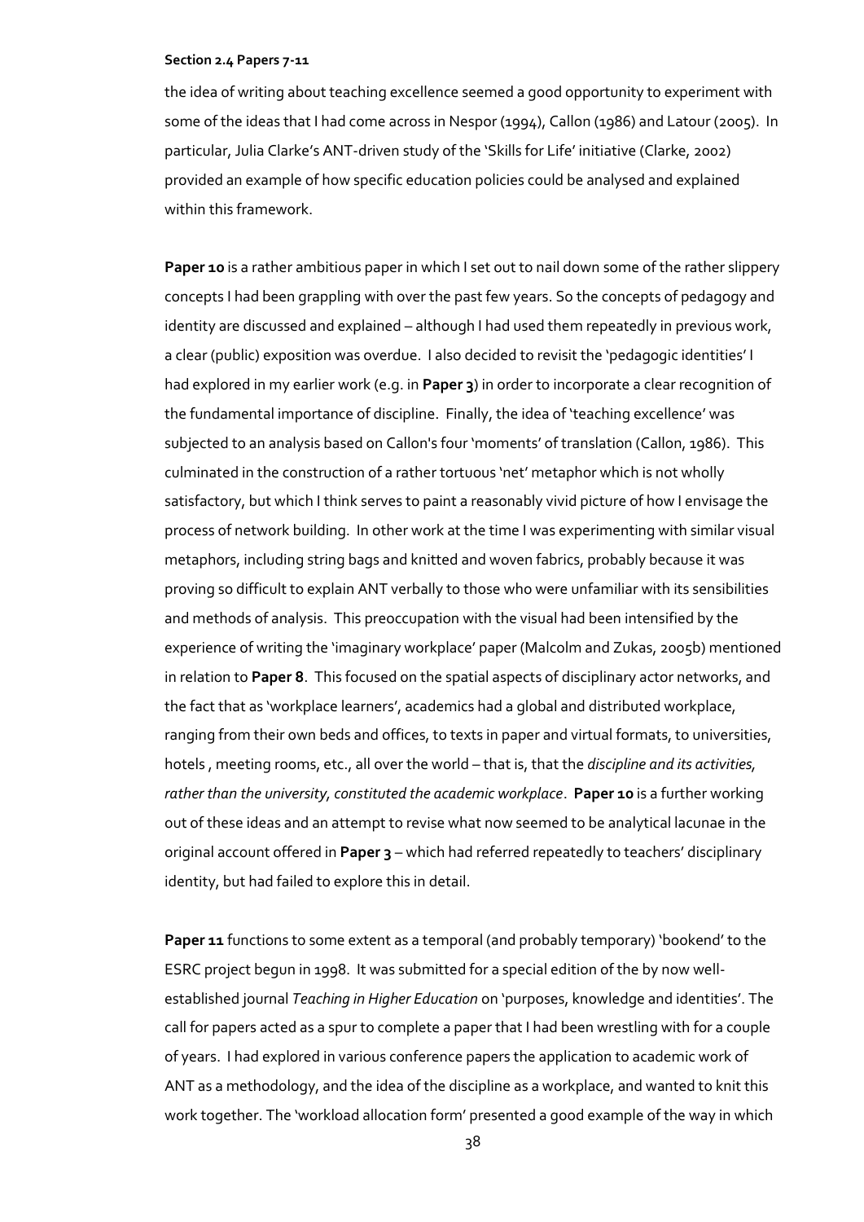the idea of writing about teaching excellence seemed a good opportunity to experiment with some of the ideas that I had come across in Nespor (1994), Callon (1986) and Latour (2005). In particular, Julia Clarke's ANT-driven study of the 'Skills for Life' initiative (Clarke, 2002) provided an example of how specific education policies could be analysed and explained within this framework.

**Paper 10** is a rather ambitious paper in which I set out to nail down some of the rather slippery concepts I had been grappling with over the past few years. So the concepts of pedagogy and identity are discussed and explained – although I had used them repeatedly in previous work, a clear (public) exposition was overdue. I also decided to revisit the 'pedagogic identities' I had explored in my earlier work (e.g. in **Paper 3**) in order to incorporate a clear recognition of the fundamental importance of discipline. Finally, the idea of 'teaching excellence' was subjected to an analysis based on Callon's four 'moments' of translation (Callon, 1986). This culminated in the construction of a rather tortuous 'net' metaphor which is not wholly satisfactory, but which I think serves to paint a reasonably vivid picture of how I envisage the process of network building. In other work at the time I was experimenting with similar visual metaphors, including string bags and knitted and woven fabrics, probably because it was proving so difficult to explain ANT verbally to those who were unfamiliar with its sensibilities and methods of analysis. This preoccupation with the visual had been intensified by the experience of writing the 'imaginary workplace' paper (Malcolm and Zukas, 2005b) mentioned in relation to **Paper 8**. This focused on the spatial aspects of disciplinary actor networks, and the fact that as 'workplace learners', academics had a global and distributed workplace, ranging from their own beds and offices, to texts in paper and virtual formats, to universities, hotels , meeting rooms, etc., all over the world – that is, that the *discipline and its activities, rather than the university, constituted the academic workplace*. **Paper 10** is a further working out of these ideas and an attempt to revise what now seemed to be analytical lacunae in the original account offered in **Paper 3** – which had referred repeatedly to teachers' disciplinary identity, but had failed to explore this in detail.

**Paper 11** functions to some extent as a temporal (and probably temporary) 'bookend' to the ESRC project begun in 1998. It was submitted for a special edition of the by now well-established journal *Teaching in Higher Education* on 'purposes, knowledge and identities'. The call for papers acted as a spur to complete a paper that I had been wrestling with for a couple of years. I had explored in various conference papers the application to academic work of ANT as a methodology, and the idea of the discipline as a workplace, and wanted to knit this work together. The 'workload allocation form' presented a good example of the way in which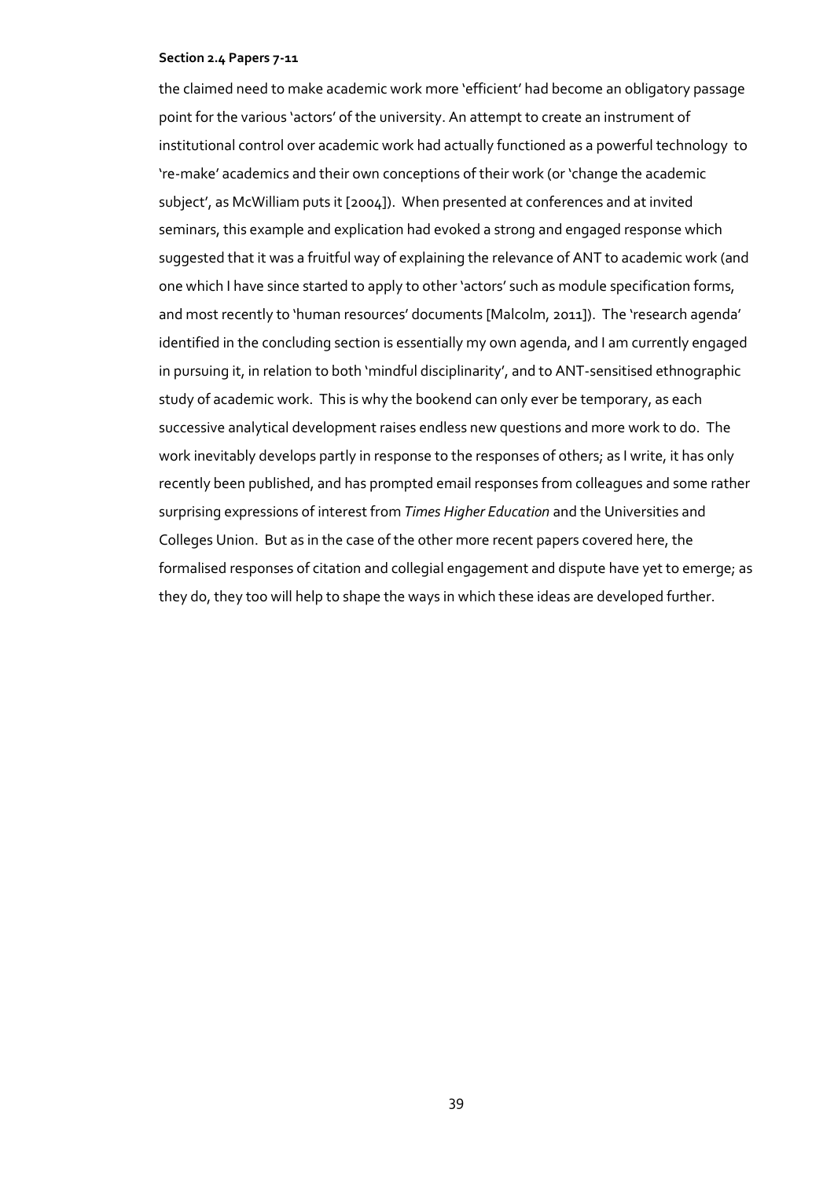the claimed need to make academic work more 'efficient' had become an obligatory passage point for the various 'actors' of the university. An attempt to create an instrument of institutional control over academic work had actually functioned as a powerful technology to 're-make' academics and their own conceptions of their work (or 'change the academic subject', as McWilliam puts it [2004]). When presented at conferences and at invited seminars, this example and explication had evoked a strong and engaged response which suggested that it was a fruitful way of explaining the relevance of ANT to academic work (and one which I have since started to apply to other 'actors' such as module specification forms, and most recently to 'human resources' documents [Malcolm, 2011]). The 'research agenda' identified in the concluding section is essentially my own agenda, and I am currently engaged in pursuing it, in relation to both 'mindful disciplinarity', and to ANT-sensitised ethnographic study of academic work. This is why the bookend can only ever be temporary, as each successive analytical development raises endless new questions and more work to do. The work inevitably develops partly in response to the responses of others; as I write, it has only recently been published, and has prompted email responses from colleagues and some rather surprising expressions of interest from *Times Higher Education* and the Universities and Colleges Union. But as in the case of the other more recent papers covered here, the formalised responses of citation and collegial engagement and dispute have yet to emerge; as they do, they too will help to shape the ways in which these ideas are developed further.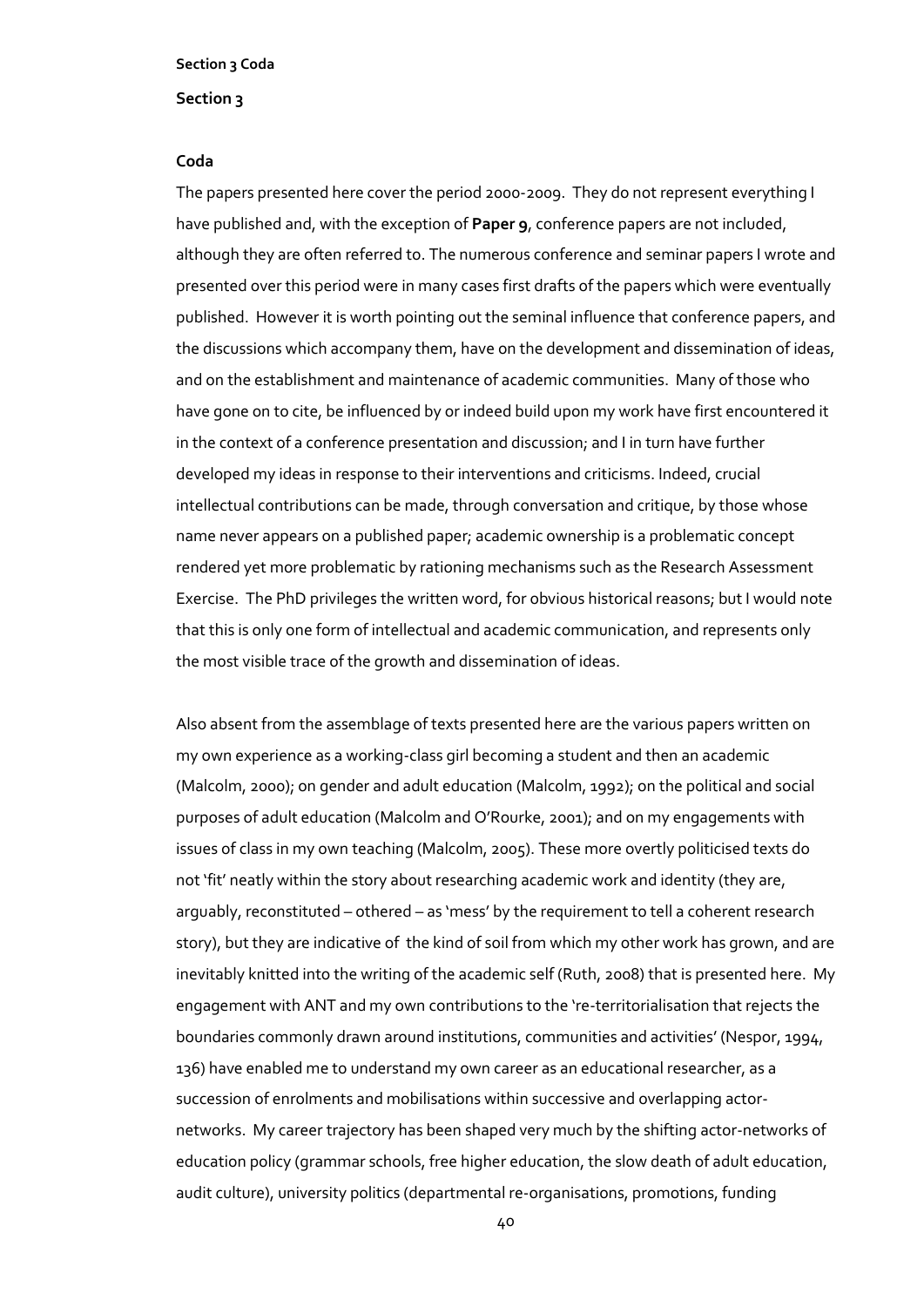## Section 3

### Coda

The papers presented here cover the period 2000-2009. They do not represent everything I have published and, with the exception of **Paper 9**, conference papers are not included, although they are often referred to. The numerous conference and seminar papers I wrote and presented over this period were in many cases first drafts of the papers which were eventually published. However it is worth pointing out the seminal influence that conference papers, and the discussions which accompany them, have on the development and dissemination of ideas, and on the establishment and maintenance of academic communities. Many of those who have gone on to cite, be influenced by or indeed build upon my work have first encountered it in the context of a conference presentation and discussion; and I in turn have further developed my ideas in response to their interventions and criticisms. Indeed, crucial intellectual contributions can be made, through conversation and critique, by those whose name never appears on a published paper; academic ownership is a problematic concept rendered yet more problematic by rationing mechanisms such as the Research Assessment Exercise. The PhD privileges the written word, for obvious historical reasons; but I would note that this is only one form of intellectual and academic communication, and represents only the most visible trace of the growth and dissemination of ideas.

Also absent from the assemblage of texts presented here are the various papers written on my own experience as a working-class girl becoming a student and then an academic (Malcolm, 2000); on gender and adult education (Malcolm, 1992); on the political and social purposes of adult education (Malcolm and O'Rourke, 2001); and on my engagements with issues of class in my own teaching (Malcolm, 2005). These more overtly politicised texts do not 'fit' neatly within the story about researching academic work and identity (they are, arguably, reconstituted – othered – as 'mess' by the requirement to tell a coherent research story), but they are indicative of the kind of soil from which my other work has grown, and are inevitably knitted into the writing of the academic self (Ruth, 2008) that is presented here. My engagement with ANT and my own contributions to the 're-territorialisation that rejects the boundaries commonly drawn around institutions, communities and activities' (Nespor, 1994, 136) have enabled me to understand my own career as an educational researcher, as a succession of enrolments and mobilisations within successive and overlapping actor-networks. My career trajectory has been shaped very much by the shifting actor-networks of education policy (grammar schools, free higher education, the slow death of adult education, audit culture), university politics (departmental re-organisations, promotions, funding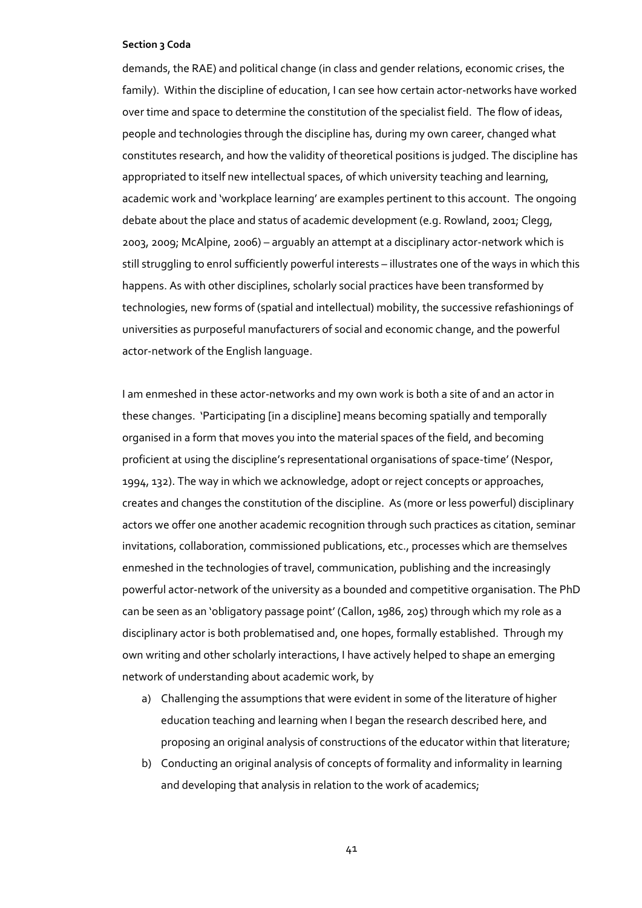demands, the RAE) and political change (in class and gender relations, economic crises, the family). Within the discipline of education, I can see how certain actor-networks have worked over time and space to determine the constitution of the specialist field. The flow of ideas, people and technologies through the discipline has, during my own career, changed what constitutes research, and how the validity of theoretical positions is judged. The discipline has appropriated to itself new intellectual spaces, of which university teaching and learning, academic work and 'workplace learning' are examples pertinent to this account. The ongoing debate about the place and status of academic development (e.g. Rowland, 2001; Clegg, 2003, 2009; McAlpine, 2006) – arguably an attempt at a disciplinary actor-network which is still struggling to enrol sufficiently powerful interests – illustrates one of the ways in which this happens. As with other disciplines, scholarly social practices have been transformed by technologies, new forms of (spatial and intellectual) mobility, the successive refashionings of universities as purposeful manufacturers of social and economic change, and the powerful actor-network of the English language.

I am enmeshed in these actor-networks and my own work is both a site of and an actor in these changes. 'Participating [in a discipline] means becoming spatially and temporally organised in a form that moves you into the material spaces of the field, and becoming proficient at using the discipline's representational organisations of space-time' (Nespor, 1994, 132). The way in which we acknowledge, adopt or reject concepts or approaches, creates and changes the constitution of the discipline. As (more or less powerful) disciplinary actors we offer one another academic recognition through such practices as citation, seminar invitations, collaboration, commissioned publications, etc., processes which are themselves enmeshed in the technologies of travel, communication, publishing and the increasingly powerful actor-network of the university as a bounded and competitive organisation. The PhD can be seen as an 'obligatory passage point' (Callon, 1986, 205) through which my role as a disciplinary actor is both problematised and, one hopes, formally established. Through my own writing and other scholarly interactions, I have actively helped to shape an emerging network of understanding about academic work, by

a) Challenging the assumptions that were evident in some of the literature of higher education teaching and learning when I began the research described here, and proposing an original analysis of constructions of the educator within that literature;
b) Conducting an original analysis of concepts of formality and informality in learning and developing that analysis in relation to the work of academics;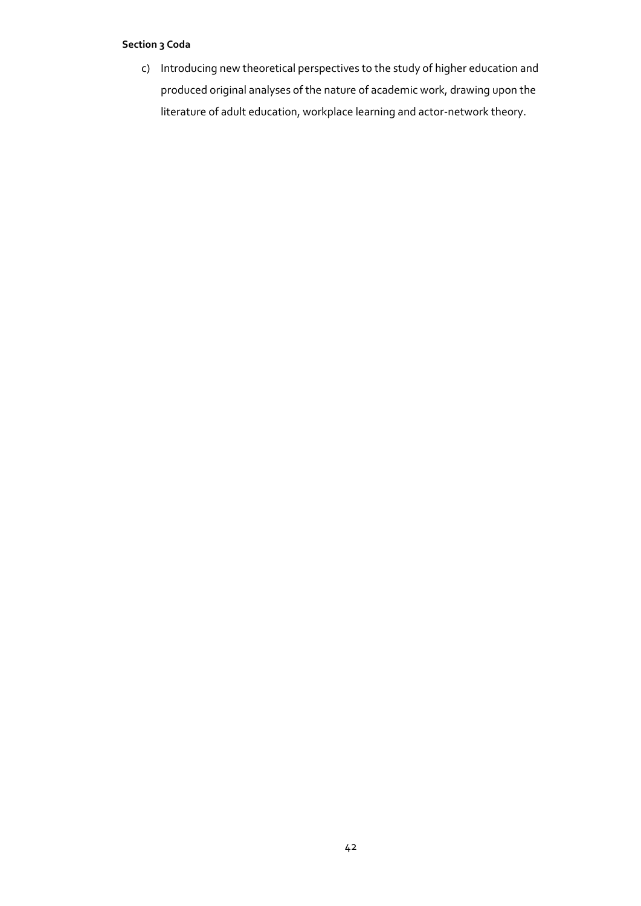**Section 3 Coda**

c) Introducing new theoretical perspectives to the study of higher education and produced original analyses of the nature of academic work, drawing upon the literature of adult education, workplace learning and actor-network theory.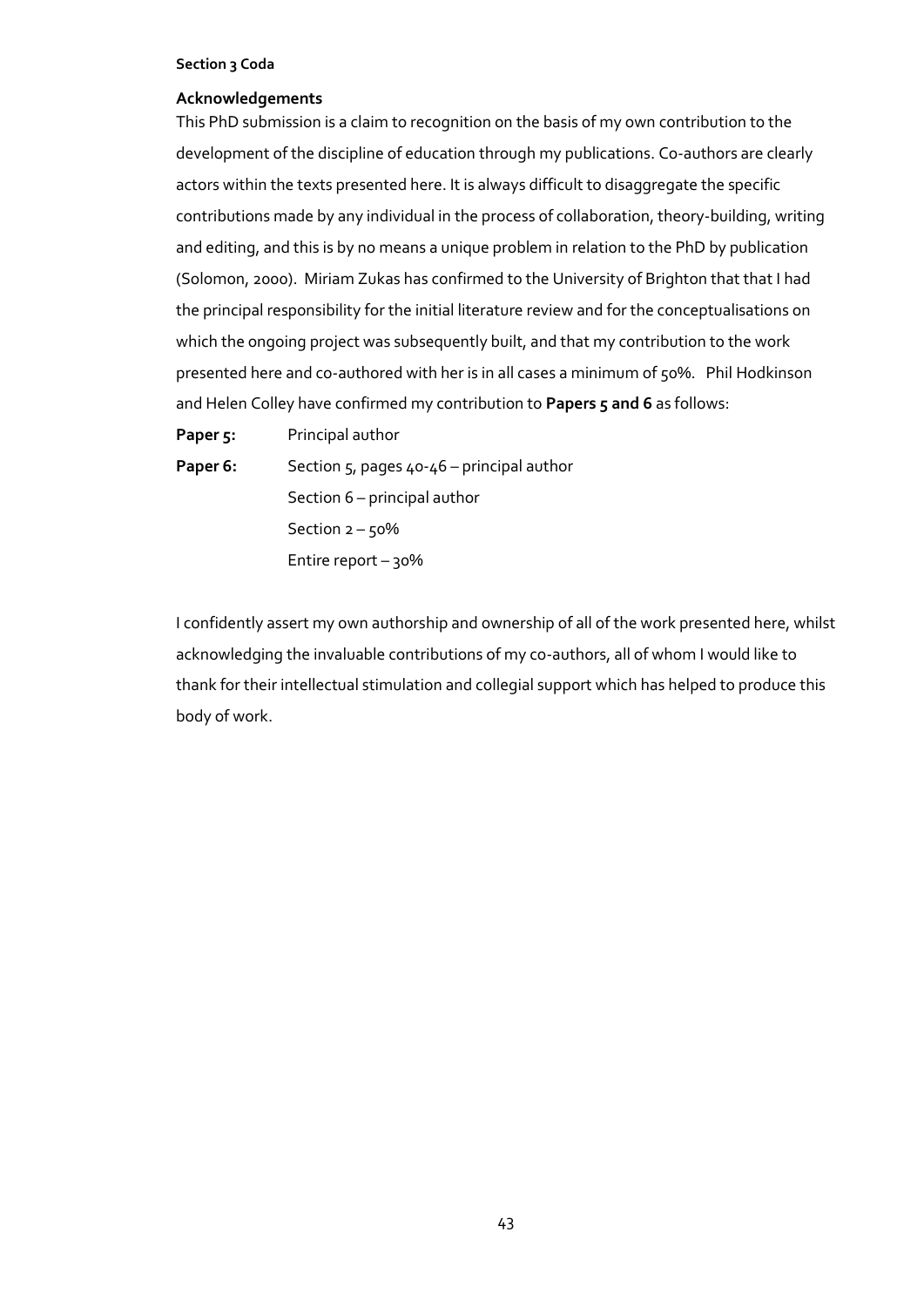**Section 3 Coda**

**Acknowledgements**

This PhD submission is a claim to recognition on the basis of my own contribution to the development of the discipline of education through my publications. Co-authors are clearly actors within the texts presented here. It is always difficult to disaggregate the specific contributions made by any individual in the process of collaboration, theory-building, writing and editing, and this is by no means a unique problem in relation to the PhD by publication (Solomon, 2000). Miriam Zukas has confirmed to the University of Brighton that that I had the principal responsibility for the initial literature review and for the conceptualisations on which the ongoing project was subsequently built, and that my contribution to the work presented here and co-authored with her is in all cases a minimum of 50%. Phil Hodkinson and Helen Colley have confirmed my contribution to **Papers 5 and 6** as follows:

**Paper 5:** Principal author

**Paper 6:** Section 5, pages 40-46 – principal author
Section 6 – principal author
Section 2 – 50%
Entire report – 30%

I confidently assert my own authorship and ownership of all of the work presented here, whilst acknowledging the invaluable contributions of my co-authors, all of whom I would like to thank for their intellectual stimulation and collegial support which has helped to produce this body of work.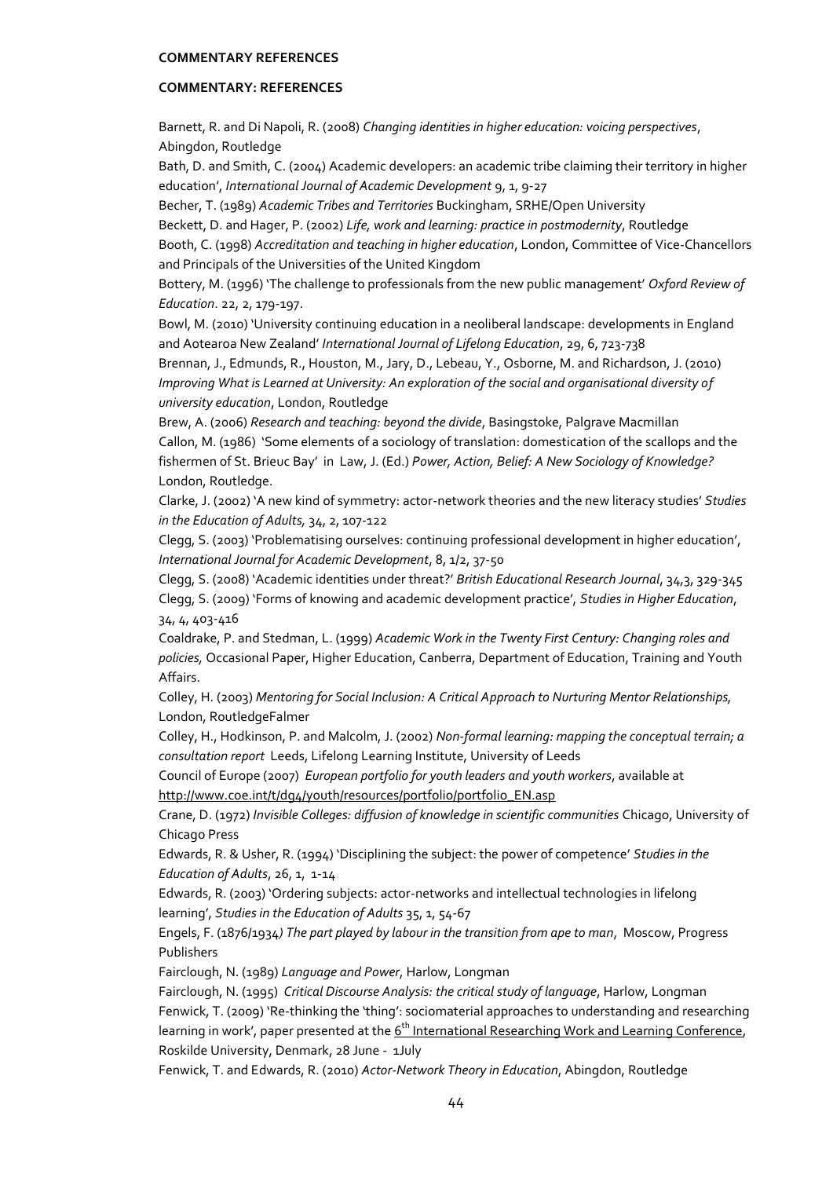**COMMENTARY REFERENCES**

**COMMENTARY: REFERENCES**

Barnett, R. and Di Napoli, R. (2008) *Changing identities in higher education: voicing perspectives*, Abingdon, Routledge

Bath, D. and Smith, C. (2004) Academic developers: an academic tribe claiming their territory in higher education', *International Journal of Academic Development* 9, 1, 9-27

Becher, T. (1989) *Academic Tribes and Territories* Buckingham, SRHE/Open University

Beckett, D. and Hager, P. (2002) *Life, work and learning: practice in postmodernity*, Routledge

Booth, C. (1998) *Accreditation and teaching in higher education*, London, Committee of Vice-Chancellors and Principals of the Universities of the United Kingdom

Bottery, M. (1996) 'The challenge to professionals from the new public management' *Oxford Review of Education*. 22, 2, 179-197.

Bowl, M. (2010) 'University continuing education in a neoliberal landscape: developments in England and Aotearoa New Zealand' *International Journal of Lifelong Education*, 29, 6, 723-738

Brennan, J., Edmunds, R., Houston, M., Jary, D., Lebeau, Y., Osborne, M. and Richardson, J. (2010) *Improving What is Learned at University: An exploration of the social and organisational diversity of university education*, London, Routledge

Brew, A. (2006) *Research and teaching: beyond the divide*, Basingstoke, Palgrave Macmillan

Callon, M. (1986) 'Some elements of a sociology of translation: domestication of the scallops and the fishermen of St. Brieuc Bay' in Law, J. (Ed.) *Power, Action, Belief: A New Sociology of Knowledge?* London, Routledge.

Clarke, J. (2002) 'A new kind of symmetry: actor-network theories and the new literacy studies' *Studies in the Education of Adults,* 34, 2, 107-122

Clegg, S. (2003) 'Problematising ourselves: continuing professional development in higher education', *International Journal for Academic Development*, 8, 1/2, 37-50

Clegg, S. (2008) 'Academic identities under threat?' *British Educational Research Journal*, 34,3, 329-345

Clegg, S. (2009) 'Forms of knowing and academic development practice', *Studies in Higher Education*, 34, 4, 403-416

Coaldrake, P. and Stedman, L. (1999) *Academic Work in the Twenty First Century: Changing roles and policies,* Occasional Paper, Higher Education, Canberra, Department of Education, Training and Youth Affairs.

Colley, H. (2003) *Mentoring for Social Inclusion: A Critical Approach to Nurturing Mentor Relationships,* London, RoutledgeFalmer

Colley, H., Hodkinson, P. and Malcolm, J. (2002) *Non-formal learning: mapping the conceptual terrain; a consultation report* Leeds, Lifelong Learning Institute, University of Leeds

Council of Europe (2007) *European portfolio for youth leaders and youth workers*, available at http://www.coe.int/t/dg4/youth/resources/portfolio/portfolio_EN.asp

Crane, D. (1972) *Invisible Colleges: diffusion of knowledge in scientific communities* Chicago, University of Chicago Press

Edwards, R. & Usher, R. (1994) 'Disciplining the subject: the power of competence' *Studies in the Education of Adults*, 26, 1, 1-14

Edwards, R. (2003) 'Ordering subjects: actor-networks and intellectual technologies in lifelong learning', *Studies in the Education of Adults* 35, 1, 54-67

Engels, F. (1876/1934*) The part played by labour in the transition from ape to man*, Moscow, Progress Publishers

Fairclough, N. (1989) *Language and Power*, Harlow, Longman

Fairclough, N. (1995) *Critical Discourse Analysis: the critical study of language*, Harlow, Longman

Fenwick, T. (2009) 'Re-thinking the 'thing': sociomaterial approaches to understanding and researching learning in work', paper presented at the 6th International Researching Work and Learning Conference, Roskilde University, Denmark, 28 June - 1July

Fenwick, T. and Edwards, R. (2010) *Actor-Network Theory in Education*, Abingdon, Routledge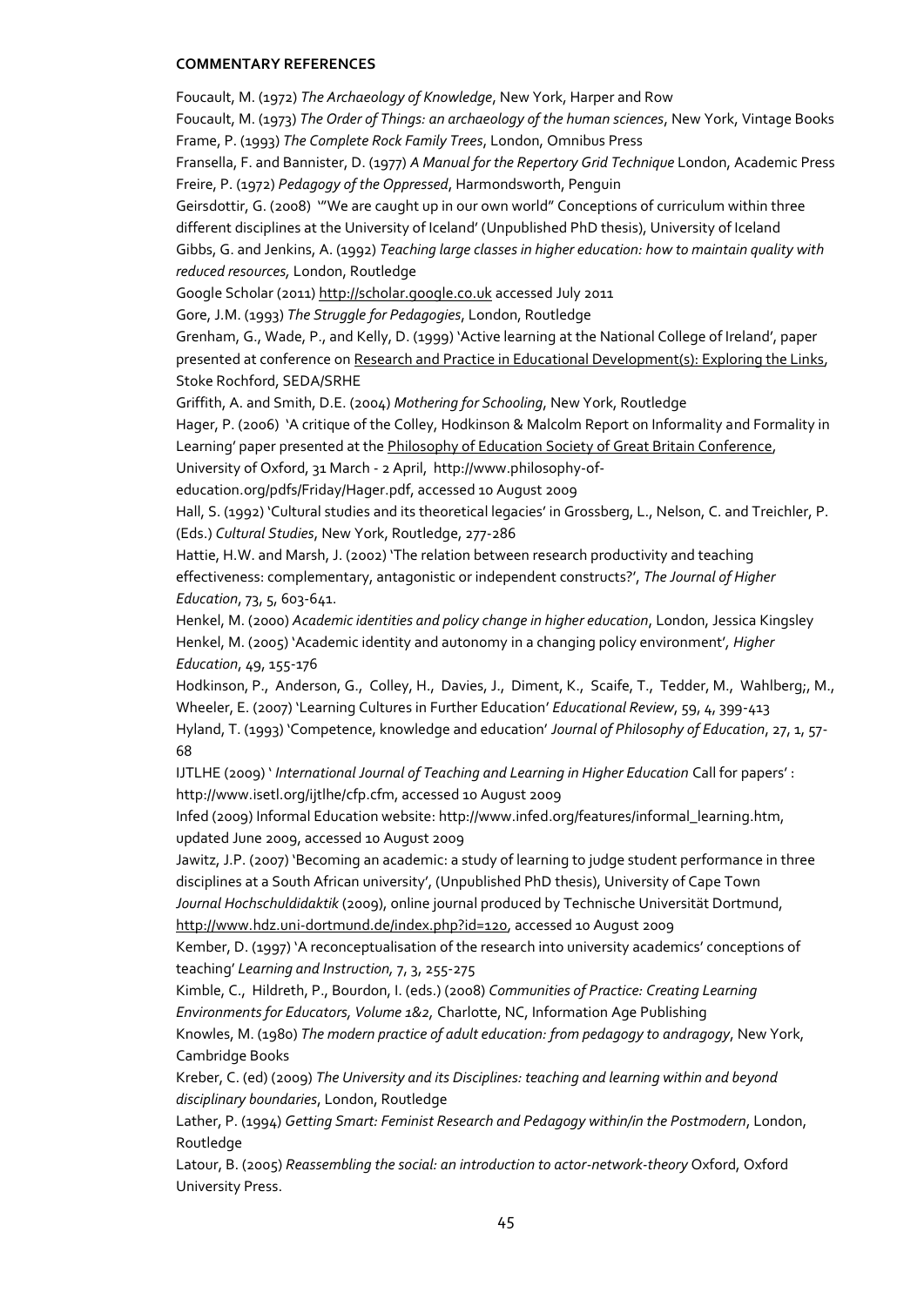**COMMENTARY REFERENCES**

Foucault, M. (1972) *The Archaeology of Knowledge*, New York, Harper and Row

Foucault, M. (1973) *The Order of Things: an archaeology of the human sciences*, New York, Vintage Books

Frame, P. (1993) *The Complete Rock Family Trees*, London, Omnibus Press

Fransella, F. and Bannister, D. (1977) *A Manual for the Repertory Grid Technique* London, Academic Press

Freire, P. (1972) *Pedagogy of the Oppressed*, Harmondsworth, Penguin

Geirsdottir, G. (2008) '"We are caught up in our own world" Conceptions of curriculum within three different disciplines at the University of Iceland' (Unpublished PhD thesis), University of Iceland

Gibbs, G. and Jenkins, A. (1992) *Teaching large classes in higher education: how to maintain quality with reduced resources,* London, Routledge

Google Scholar (2011) http://scholar.google.co.uk accessed July 2011

Gore, J.M. (1993) *The Struggle for Pedagogies*, London, Routledge

Grenham, G., Wade, P., and Kelly, D. (1999) 'Active learning at the National College of Ireland', paper presented at conference on Research and Practice in Educational Development(s): Exploring the Links, Stoke Rochford, SEDA/SRHE

Griffith, A. and Smith, D.E. (2004) *Mothering for Schooling*, New York, Routledge

Hager, P. (2006) 'A critique of the Colley, Hodkinson & Malcolm Report on Informality and Formality in Learning' paper presented at the Philosophy of Education Society of Great Britain Conference, University of Oxford, 31 March - 2 April, http://www.philosophy-of-education.org/pdfs/Friday/Hager.pdf, accessed 10 August 2009

Hall, S. (1992) 'Cultural studies and its theoretical legacies' in Grossberg, L., Nelson, C. and Treichler, P. (Eds.) *Cultural Studies*, New York, Routledge, 277-286

Hattie, H.W. and Marsh, J. (2002) 'The relation between research productivity and teaching effectiveness: complementary, antagonistic or independent constructs?', *The Journal of Higher Education*, 73, 5, 603-641.

Henkel, M. (2000) *Academic identities and policy change in higher education*, London, Jessica Kingsley

Henkel, M. (2005) 'Academic identity and autonomy in a changing policy environment', *Higher Education*, 49, 155-176

Hodkinson, P., Anderson, G., Colley, H., Davies, J., Diment, K., Scaife, T., Tedder, M., Wahlberg;, M., Wheeler, E. (2007) 'Learning Cultures in Further Education' *Educational Review*, 59, 4, 399-413

Hyland, T. (1993) 'Competence, knowledge and education' *Journal of Philosophy of Education*, 27, 1, 57-68

IJTLHE (2009) ' *International Journal of Teaching and Learning in Higher Education* Call for papers' : http://www.isetl.org/ijtlhe/cfp.cfm, accessed 10 August 2009

Infed (2009) Informal Education website: http://www.infed.org/features/informal_learning.htm, updated June 2009, accessed 10 August 2009

Jawitz, J.P. (2007) 'Becoming an academic: a study of learning to judge student performance in three disciplines at a South African university', (Unpublished PhD thesis), University of Cape Town

*Journal Hochschuldidaktik* (2009), online journal produced by Technische Universität Dortmund, http://www.hdz.uni-dortmund.de/index.php?id=120, accessed 10 August 2009

Kember, D. (1997) 'A reconceptualisation of the research into university academics' conceptions of teaching' *Learning and Instruction,* 7, 3, 255-275

Kimble, C., Hildreth, P., Bourdon, I. (eds.) (2008) *Communities of Practice: Creating Learning Environments for Educators, Volume 1&2,* Charlotte, NC, Information Age Publishing

Knowles, M. (1980) *The modern practice of adult education: from pedagogy to andragogy*, New York, Cambridge Books

Kreber, C. (ed) (2009) *The University and its Disciplines: teaching and learning within and beyond disciplinary boundaries*, London, Routledge

Lather, P. (1994) *Getting Smart: Feminist Research and Pedagogy within/in the Postmodern*, London, Routledge

Latour, B. (2005) *Reassembling the social: an introduction to actor-network-theory* Oxford, Oxford University Press.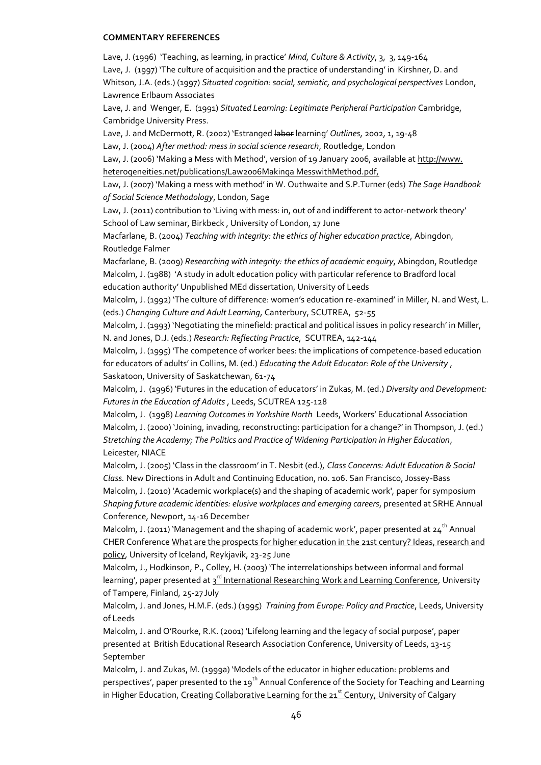**COMMENTARY REFERENCES**

Lave, J. (1996) 'Teaching, as learning, in practice' *Mind, Culture & Activity*, 3, 3, 149-164

Lave, J. (1997) 'The culture of acquisition and the practice of understanding' in Kirshner, D. and Whitson, J.A. (eds.) (1997) *Situated cognition: social, semiotic, and psychological perspectives* London, Lawrence Erlbaum Associates

Lave, J. and Wenger, E. (1991) *Situated Learning: Legitimate Peripheral Participation* Cambridge, Cambridge University Press.

Lave, J. and McDermott, R. (2002) 'Estranged ~~labor~~ learning' *Outlines*, 2002, 1, 19-48

Law, J. (2004) *After method: mess in social science research*, Routledge, London

Law, J. (2006) 'Making a Mess with Method', version of 19 January 2006, available at http://www.heterogeneities.net/publications/Law2006Makinga MesswithMethod.pdf,

Law, J. (2007) 'Making a mess with method' in W. Outhwaite and S.P.Turner (eds) *The Sage Handbook of Social Science Methodology*, London, Sage

Law, J. (2011) contribution to 'Living with mess: in, out of and indifferent to actor-network theory' School of Law seminar, Birkbeck , University of London, 17 June

Macfarlane, B. (2004) *Teaching with integrity: the ethics of higher education practice*, Abingdon, Routledge Falmer

Macfarlane, B. (2009) *Researching with integrity: the ethics of academic enquiry*, Abingdon, Routledge

Malcolm, J. (1988) 'A study in adult education policy with particular reference to Bradford local education authority' Unpublished MEd dissertation, University of Leeds

Malcolm, J. (1992) 'The culture of difference: women's education re-examined' in Miller, N. and West, L. (eds.) *Changing Culture and Adult Learning*, Canterbury, SCUTREA, 52-55

Malcolm, J. (1993) 'Negotiating the minefield: practical and political issues in policy research' in Miller, N. and Jones, D.J. (eds.) *Research: Reflecting Practice*, SCUTREA, 142-144

Malcolm, J. (1995) 'The competence of worker bees: the implications of competence-based education for educators of adults' in Collins, M. (ed.) *Educating the Adult Educator: Role of the University* , Saskatoon, University of Saskatchewan, 61-74

Malcolm, J. (1996) 'Futures in the education of educators' in Zukas, M. (ed.) *Diversity and Development: Futures in the Education of Adults* , Leeds, SCUTREA 125-128

Malcolm, J. (1998) *Learning Outcomes in Yorkshire North* Leeds, Workers' Educational Association

Malcolm, J. (2000) 'Joining, invading, reconstructing: participation for a change?' in Thompson, J. (ed.) *Stretching the Academy; The Politics and Practice of Widening Participation in Higher Education*, Leicester, NIACE

Malcolm, J. (2005) 'Class in the classroom' in T. Nesbit (ed.), *Class Concerns: Adult Education & Social Class.* New Directions in Adult and Continuing Education, no. 106. San Francisco, Jossey-Bass

Malcolm, J. (2010) 'Academic workplace(s) and the shaping of academic work', paper for symposium *Shaping future academic identities: elusive workplaces and emerging careers*, presented at SRHE Annual Conference, Newport, 14-16 December

Malcolm, J. (2011) 'Management and the shaping of academic work', paper presented at 24th Annual CHER Conference What are the prospects for higher education in the 21st century? Ideas, research and policy, University of Iceland, Reykjavik, 23-25 June

Malcolm, J., Hodkinson, P., Colley, H. (2003) 'The interrelationships between informal and formal learning', paper presented at 3rd International Researching Work and Learning Conference, University of Tampere, Finland, 25-27 July

Malcolm, J. and Jones, H.M.F. (eds.) (1995) *Training from Europe: Policy and Practice*, Leeds, University of Leeds

Malcolm, J. and O'Rourke, R.K. (2001) 'Lifelong learning and the legacy of social purpose', paper presented at British Educational Research Association Conference, University of Leeds, 13-15 September

Malcolm, J. and Zukas, M. (1999a) 'Models of the educator in higher education: problems and perspectives', paper presented to the 19th Annual Conference of the Society for Teaching and Learning in Higher Education, Creating Collaborative Learning for the 21st Century, University of Calgary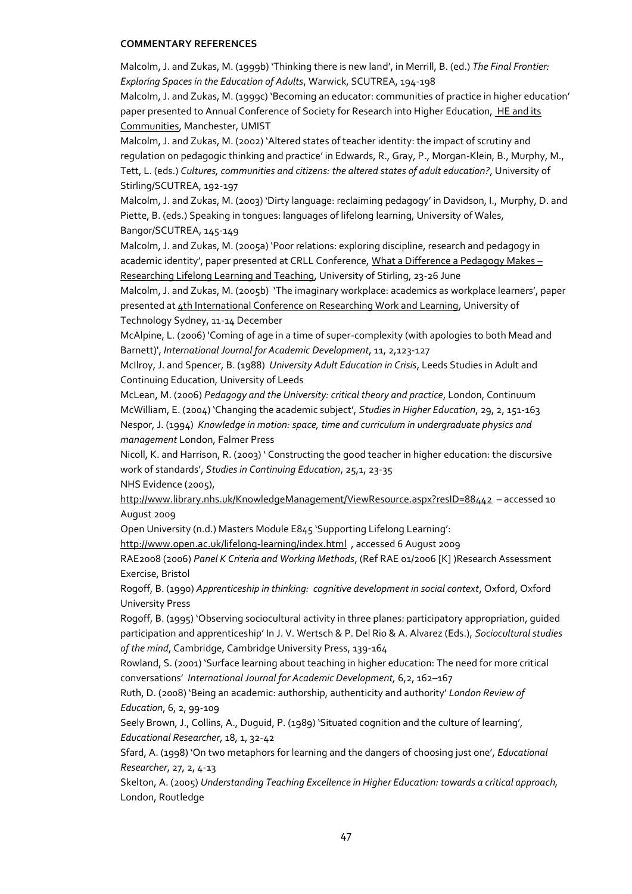**COMMENTARY REFERENCES**

Malcolm, J. and Zukas, M. (1999b) 'Thinking there is new land', in Merrill, B. (ed.) *The Final Frontier: Exploring Spaces in the Education of Adults*, Warwick, SCUTREA, 194-198

Malcolm, J. and Zukas, M. (1999c) 'Becoming an educator: communities of practice in higher education' paper presented to Annual Conference of Society for Research into Higher Education, HE and its Communities, Manchester, UMIST

Malcolm, J. and Zukas, M. (2002) 'Altered states of teacher identity: the impact of scrutiny and regulation on pedagogic thinking and practice' in Edwards, R., Gray, P., Morgan-Klein, B., Murphy, M., Tett, L. (eds.) *Cultures, communities and citizens: the altered states of adult education?*, University of Stirling/SCUTREA, 192-197

Malcolm, J. and Zukas, M. (2003) 'Dirty language: reclaiming pedagogy' in Davidson, I., Murphy, D. and Piette, B. (eds.) Speaking in tongues: languages of lifelong learning, University of Wales, Bangor/SCUTREA, 145-149

Malcolm, J. and Zukas, M. (2005a) 'Poor relations: exploring discipline, research and pedagogy in academic identity', paper presented at CRLL Conference, What a Difference a Pedagogy Makes – Researching Lifelong Learning and Teaching, University of Stirling, 23-26 June

Malcolm, J. and Zukas, M. (2005b) 'The imaginary workplace: academics as workplace learners', paper presented at 4th International Conference on Researching Work and Learning, University of Technology Sydney, 11-14 December

McAlpine, L. (2006) 'Coming of age in a time of super-complexity (with apologies to both Mead and Barnett)', *International Journal for Academic Development*, 11, 2,123-127

McIlroy, J. and Spencer, B. (1988) *University Adult Education in Crisis*, Leeds Studies in Adult and Continuing Education, University of Leeds

McLean, M. (2006) *Pedagogy and the University: critical theory and practice*, London, Continuum

McWilliam, E. (2004) 'Changing the academic subject', *Studies in Higher Education*, 29, 2, 151-163

Nespor, J. (1994) *Knowledge in motion: space, time and curriculum in undergraduate physics and management* London, Falmer Press

Nicoll, K. and Harrison, R. (2003) ' Constructing the good teacher in higher education: the discursive work of standards', *Studies in Continuing Education*, 25,1, 23-35

NHS Evidence (2005), http://www.library.nhs.uk/KnowledgeManagement/ViewResource.aspx?resID=88442 – accessed 10 August 2009

Open University (n.d.) Masters Module E845 'Supporting Lifelong Learning': http://www.open.ac.uk/lifelong-learning/index.html , accessed 6 August 2009

RAE2008 (2006) *Panel K Criteria and Working Methods*, (Ref RAE 01/2006 [K] )Research Assessment Exercise, Bristol

Rogoff, B. (1990) *Apprenticeship in thinking: cognitive development in social context*, Oxford, Oxford University Press

Rogoff, B. (1995) 'Observing sociocultural activity in three planes: participatory appropriation, guided participation and apprenticeship' In J. V. Wertsch & P. Del Rio & A. Alvarez (Eds.), *Sociocultural studies of the mind*, Cambridge, Cambridge University Press, 139-164

Rowland, S. (2001) 'Surface learning about teaching in higher education: The need for more critical conversations' *International Journal for Academic Development,* 6,2, 162–167

Ruth, D. (2008) 'Being an academic: authorship, authenticity and authority' *London Review of Education*, 6, 2, 99-109

Seely Brown, J., Collins, A., Duguid, P. (1989) 'Situated cognition and the culture of learning', *Educational Researcher*, 18, 1, 32-42

Sfard, A. (1998) 'On two metaphors for learning and the dangers of choosing just one', *Educational Researcher*, 27, 2, 4-13

Skelton, A. (2005) *Understanding Teaching Excellence in Higher Education: towards a critical approach*, London, Routledge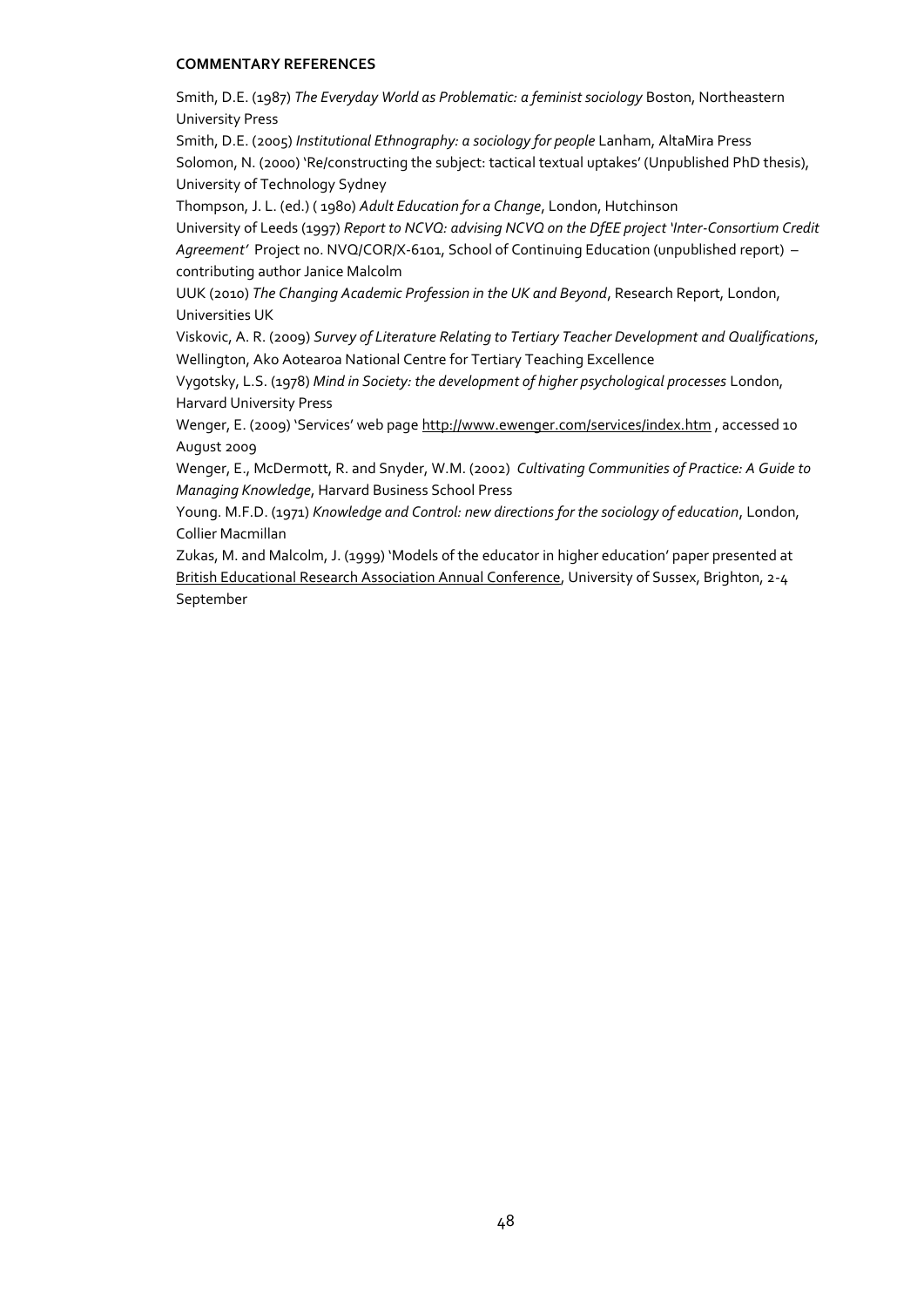**COMMENTARY REFERENCES**

Smith, D.E. (1987) *The Everyday World as Problematic: a feminist sociology* Boston, Northeastern University Press

Smith, D.E. (2005) *Institutional Ethnography: a sociology for people* Lanham, AltaMira Press

Solomon, N. (2000) 'Re/constructing the subject: tactical textual uptakes' (Unpublished PhD thesis), University of Technology Sydney

Thompson, J. L. (ed.) ( 1980) *Adult Education for a Change*, London, Hutchinson

University of Leeds (1997) *Report to NCVQ: advising NCVQ on the DfEE project 'Inter-Consortium Credit Agreement'* Project no. NVQ/COR/X-6101, School of Continuing Education (unpublished report) – contributing author Janice Malcolm

UUK (2010) *The Changing Academic Profession in the UK and Beyond*, Research Report, London, Universities UK

Viskovic, A. R. (2009) *Survey of Literature Relating to Tertiary Teacher Development and Qualifications*, Wellington, Ako Aotearoa National Centre for Tertiary Teaching Excellence

Vygotsky, L.S. (1978) *Mind in Society: the development of higher psychological processes* London, Harvard University Press

Wenger, E. (2009) 'Services' web page http://www.ewenger.com/services/index.htm , accessed 10 August 2009

Wenger, E., McDermott, R. and Snyder, W.M. (2002) *Cultivating Communities of Practice: A Guide to Managing Knowledge*, Harvard Business School Press

Young. M.F.D. (1971) *Knowledge and Control: new directions for the sociology of education*, London, Collier Macmillan

Zukas, M. and Malcolm, J. (1999) 'Models of the educator in higher education' paper presented at British Educational Research Association Annual Conference, University of Sussex, Brighton, 2-4 September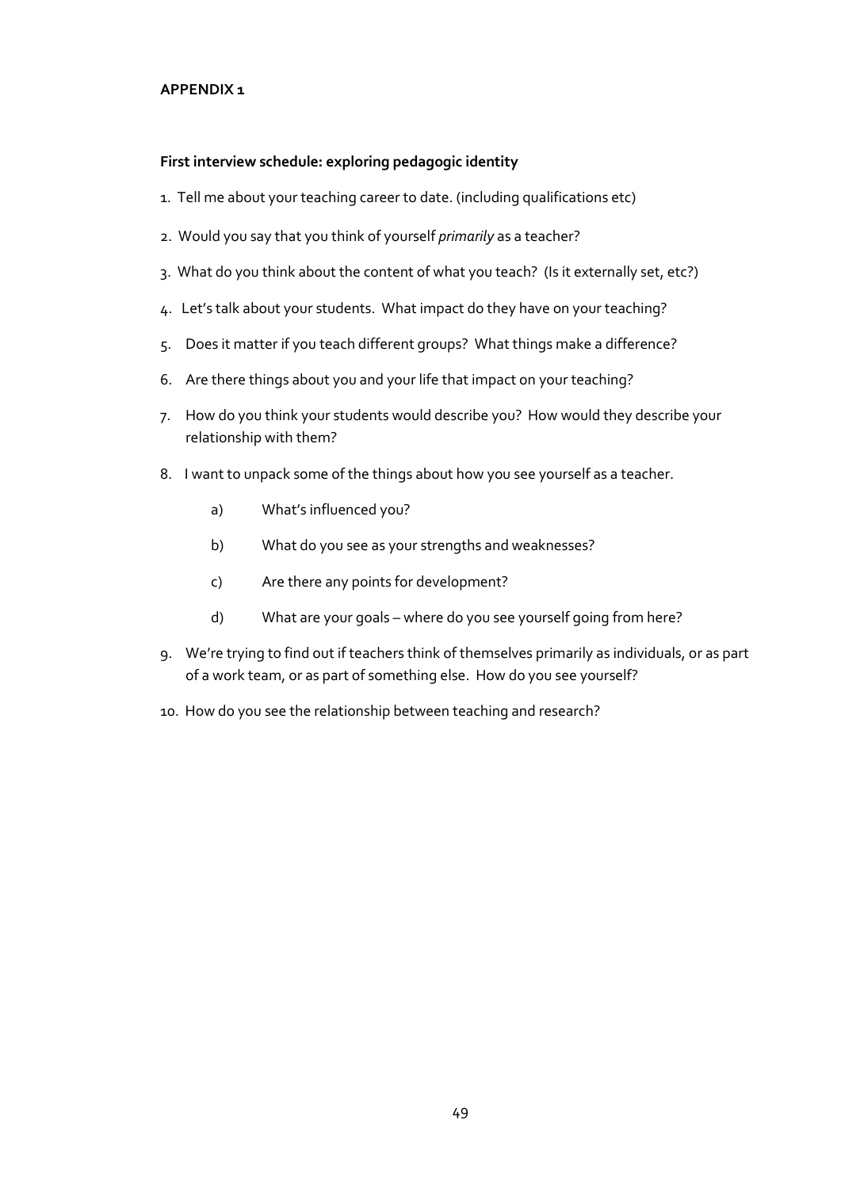**APPENDIX 1**

**First interview schedule: exploring pedagogic identity**

1. Tell me about your teaching career to date. (including qualifications etc)
2. Would you say that you think of yourself *primarily* as a teacher?
3. What do you think about the content of what you teach? (Is it externally set, etc?)
4. Let's talk about your students. What impact do they have on your teaching?
5. Does it matter if you teach different groups? What things make a difference?
6. Are there things about you and your life that impact on your teaching?
7. How do you think your students would describe you? How would they describe your relationship with them?
8. I want to unpack some of the things about how you see yourself as a teacher.
    a) What's influenced you?
    b) What do you see as your strengths and weaknesses?
    c) Are there any points for development?
    d) What are your goals – where do you see yourself going from here?
9. We're trying to find out if teachers think of themselves primarily as individuals, or as part of a work team, or as part of something else. How do you see yourself?
10. How do you see the relationship between teaching and research?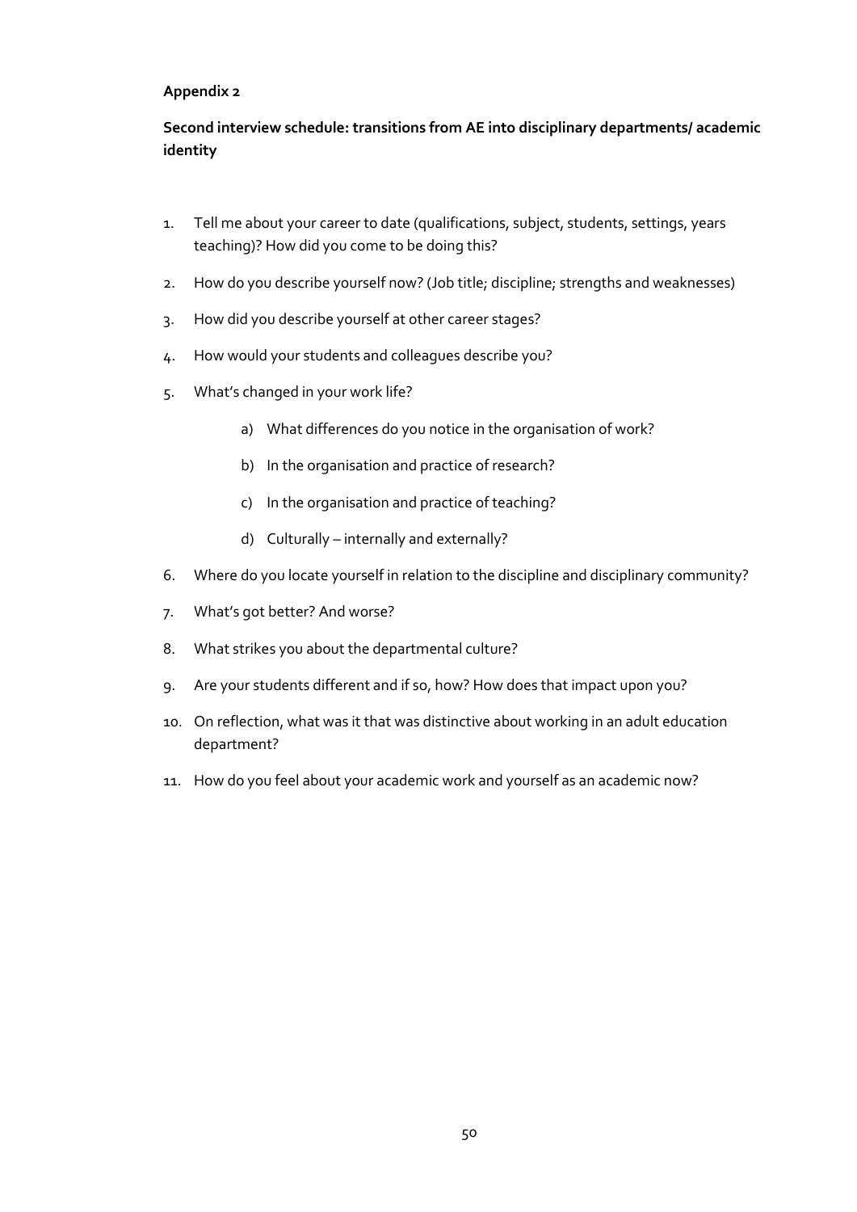**Appendix 2**

**Second interview schedule: transitions from AE into disciplinary departments/ academic identity**

1. Tell me about your career to date (qualifications, subject, students, settings, years teaching)? How did you come to be doing this?
2. How do you describe yourself now? (Job title; discipline; strengths and weaknesses)
3. How did you describe yourself at other career stages?
4. How would your students and colleagues describe you?
5. What's changed in your work life?
   a) What differences do you notice in the organisation of work?
   b) In the organisation and practice of research?
   c) In the organisation and practice of teaching?
   d) Culturally – internally and externally?
6. Where do you locate yourself in relation to the discipline and disciplinary community?
7. What's got better? And worse?
8. What strikes you about the departmental culture?
9. Are your students different and if so, how? How does that impact upon you?
10. On reflection, what was it that was distinctive about working in an adult education department?
11. How do you feel about your academic work and yourself as an academic now?